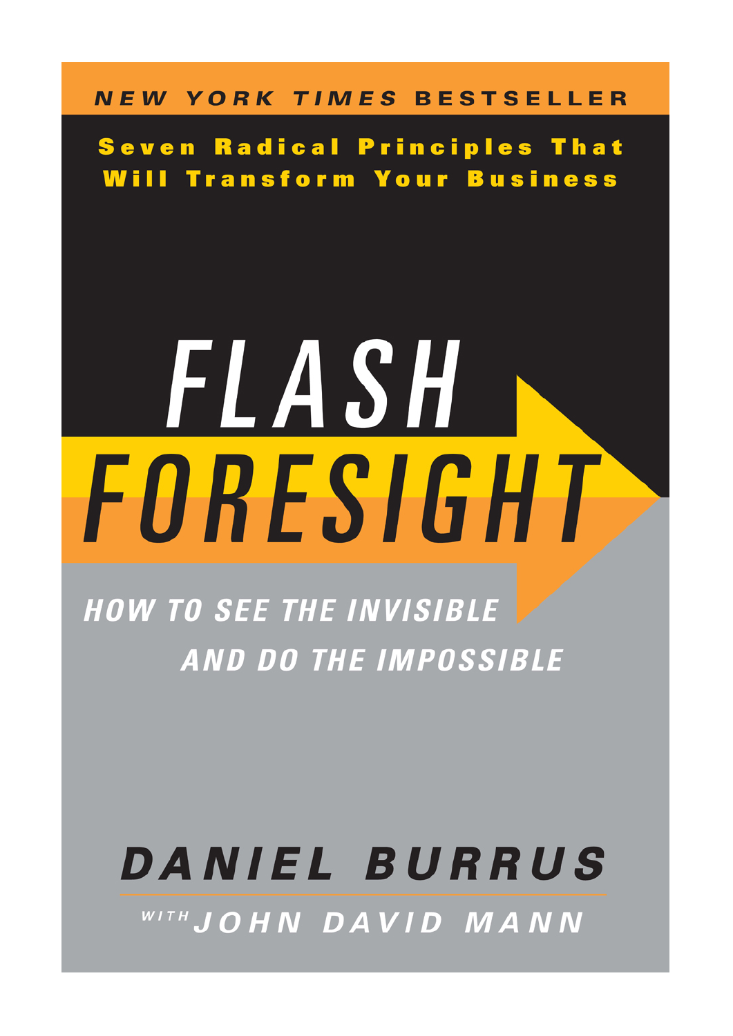NEW YORK TIMES BESTSELLER

**Seven Radical Principles That Will Transform Your Business**

# FLASH FORESIGHT

## HOW TO SEE THE INVISIBLE AND DO THE IMPOSSIBLE

**DANIEL BURRUS**

WITH JOHN DAVID MANN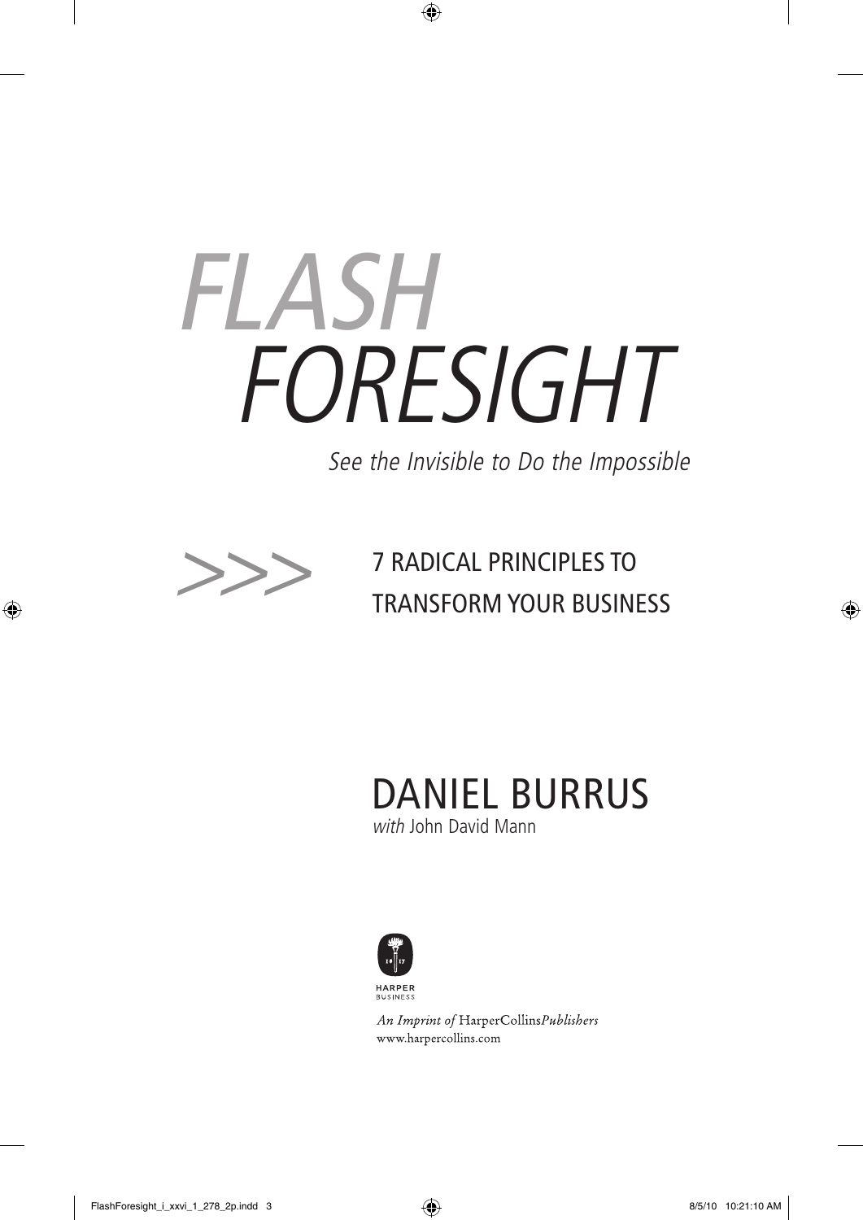# FLASH FORESIGHT

*See the Invisible to Do the Impossible*

>>> 7 RADICAL PRINCIPLES TO TRANSFORM YOUR BUSINESS

## DANIEL BURRUS

*with* John David Mann

HARPER BUSINESS

*An Imprint of* HarperCollins*Publishers*
www.harpercollins.com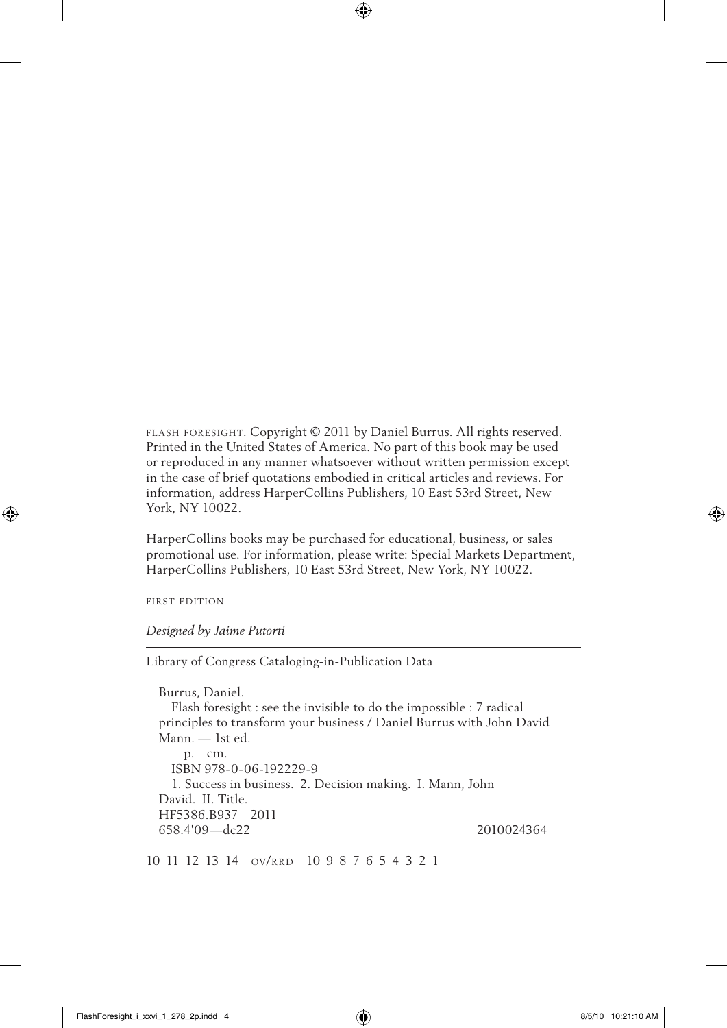FLASH FORESIGHT. Copyright © 2011 by Daniel Burrus. All rights reserved. Printed in the United States of America. No part of this book may be used or reproduced in any manner whatsoever without written permission except in the case of brief quotations embodied in critical articles and reviews. For information, address HarperCollins Publishers, 10 East 53rd Street, New York, NY 10022.

HarperCollins books may be purchased for educational, business, or sales promotional use. For information, please write: Special Markets Department, HarperCollins Publishers, 10 East 53rd Street, New York, NY 10022.

FIRST EDITION

*Designed by Jaime Putorti*

---

Library of Congress Cataloging-in-Publication Data

Burrus, Daniel.
Flash foresight : see the invisible to do the impossible : 7 radical principles to transform your business / Daniel Burrus with John David Mann. — 1st ed.
p. cm.
ISBN 978-0-06-192229-9
1. Success in business. 2. Decision making. I. Mann, John David. II. Title.
HF5386.B937 2011
658.4'09—dc22 2010024364

---

10 11 12 13 14 OV/RRD 10 9 8 7 6 5 4 3 2 1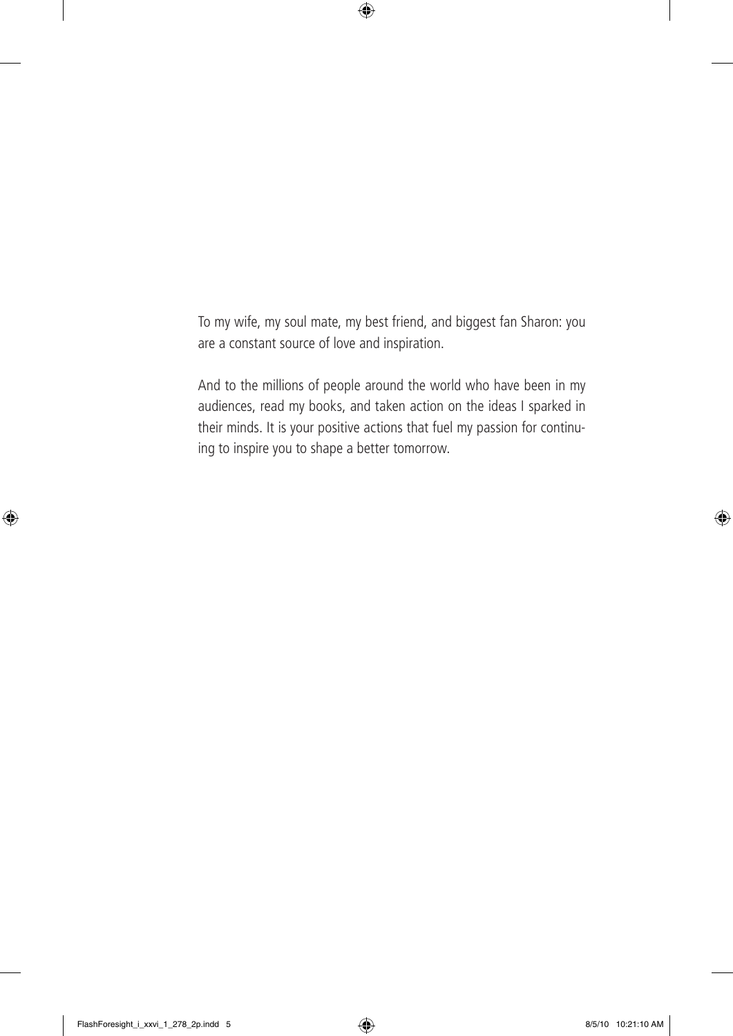To my wife, my soul mate, my best friend, and biggest fan Sharon: you are a constant source of love and inspiration.

And to the millions of people around the world who have been in my audiences, read my books, and taken action on the ideas I sparked in their minds. It is your positive actions that fuel my passion for continuing to inspire you to shape a better tomorrow.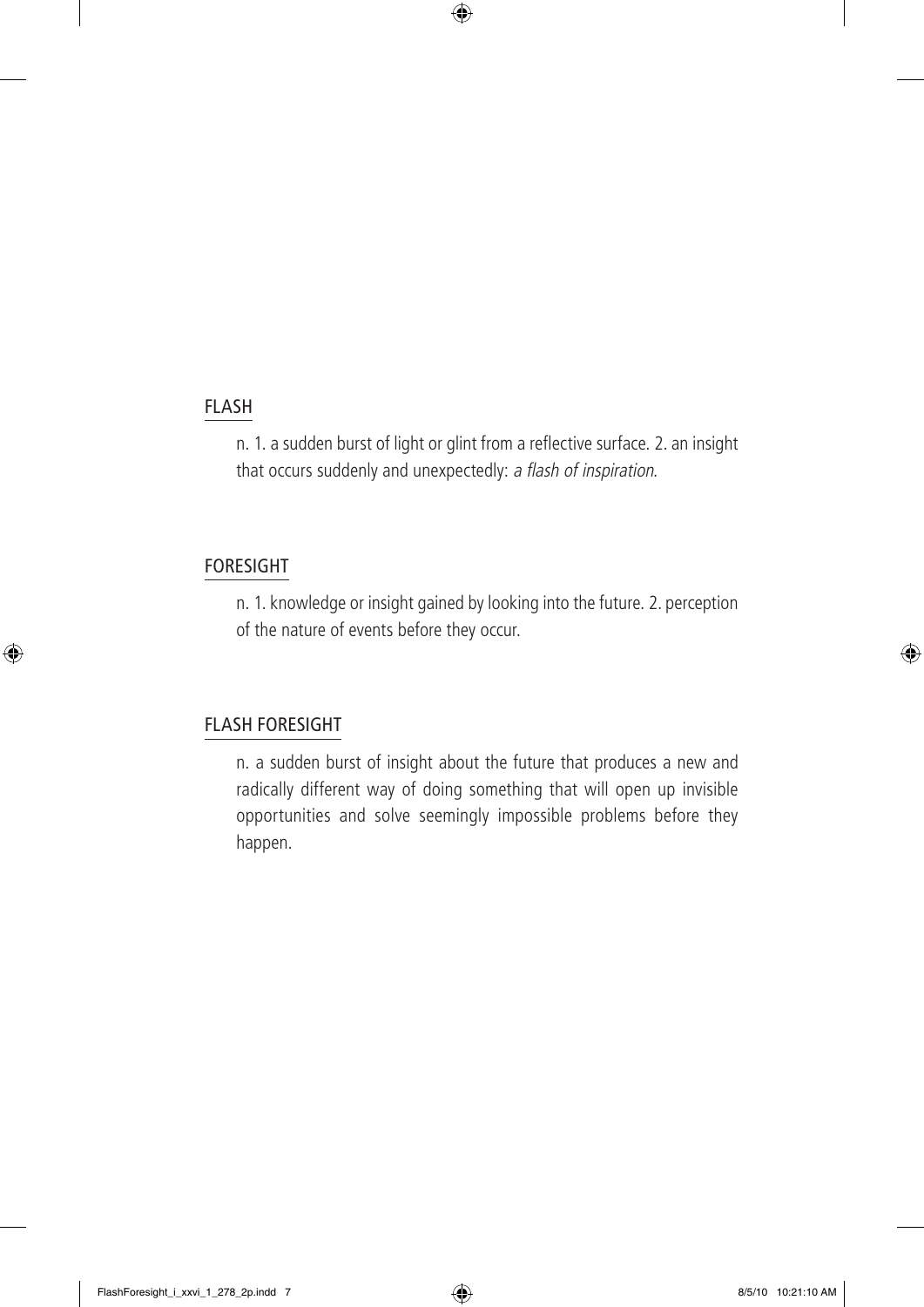## FLASH

n. 1. a sudden burst of light or glint from a reflective surface. 2. an insight that occurs suddenly and unexpectedly: *a flash of inspiration*.

## FORESIGHT

n. 1. knowledge or insight gained by looking into the future. 2. perception of the nature of events before they occur.

## FLASH FORESIGHT

n. a sudden burst of insight about the future that produces a new and radically different way of doing something that will open up invisible opportunities and solve seemingly impossible problems before they happen.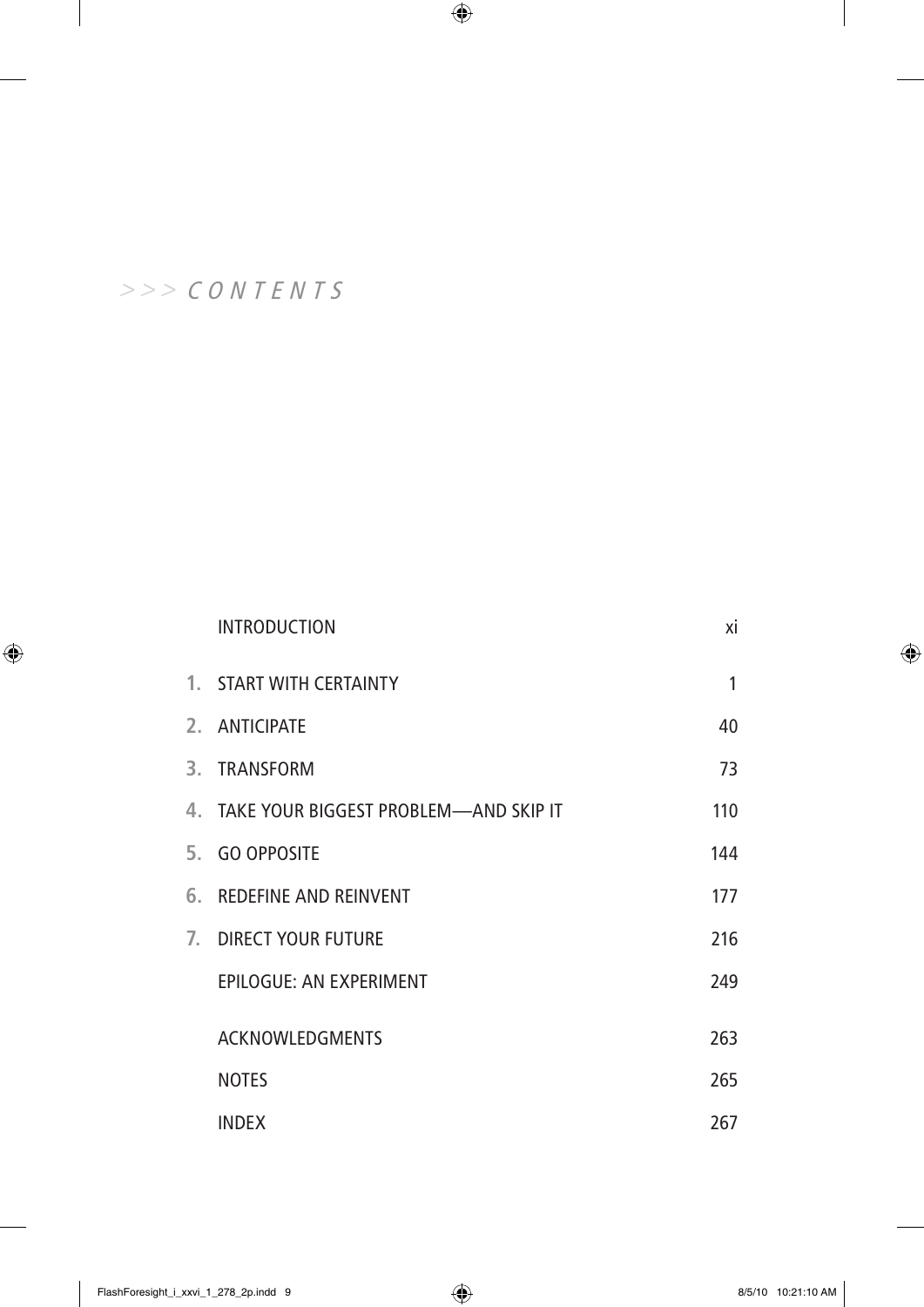# >>> CONTENTS

| | | |
|---|---|---|
| | INTRODUCTION | xi |
| 1. | START WITH CERTAINTY | 1 |
| 2. | ANTICIPATE | 40 |
| 3. | TRANSFORM | 73 |
| 4. | TAKE YOUR BIGGEST PROBLEM—AND SKIP IT | 110 |
| 5. | GO OPPOSITE | 144 |
| 6. | REDEFINE AND REINVENT | 177 |
| 7. | DIRECT YOUR FUTURE | 216 |
| | EPILOGUE: AN EXPERIMENT | 249 |
| | ACKNOWLEDGMENTS | 263 |
| | NOTES | 265 |
| | INDEX | 267 |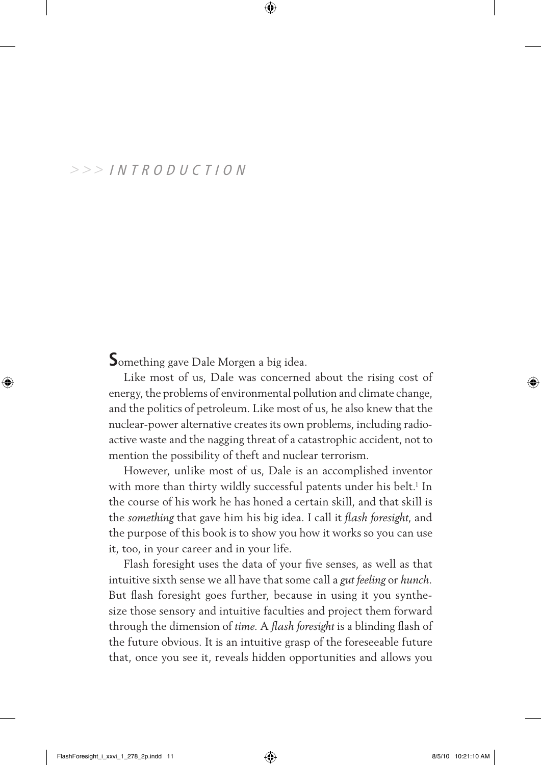# >>> INTRODUCTION

Something gave Dale Morgen a big idea.

Like most of us, Dale was concerned about the rising cost of energy, the problems of environmental pollution and climate change, and the politics of petroleum. Like most of us, he also knew that the nuclear-power alternative creates its own problems, including radioactive waste and the nagging threat of a catastrophic accident, not to mention the possibility of theft and nuclear terrorism.

However, unlike most of us, Dale is an accomplished inventor with more than thirty wildly successful patents under his belt.[1] In the course of his work he has honed a certain skill, and that skill is the *something* that gave him his big idea. I call it *flash foresight*, and the purpose of this book is to show you how it works so you can use it, too, in your career and in your life.

Flash foresight uses the data of your five senses, as well as that intuitive sixth sense we all have that some call a *gut feeling* or *hunch*. But flash foresight goes further, because in using it you synthesize those sensory and intuitive faculties and project them forward through the dimension of *time*. A *flash foresight* is a blinding flash of the future obvious. It is an intuitive grasp of the foreseeable future that, once you see it, reveals hidden opportunities and allows you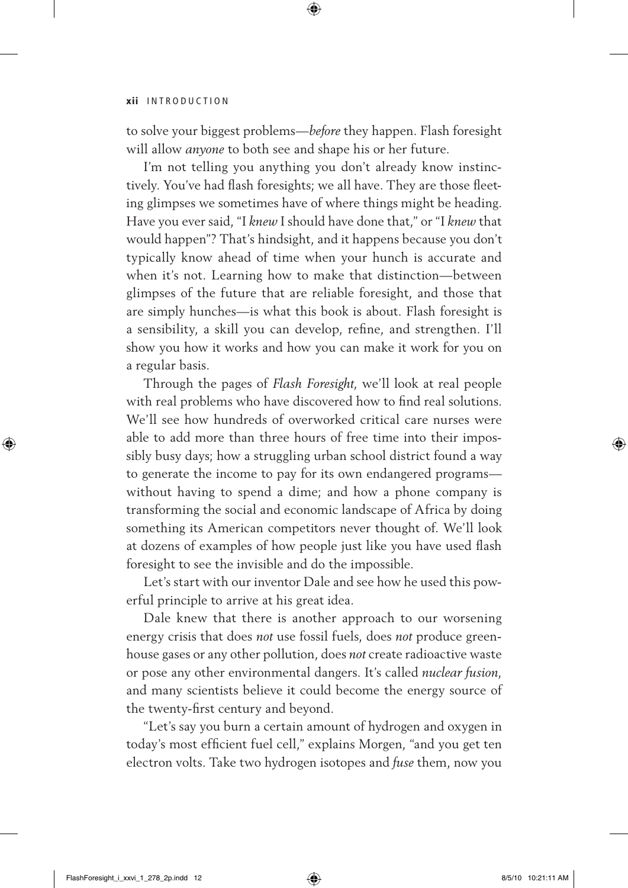to solve your biggest problems—*before* they happen. Flash foresight will allow *anyone* to both see and shape his or her future.

I'm not telling you anything you don't already know instinctively. You've had flash foresights; we all have. They are those fleeting glimpses we sometimes have of where things might be heading. Have you ever said, "I *knew* I should have done that," or "I *knew* that would happen"? That's hindsight, and it happens because you don't typically know ahead of time when your hunch is accurate and when it's not. Learning how to make that distinction—between glimpses of the future that are reliable foresight, and those that are simply hunches—is what this book is about. Flash foresight is a sensibility, a skill you can develop, refine, and strengthen. I'll show you how it works and how you can make it work for you on a regular basis.

Through the pages of *Flash Foresight*, we'll look at real people with real problems who have discovered how to find real solutions. We'll see how hundreds of overworked critical care nurses were able to add more than three hours of free time into their impossibly busy days; how a struggling urban school district found a way to generate the income to pay for its own endangered programs—without having to spend a dime; and how a phone company is transforming the social and economic landscape of Africa by doing something its American competitors never thought of. We'll look at dozens of examples of how people just like you have used flash foresight to see the invisible and do the impossible.

Let's start with our inventor Dale and see how he used this powerful principle to arrive at his great idea.

Dale knew that there is another approach to our worsening energy crisis that does *not* use fossil fuels, does *not* produce greenhouse gases or any other pollution, does *not* create radioactive waste or pose any other environmental dangers. It's called *nuclear fusion*, and many scientists believe it could become the energy source of the twenty-first century and beyond.

"Let's say you burn a certain amount of hydrogen and oxygen in today's most efficient fuel cell," explains Morgen, "and you get ten electron volts. Take two hydrogen isotopes and *fuse* them, now you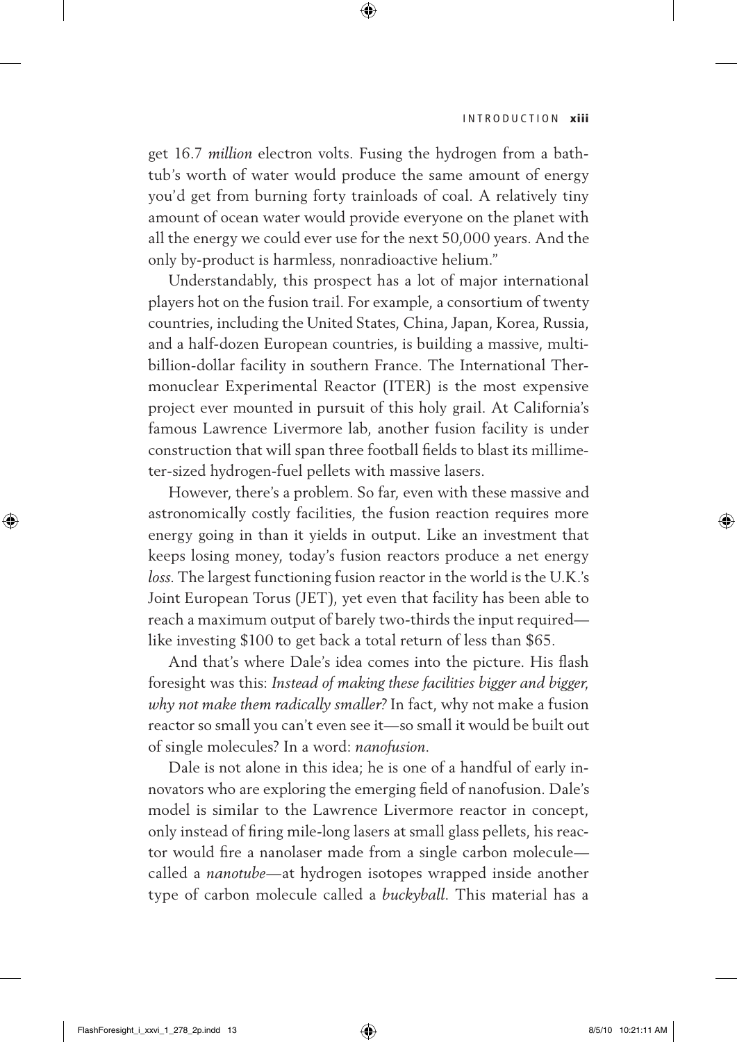get 16.7 *million* electron volts. Fusing the hydrogen from a bathtub's worth of water would produce the same amount of energy you'd get from burning forty trainloads of coal. A relatively tiny amount of ocean water would provide everyone on the planet with all the energy we could ever use for the next 50,000 years. And the only by-product is harmless, nonradioactive helium."

Understandably, this prospect has a lot of major international players hot on the fusion trail. For example, a consortium of twenty countries, including the United States, China, Japan, Korea, Russia, and a half-dozen European countries, is building a massive, multibillion-dollar facility in southern France. The International Thermonuclear Experimental Reactor (ITER) is the most expensive project ever mounted in pursuit of this holy grail. At California's famous Lawrence Livermore lab, another fusion facility is under construction that will span three football fields to blast its millimeter-sized hydrogen-fuel pellets with massive lasers.

However, there's a problem. So far, even with these massive and astronomically costly facilities, the fusion reaction requires more energy going in than it yields in output. Like an investment that keeps losing money, today's fusion reactors produce a net energy *loss*. The largest functioning fusion reactor in the world is the U.K.'s Joint European Torus (JET), yet even that facility has been able to reach a maximum output of barely two-thirds the input required—like investing $100 to get back a total return of less than $65.

And that's where Dale's idea comes into the picture. His flash foresight was this: *Instead of making these facilities bigger and bigger, why not make them radically smaller?* In fact, why not make a fusion reactor so small you can't even see it—so small it would be built out of single molecules? In a word: *nanofusion*.

Dale is not alone in this idea; he is one of a handful of early innovators who are exploring the emerging field of nanofusion. Dale's model is similar to the Lawrence Livermore reactor in concept, only instead of firing mile-long lasers at small glass pellets, his reactor would fire a nanolaser made from a single carbon molecule—called a *nanotube*—at hydrogen isotopes wrapped inside another type of carbon molecule called a *buckyball*. This material has a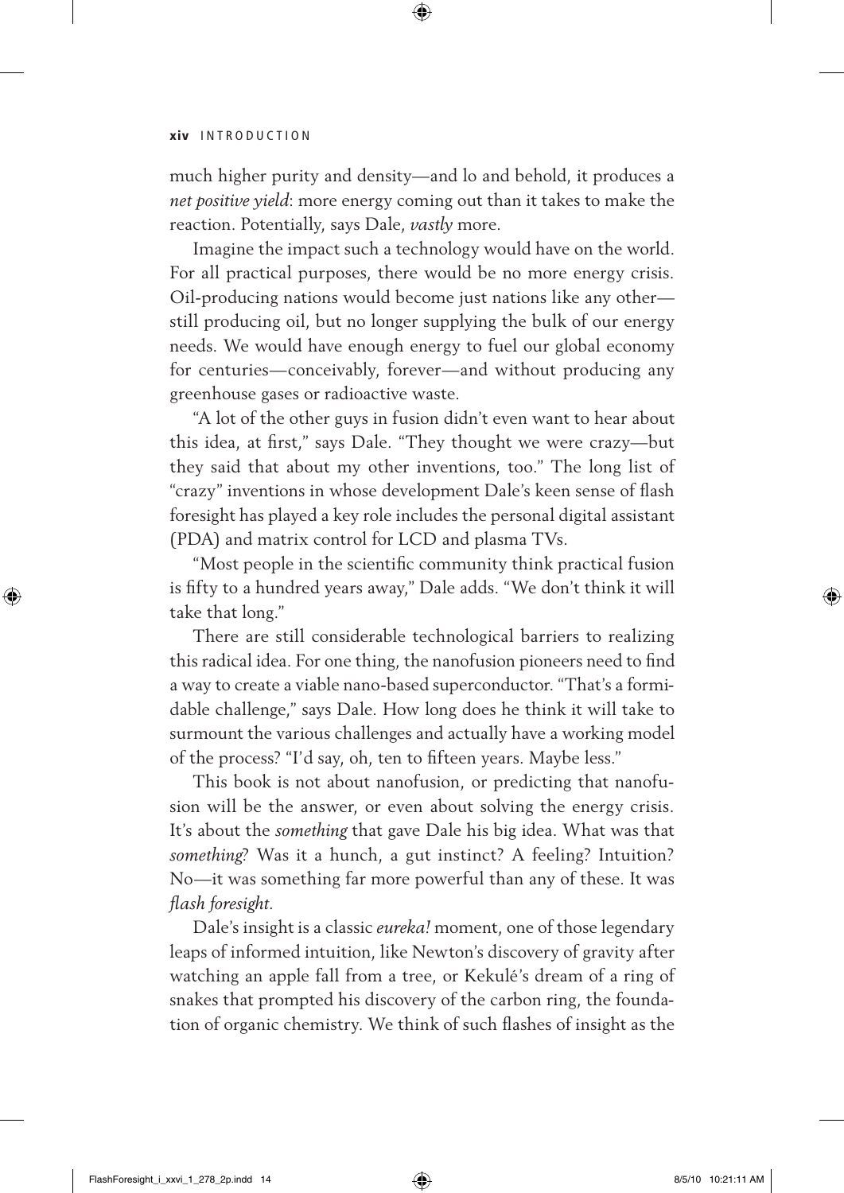much higher purity and density—and lo and behold, it produces a *net positive yield*: more energy coming out than it takes to make the reaction. Potentially, says Dale, *vastly* more.

Imagine the impact such a technology would have on the world. For all practical purposes, there would be no more energy crisis. Oil-producing nations would become just nations like any other—still producing oil, but no longer supplying the bulk of our energy needs. We would have enough energy to fuel our global economy for centuries—conceivably, forever—and without producing any greenhouse gases or radioactive waste.

"A lot of the other guys in fusion didn't even want to hear about this idea, at first," says Dale. "They thought we were crazy—but they said that about my other inventions, too." The long list of "crazy" inventions in whose development Dale's keen sense of flash foresight has played a key role includes the personal digital assistant (PDA) and matrix control for LCD and plasma TVs.

"Most people in the scientific community think practical fusion is fifty to a hundred years away," Dale adds. "We don't think it will take that long."

There are still considerable technological barriers to realizing this radical idea. For one thing, the nanofusion pioneers need to find a way to create a viable nano-based superconductor. "That's a formidable challenge," says Dale. How long does he think it will take to surmount the various challenges and actually have a working model of the process? "I'd say, oh, ten to fifteen years. Maybe less."

This book is not about nanofusion, or predicting that nanofusion will be the answer, or even about solving the energy crisis. It's about the *something* that gave Dale his big idea. What was that *something*? Was it a hunch, a gut instinct? A feeling? Intuition? No—it was something far more powerful than any of these. It was *flash foresight*.

Dale's insight is a classic *eureka!* moment, one of those legendary leaps of informed intuition, like Newton's discovery of gravity after watching an apple fall from a tree, or Kekulé's dream of a ring of snakes that prompted his discovery of the carbon ring, the foundation of organic chemistry. We think of such flashes of insight as the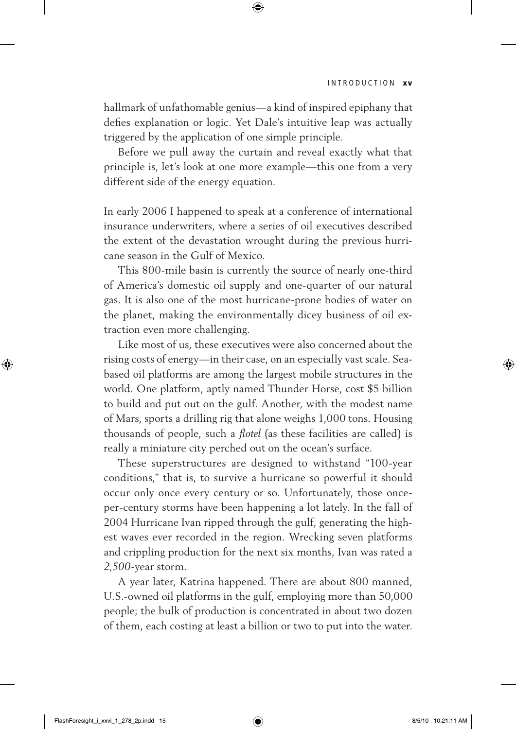hallmark of unfathomable genius—a kind of inspired epiphany that defies explanation or logic. Yet Dale's intuitive leap was actually triggered by the application of one simple principle.

Before we pull away the curtain and reveal exactly what that principle is, let's look at one more example—this one from a very different side of the energy equation.

In early 2006 I happened to speak at a conference of international insurance underwriters, where a series of oil executives described the extent of the devastation wrought during the previous hurricane season in the Gulf of Mexico.

This 800-mile basin is currently the source of nearly one-third of America's domestic oil supply and one-quarter of our natural gas. It is also one of the most hurricane-prone bodies of water on the planet, making the environmentally dicey business of oil extraction even more challenging.

Like most of us, these executives were also concerned about the rising costs of energy—in their case, on an especially vast scale. Sea-based oil platforms are among the largest mobile structures in the world. One platform, aptly named Thunder Horse, cost $5 billion to build and put out on the gulf. Another, with the modest name of Mars, sports a drilling rig that alone weighs 1,000 tons. Housing thousands of people, such a *flotel* (as these facilities are called) is really a miniature city perched out on the ocean's surface.

These superstructures are designed to withstand "100-year conditions," that is, to survive a hurricane so powerful it should occur only once every century or so. Unfortunately, those once-per-century storms have been happening a lot lately. In the fall of 2004 Hurricane Ivan ripped through the gulf, generating the highest waves ever recorded in the region. Wrecking seven platforms and crippling production for the next six months, Ivan was rated a *2,500*-year storm.

A year later, Katrina happened. There are about 800 manned, U.S.-owned oil platforms in the gulf, employing more than 50,000 people; the bulk of production is concentrated in about two dozen of them, each costing at least a billion or two to put into the water.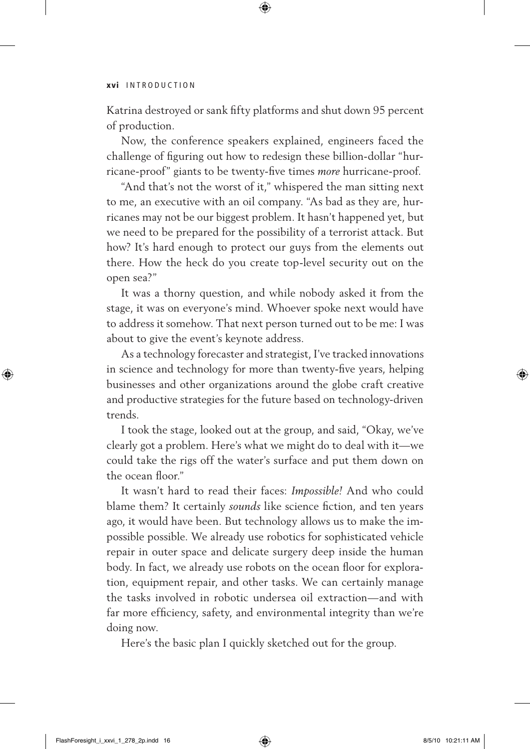Katrina destroyed or sank fifty platforms and shut down 95 percent of production.

Now, the conference speakers explained, engineers faced the challenge of figuring out how to redesign these billion-dollar "hurricane-proof" giants to be twenty-five times *more* hurricane-proof.

"And that's not the worst of it," whispered the man sitting next to me, an executive with an oil company. "As bad as they are, hurricanes may not be our biggest problem. It hasn't happened yet, but we need to be prepared for the possibility of a terrorist attack. But how? It's hard enough to protect our guys from the elements out there. How the heck do you create top-level security out on the open sea?"

It was a thorny question, and while nobody asked it from the stage, it was on everyone's mind. Whoever spoke next would have to address it somehow. That next person turned out to be me: I was about to give the event's keynote address.

As a technology forecaster and strategist, I've tracked innovations in science and technology for more than twenty-five years, helping businesses and other organizations around the globe craft creative and productive strategies for the future based on technology-driven trends.

I took the stage, looked out at the group, and said, "Okay, we've clearly got a problem. Here's what we might do to deal with it—we could take the rigs off the water's surface and put them down on the ocean floor."

It wasn't hard to read their faces: *Impossible!* And who could blame them? It certainly *sounds* like science fiction, and ten years ago, it would have been. But technology allows us to make the impossible possible. We already use robotics for sophisticated vehicle repair in outer space and delicate surgery deep inside the human body. In fact, we already use robots on the ocean floor for exploration, equipment repair, and other tasks. We can certainly manage the tasks involved in robotic undersea oil extraction—and with far more efficiency, safety, and environmental integrity than we're doing now.

Here's the basic plan I quickly sketched out for the group.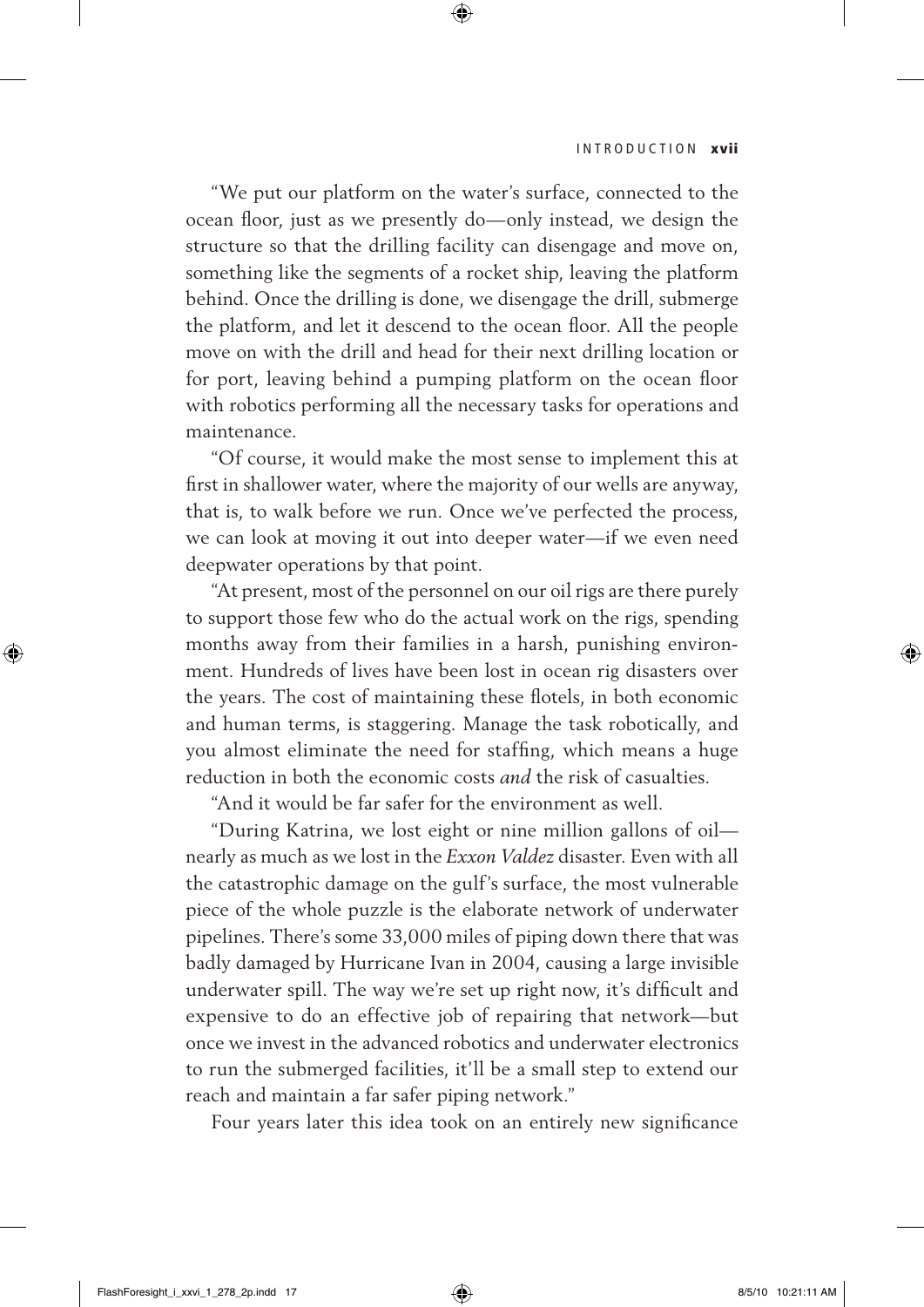"We put our platform on the water's surface, connected to the ocean floor, just as we presently do—only instead, we design the structure so that the drilling facility can disengage and move on, something like the segments of a rocket ship, leaving the platform behind. Once the drilling is done, we disengage the drill, submerge the platform, and let it descend to the ocean floor. All the people move on with the drill and head for their next drilling location or for port, leaving behind a pumping platform on the ocean floor with robotics performing all the necessary tasks for operations and maintenance.

"Of course, it would make the most sense to implement this at first in shallower water, where the majority of our wells are anyway, that is, to walk before we run. Once we've perfected the process, we can look at moving it out into deeper water—if we even need deepwater operations by that point.

"At present, most of the personnel on our oil rigs are there purely to support those few who do the actual work on the rigs, spending months away from their families in a harsh, punishing environment. Hundreds of lives have been lost in ocean rig disasters over the years. The cost of maintaining these flotels, in both economic and human terms, is staggering. Manage the task robotically, and you almost eliminate the need for staffing, which means a huge reduction in both the economic costs *and* the risk of casualties.

"And it would be far safer for the environment as well.

"During Katrina, we lost eight or nine million gallons of oil—nearly as much as we lost in the *Exxon Valdez* disaster. Even with all the catastrophic damage on the gulf's surface, the most vulnerable piece of the whole puzzle is the elaborate network of underwater pipelines. There's some 33,000 miles of piping down there that was badly damaged by Hurricane Ivan in 2004, causing a large invisible underwater spill. The way we're set up right now, it's difficult and expensive to do an effective job of repairing that network—but once we invest in the advanced robotics and underwater electronics to run the submerged facilities, it'll be a small step to extend our reach and maintain a far safer piping network."

Four years later this idea took on an entirely new significance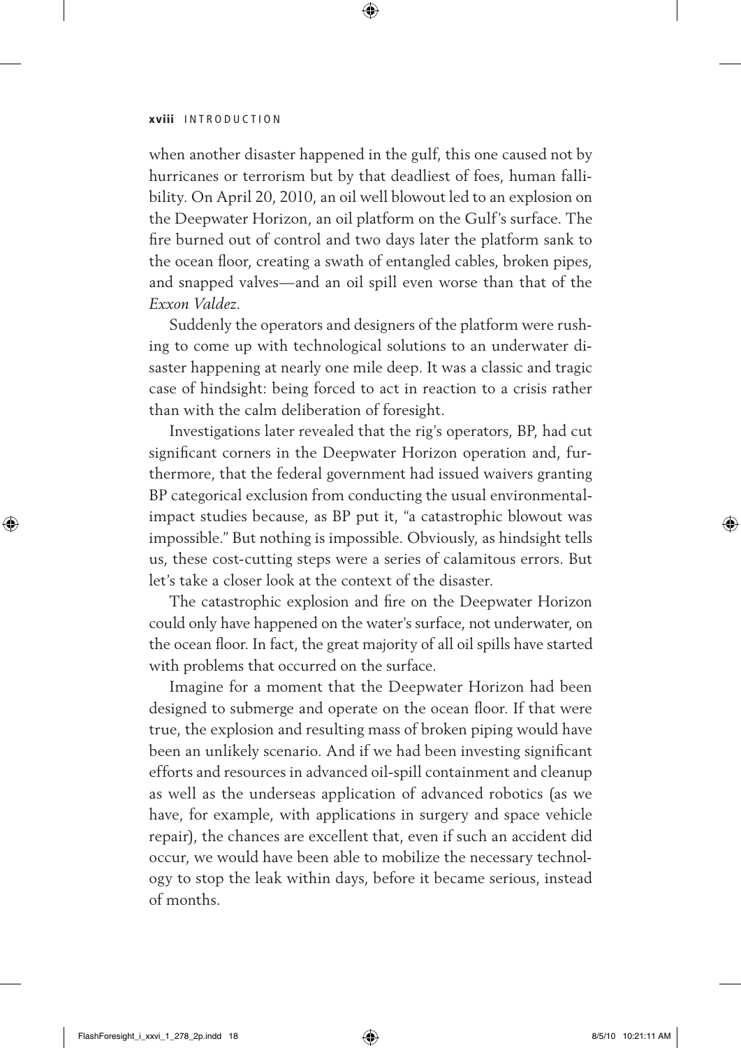when another disaster happened in the gulf, this one caused not by hurricanes or terrorism but by that deadliest of foes, human fallibility. On April 20, 2010, an oil well blowout led to an explosion on the Deepwater Horizon, an oil platform on the Gulf's surface. The fire burned out of control and two days later the platform sank to the ocean floor, creating a swath of entangled cables, broken pipes, and snapped valves—and an oil spill even worse than that of the *Exxon Valdez*.

Suddenly the operators and designers of the platform were rushing to come up with technological solutions to an underwater disaster happening at nearly one mile deep. It was a classic and tragic case of hindsight: being forced to act in reaction to a crisis rather than with the calm deliberation of foresight.

Investigations later revealed that the rig's operators, BP, had cut significant corners in the Deepwater Horizon operation and, furthermore, that the federal government had issued waivers granting BP categorical exclusion from conducting the usual environmental-impact studies because, as BP put it, "a catastrophic blowout was impossible." But nothing is impossible. Obviously, as hindsight tells us, these cost-cutting steps were a series of calamitous errors. But let's take a closer look at the context of the disaster.

The catastrophic explosion and fire on the Deepwater Horizon could only have happened on the water's surface, not underwater, on the ocean floor. In fact, the great majority of all oil spills have started with problems that occurred on the surface.

Imagine for a moment that the Deepwater Horizon had been designed to submerge and operate on the ocean floor. If that were true, the explosion and resulting mass of broken piping would have been an unlikely scenario. And if we had been investing significant efforts and resources in advanced oil-spill containment and cleanup as well as the underseas application of advanced robotics (as we have, for example, with applications in surgery and space vehicle repair), the chances are excellent that, even if such an accident did occur, we would have been able to mobilize the necessary technology to stop the leak within days, before it became serious, instead of months.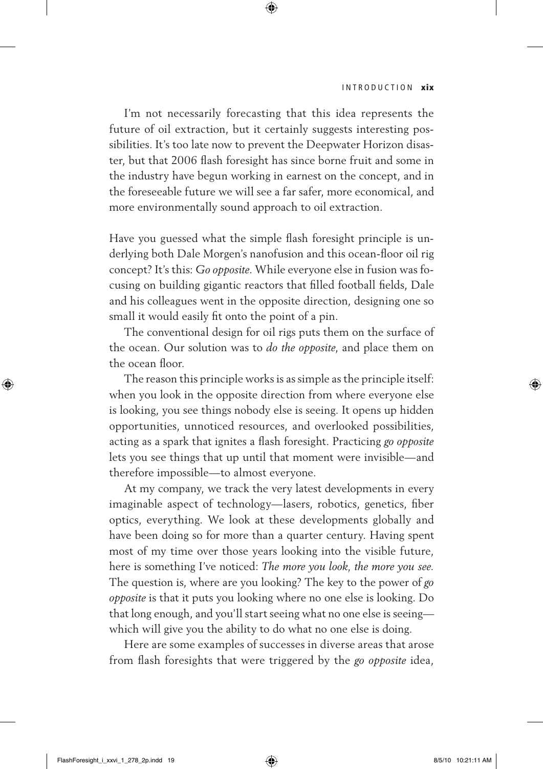I'm not necessarily forecasting that this idea represents the future of oil extraction, but it certainly suggests interesting possibilities. It's too late now to prevent the Deepwater Horizon disaster, but that 2006 flash foresight has since borne fruit and some in the industry have begun working in earnest on the concept, and in the foreseeable future we will see a far safer, more economical, and more environmentally sound approach to oil extraction.

Have you guessed what the simple flash foresight principle is underlying both Dale Morgen's nanofusion and this ocean-floor oil rig concept? It's this: G*o opposite*. While everyone else in fusion was focusing on building gigantic reactors that filled football fields, Dale and his colleagues went in the opposite direction, designing one so small it would easily fit onto the point of a pin.

The conventional design for oil rigs puts them on the surface of the ocean. Our solution was to *do the opposite*, and place them on the ocean floor.

The reason this principle works is as simple as the principle itself: when you look in the opposite direction from where everyone else is looking, you see things nobody else is seeing. It opens up hidden opportunities, unnoticed resources, and overlooked possibilities, acting as a spark that ignites a flash foresight. Practicing *go opposite* lets you see things that up until that moment were invisible—and therefore impossible—to almost everyone.

At my company, we track the very latest developments in every imaginable aspect of technology—lasers, robotics, genetics, fiber optics, everything. We look at these developments globally and have been doing so for more than a quarter century. Having spent most of my time over those years looking into the visible future, here is something I've noticed: *The more you look, the more you see.* The question is, where are you looking? The key to the power of *go opposite* is that it puts you looking where no one else is looking. Do that long enough, and you'll start seeing what no one else is seeing—which will give you the ability to do what no one else is doing.

Here are some examples of successes in diverse areas that arose from flash foresights that were triggered by the *go opposite* idea,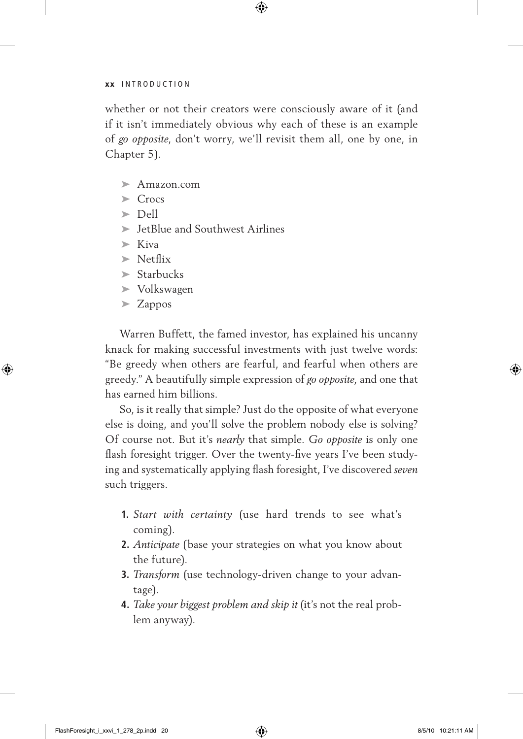whether or not their creators were consciously aware of it (and if it isn't immediately obvious why each of these is an example of *go opposite*, don't worry, we'll revisit them all, one by one, in Chapter 5).

- Amazon.com
- Crocs
- Dell
- JetBlue and Southwest Airlines
- Kiva
- Netflix
- Starbucks
- Volkswagen
- Zappos

Warren Buffett, the famed investor, has explained his uncanny knack for making successful investments with just twelve words: "Be greedy when others are fearful, and fearful when others are greedy." A beautifully simple expression of *go opposite*, and one that has earned him billions.

So, is it really that simple? Just do the opposite of what everyone else is doing, and you'll solve the problem nobody else is solving? Of course not. But it's *nearly* that simple. *Go opposite* is only one flash foresight trigger. Over the twenty-five years I've been studying and systematically applying flash foresight, I've discovered *seven* such triggers.

1. *Start with certainty* (use hard trends to see what's coming).
2. *Anticipate* (base your strategies on what you know about the future).
3. *Transform* (use technology-driven change to your advantage).
4. *Take your biggest problem and skip it* (it's not the real problem anyway).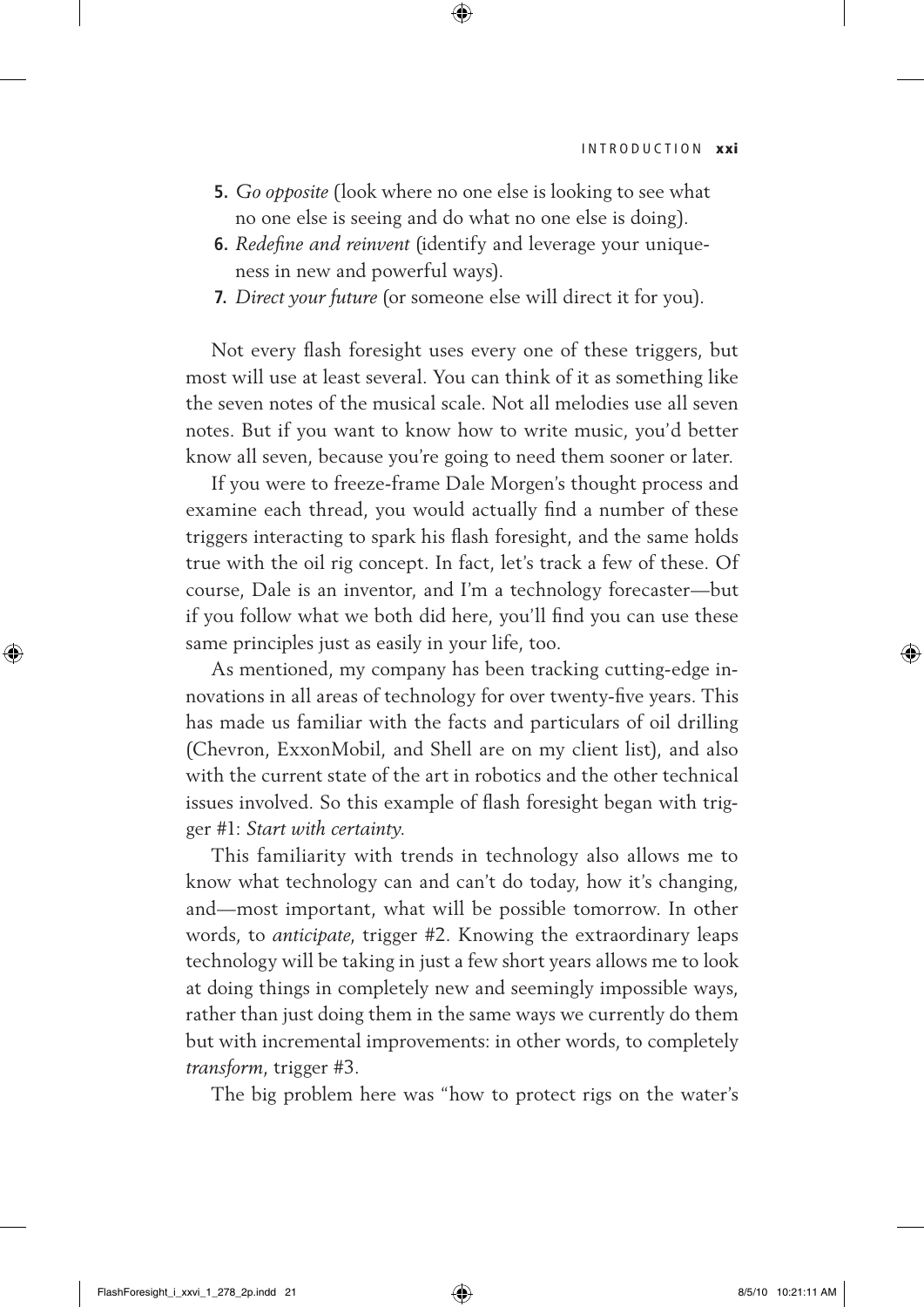5. *Go opposite* (look where no one else is looking to see what no one else is seeing and do what no one else is doing).
6. *Redefine and reinvent* (identify and leverage your uniqueness in new and powerful ways).
7. *Direct your future* (or someone else will direct it for you).

Not every flash foresight uses every one of these triggers, but most will use at least several. You can think of it as something like the seven notes of the musical scale. Not all melodies use all seven notes. But if you want to know how to write music, you'd better know all seven, because you're going to need them sooner or later.

If you were to freeze-frame Dale Morgen's thought process and examine each thread, you would actually find a number of these triggers interacting to spark his flash foresight, and the same holds true with the oil rig concept. In fact, let's track a few of these. Of course, Dale is an inventor, and I'm a technology forecaster—but if you follow what we both did here, you'll find you can use these same principles just as easily in your life, too.

As mentioned, my company has been tracking cutting-edge innovations in all areas of technology for over twenty-five years. This has made us familiar with the facts and particulars of oil drilling (Chevron, ExxonMobil, and Shell are on my client list), and also with the current state of the art in robotics and the other technical issues involved. So this example of flash foresight began with trigger #1: *Start with certainty.*

This familiarity with trends in technology also allows me to know what technology can and can't do today, how it's changing, and—most important, what will be possible tomorrow. In other words, to *anticipate*, trigger #2. Knowing the extraordinary leaps technology will be taking in just a few short years allows me to look at doing things in completely new and seemingly impossible ways, rather than just doing them in the same ways we currently do them but with incremental improvements: in other words, to completely *transform*, trigger #3.

The big problem here was "how to protect rigs on the water's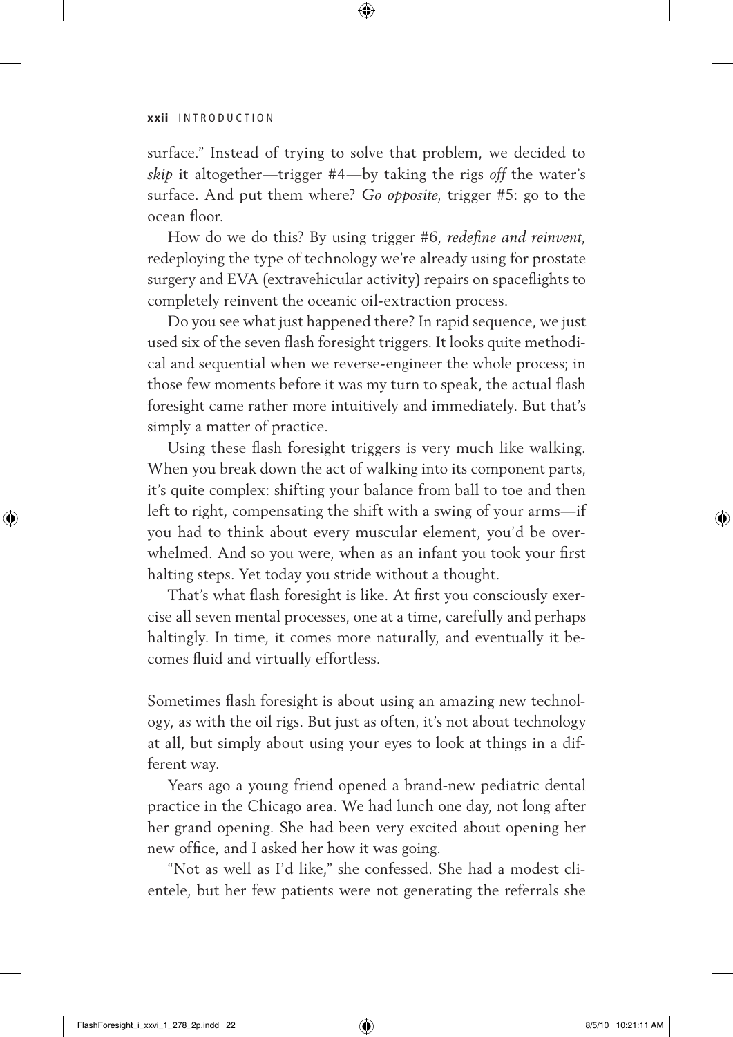surface." Instead of trying to solve that problem, we decided to *skip* it altogether—trigger #4—by taking the rigs *off* the water's surface. And put them where? *Go opposite*, trigger #5: go to the ocean floor.

How do we do this? By using trigger #6, *redefine and reinvent*, redeploying the type of technology we're already using for prostate surgery and EVA (extravehicular activity) repairs on spaceflights to completely reinvent the oceanic oil-extraction process.

Do you see what just happened there? In rapid sequence, we just used six of the seven flash foresight triggers. It looks quite methodical and sequential when we reverse-engineer the whole process; in those few moments before it was my turn to speak, the actual flash foresight came rather more intuitively and immediately. But that's simply a matter of practice.

Using these flash foresight triggers is very much like walking. When you break down the act of walking into its component parts, it's quite complex: shifting your balance from ball to toe and then left to right, compensating the shift with a swing of your arms—if you had to think about every muscular element, you'd be overwhelmed. And so you were, when as an infant you took your first halting steps. Yet today you stride without a thought.

That's what flash foresight is like. At first you consciously exercise all seven mental processes, one at a time, carefully and perhaps haltingly. In time, it comes more naturally, and eventually it becomes fluid and virtually effortless.

Sometimes flash foresight is about using an amazing new technology, as with the oil rigs. But just as often, it's not about technology at all, but simply about using your eyes to look at things in a different way.

Years ago a young friend opened a brand-new pediatric dental practice in the Chicago area. We had lunch one day, not long after her grand opening. She had been very excited about opening her new office, and I asked her how it was going.

"Not as well as I'd like," she confessed. She had a modest clientele, but her few patients were not generating the referrals she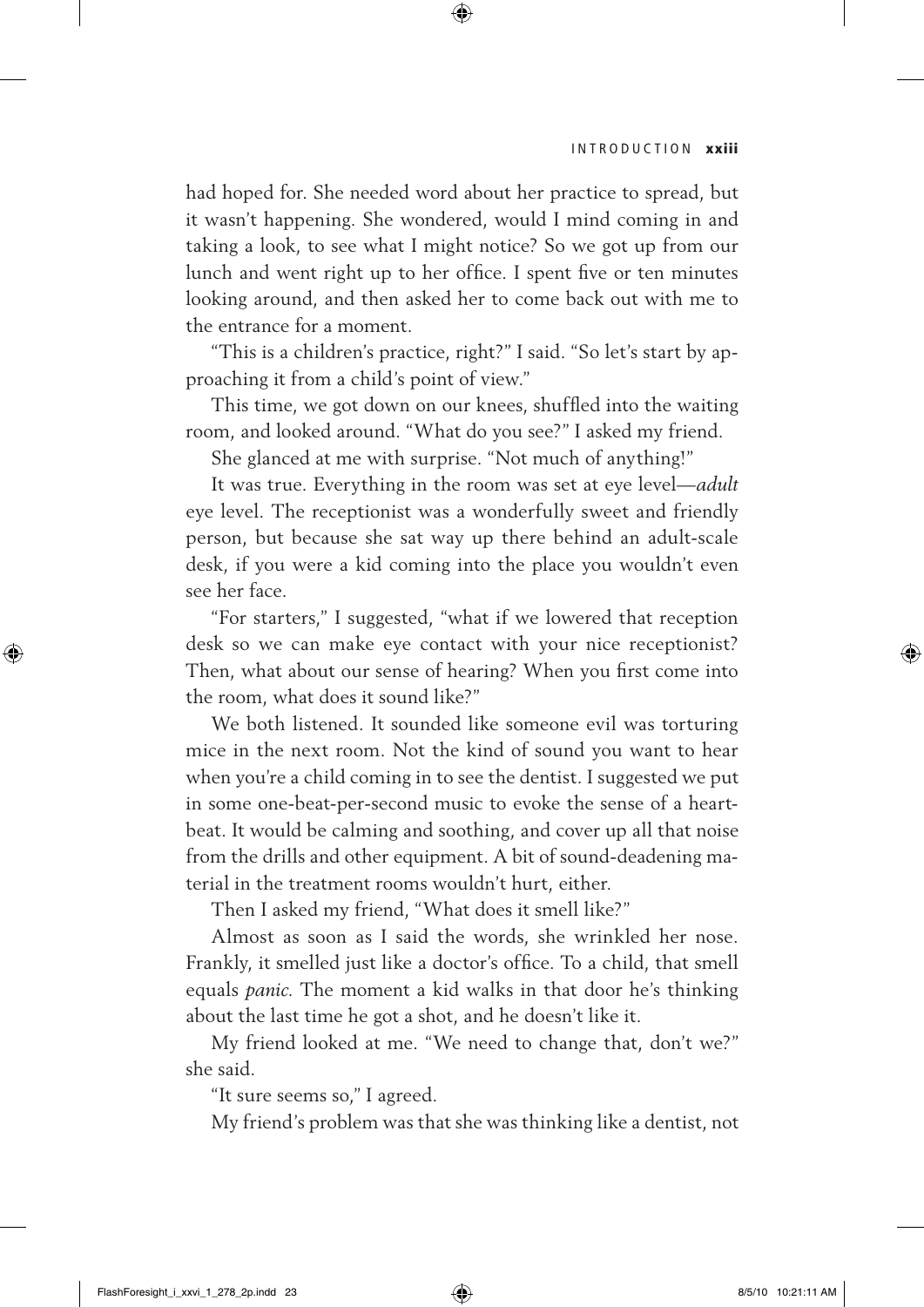had hoped for. She needed word about her practice to spread, but it wasn't happening. She wondered, would I mind coming in and taking a look, to see what I might notice? So we got up from our lunch and went right up to her office. I spent five or ten minutes looking around, and then asked her to come back out with me to the entrance for a moment.

"This is a children's practice, right?" I said. "So let's start by approaching it from a child's point of view."

This time, we got down on our knees, shuffled into the waiting room, and looked around. "What do you see?" I asked my friend.

She glanced at me with surprise. "Not much of anything!"

It was true. Everything in the room was set at eye level—*adult* eye level. The receptionist was a wonderfully sweet and friendly person, but because she sat way up there behind an adult-scale desk, if you were a kid coming into the place you wouldn't even see her face.

"For starters," I suggested, "what if we lowered that reception desk so we can make eye contact with your nice receptionist? Then, what about our sense of hearing? When you first come into the room, what does it sound like?"

We both listened. It sounded like someone evil was torturing mice in the next room. Not the kind of sound you want to hear when you're a child coming in to see the dentist. I suggested we put in some one-beat-per-second music to evoke the sense of a heartbeat. It would be calming and soothing, and cover up all that noise from the drills and other equipment. A bit of sound-deadening material in the treatment rooms wouldn't hurt, either.

Then I asked my friend, "What does it smell like?"

Almost as soon as I said the words, she wrinkled her nose. Frankly, it smelled just like a doctor's office. To a child, that smell equals *panic*. The moment a kid walks in that door he's thinking about the last time he got a shot, and he doesn't like it.

My friend looked at me. "We need to change that, don't we?" she said.

"It sure seems so," I agreed.

My friend's problem was that she was thinking like a dentist, not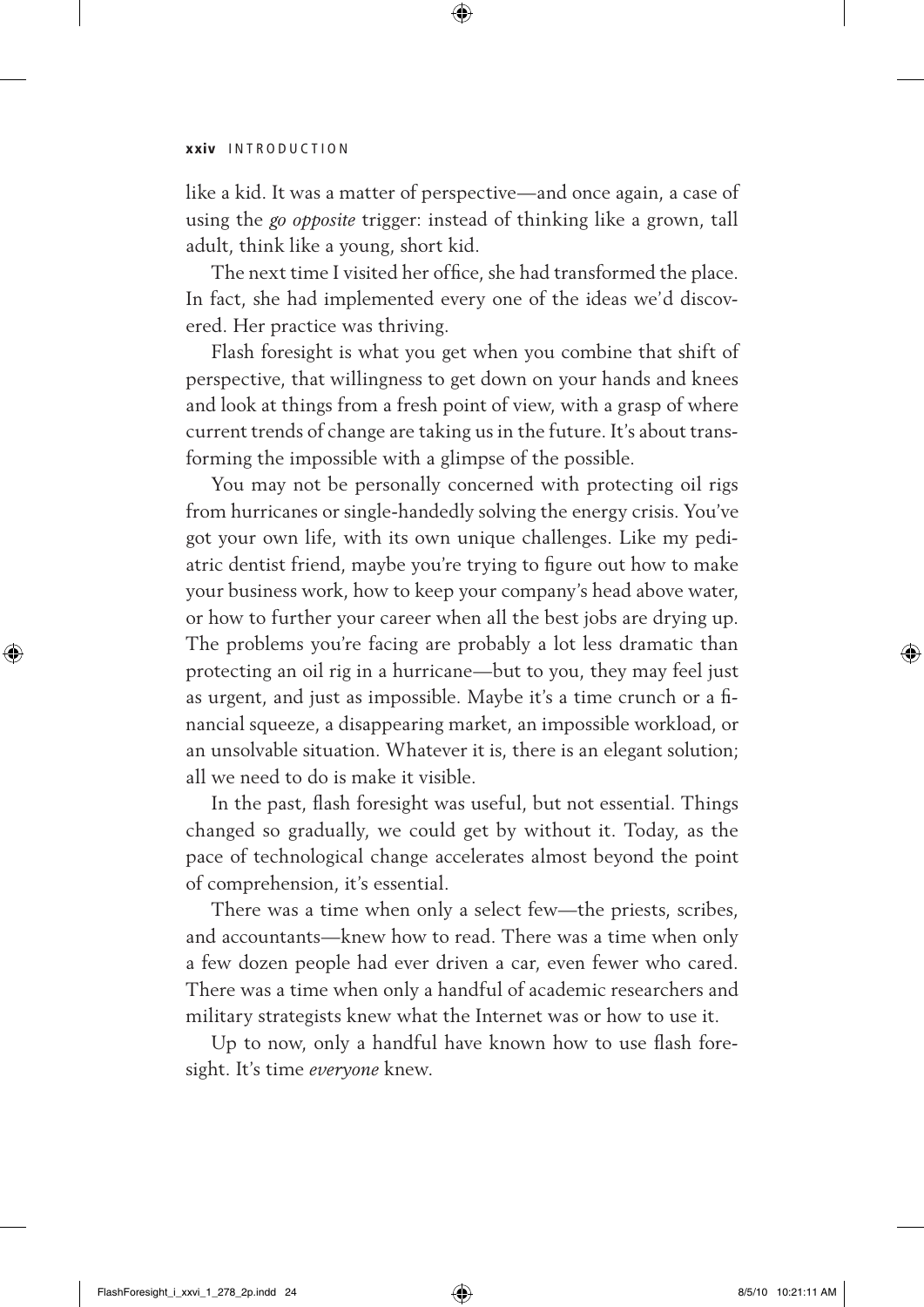like a kid. It was a matter of perspective—and once again, a case of using the *go opposite* trigger: instead of thinking like a grown, tall adult, think like a young, short kid.

The next time I visited her office, she had transformed the place. In fact, she had implemented every one of the ideas we'd discovered. Her practice was thriving.

Flash foresight is what you get when you combine that shift of perspective, that willingness to get down on your hands and knees and look at things from a fresh point of view, with a grasp of where current trends of change are taking us in the future. It's about transforming the impossible with a glimpse of the possible.

You may not be personally concerned with protecting oil rigs from hurricanes or single-handedly solving the energy crisis. You've got your own life, with its own unique challenges. Like my pediatric dentist friend, maybe you're trying to figure out how to make your business work, how to keep your company's head above water, or how to further your career when all the best jobs are drying up. The problems you're facing are probably a lot less dramatic than protecting an oil rig in a hurricane—but to you, they may feel just as urgent, and just as impossible. Maybe it's a time crunch or a financial squeeze, a disappearing market, an impossible workload, or an unsolvable situation. Whatever it is, there is an elegant solution; all we need to do is make it visible.

In the past, flash foresight was useful, but not essential. Things changed so gradually, we could get by without it. Today, as the pace of technological change accelerates almost beyond the point of comprehension, it's essential.

There was a time when only a select few—the priests, scribes, and accountants—knew how to read. There was a time when only a few dozen people had ever driven a car, even fewer who cared. There was a time when only a handful of academic researchers and military strategists knew what the Internet was or how to use it.

Up to now, only a handful have known how to use flash foresight. It's time *everyone* knew.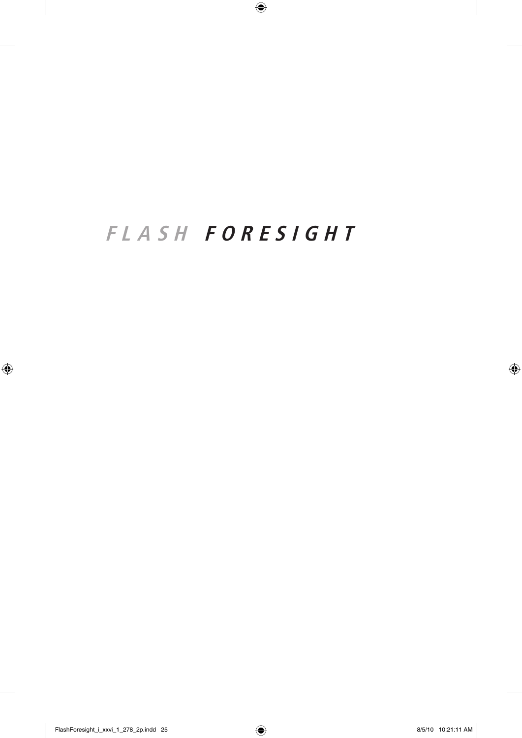# *FLASH* ***FORESIGHT***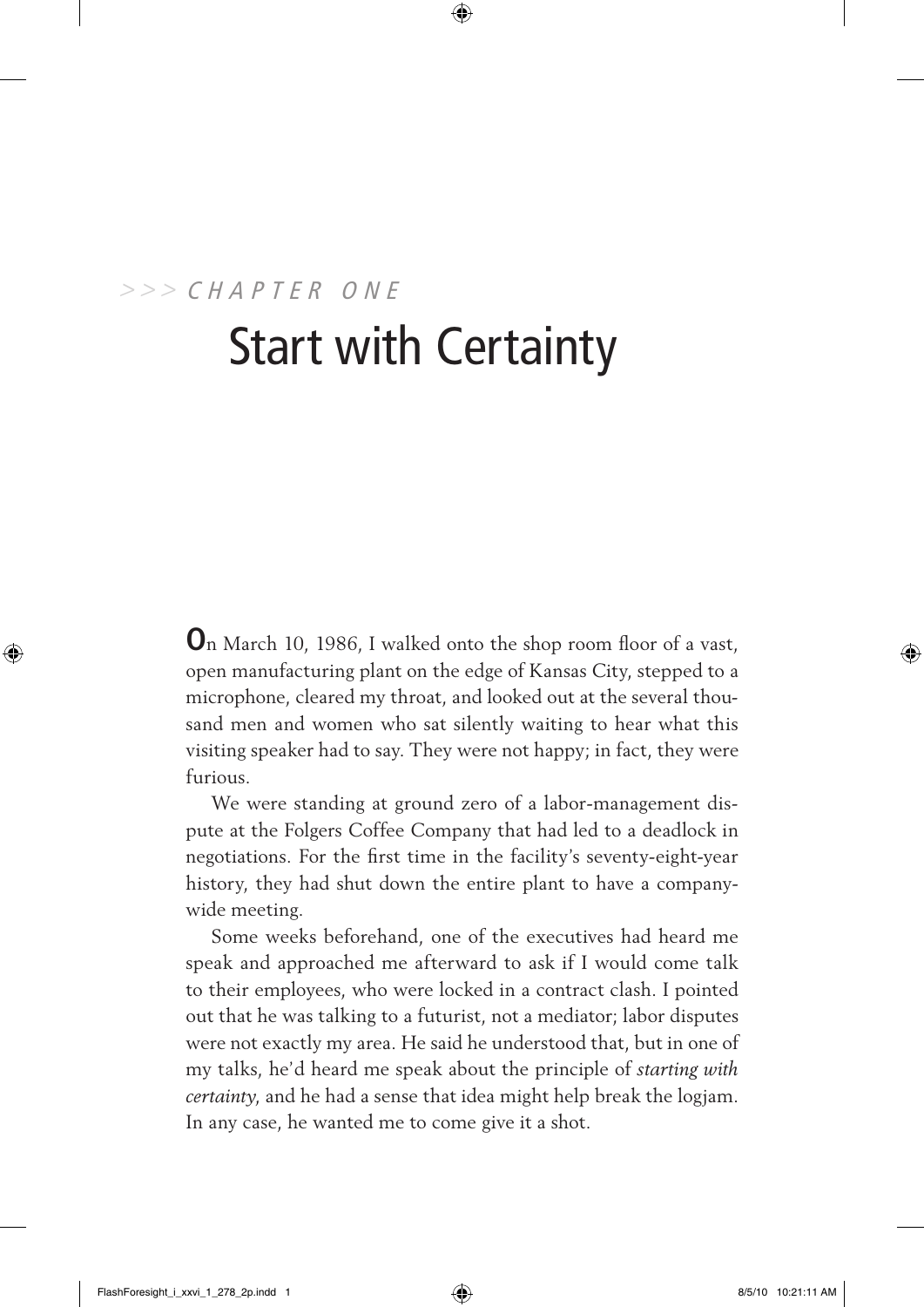>>> *CHAPTER ONE*

# Start with Certainty

On March 10, 1986, I walked onto the shop room floor of a vast, open manufacturing plant on the edge of Kansas City, stepped to a microphone, cleared my throat, and looked out at the several thousand men and women who sat silently waiting to hear what this visiting speaker had to say. They were not happy; in fact, they were furious.

We were standing at ground zero of a labor-management dispute at the Folgers Coffee Company that had led to a deadlock in negotiations. For the first time in the facility's seventy-eight-year history, they had shut down the entire plant to have a company-wide meeting.

Some weeks beforehand, one of the executives had heard me speak and approached me afterward to ask if I would come talk to their employees, who were locked in a contract clash. I pointed out that he was talking to a futurist, not a mediator; labor disputes were not exactly my area. He said he understood that, but in one of my talks, he'd heard me speak about the principle of *starting with certainty*, and he had a sense that idea might help break the logjam. In any case, he wanted me to come give it a shot.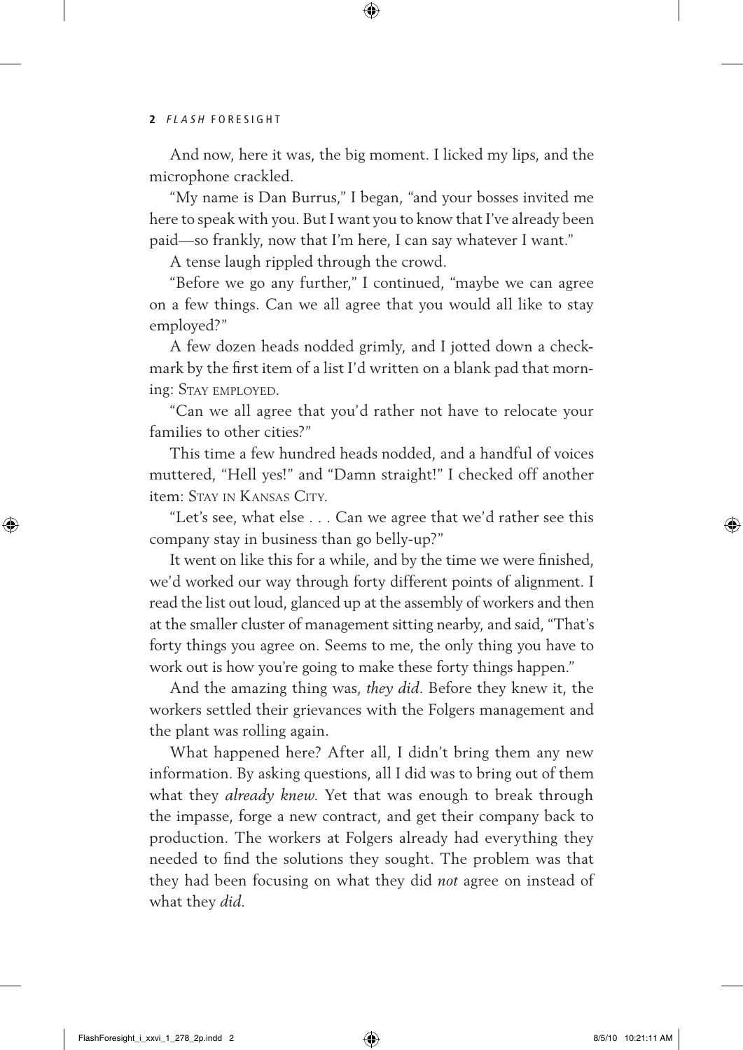And now, here it was, the big moment. I licked my lips, and the microphone crackled.

"My name is Dan Burrus," I began, "and your bosses invited me here to speak with you. But I want you to know that I've already been paid—so frankly, now that I'm here, I can say whatever I want."

A tense laugh rippled through the crowd.

"Before we go any further," I continued, "maybe we can agree on a few things. Can we all agree that you would all like to stay employed?"

A few dozen heads nodded grimly, and I jotted down a checkmark by the first item of a list I'd written on a blank pad that morning: Stay employed.

"Can we all agree that you'd rather not have to relocate your families to other cities?"

This time a few hundred heads nodded, and a handful of voices muttered, "Hell yes!" and "Damn straight!" I checked off another item: Stay in Kansas City.

"Let's see, what else . . . Can we agree that we'd rather see this company stay in business than go belly-up?"

It went on like this for a while, and by the time we were finished, we'd worked our way through forty different points of alignment. I read the list out loud, glanced up at the assembly of workers and then at the smaller cluster of management sitting nearby, and said, "That's forty things you agree on. Seems to me, the only thing you have to work out is how you're going to make these forty things happen."

And the amazing thing was, *they did*. Before they knew it, the workers settled their grievances with the Folgers management and the plant was rolling again.

What happened here? After all, I didn't bring them any new information. By asking questions, all I did was to bring out of them what they *already knew.* Yet that was enough to break through the impasse, forge a new contract, and get their company back to production. The workers at Folgers already had everything they needed to find the solutions they sought. The problem was that they had been focusing on what they did *not* agree on instead of what they *did.*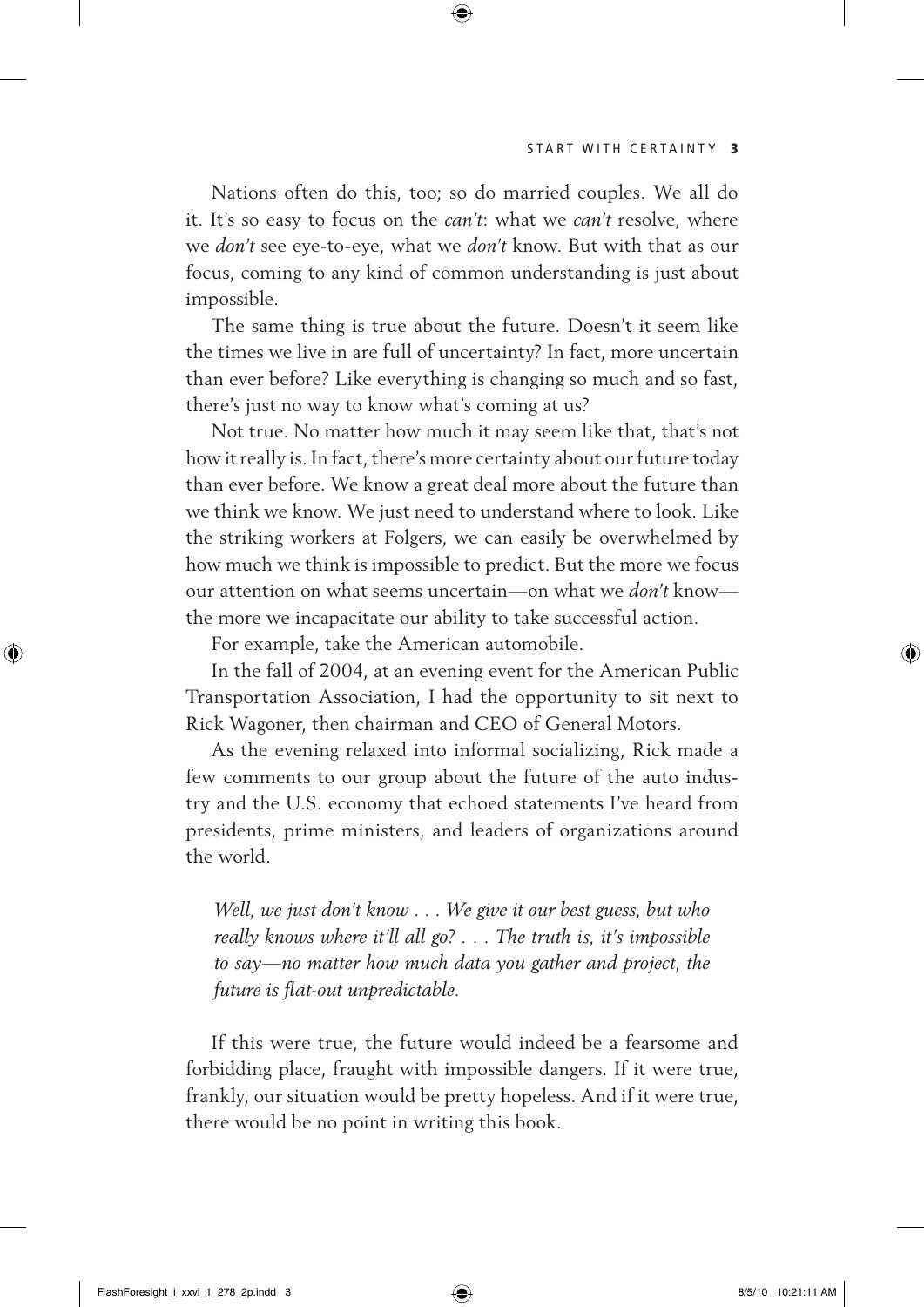Nations often do this, too; so do married couples. We all do it. It's so easy to focus on the *can't*: what we *can't* resolve, where we *don't* see eye-to-eye, what we *don't* know. But with that as our focus, coming to any kind of common understanding is just about impossible.

The same thing is true about the future. Doesn't it seem like the times we live in are full of uncertainty? In fact, more uncertain than ever before? Like everything is changing so much and so fast, there's just no way to know what's coming at us?

Not true. No matter how much it may seem like that, that's not how it really is. In fact, there's more certainty about our future today than ever before. We know a great deal more about the future than we think we know. We just need to understand where to look. Like the striking workers at Folgers, we can easily be overwhelmed by how much we think is impossible to predict. But the more we focus our attention on what seems uncertain—on what we *don't* know—the more we incapacitate our ability to take successful action.

For example, take the American automobile.

In the fall of 2004, at an evening event for the American Public Transportation Association, I had the opportunity to sit next to Rick Wagoner, then chairman and CEO of General Motors.

As the evening relaxed into informal socializing, Rick made a few comments to our group about the future of the auto industry and the U.S. economy that echoed statements I've heard from presidents, prime ministers, and leaders of organizations around the world.

> *Well, we just don't know . . . We give it our best guess, but who really knows where it'll all go? . . . The truth is, it's impossible to say—no matter how much data you gather and project, the future is flat-out unpredictable.*

If this were true, the future would indeed be a fearsome and forbidding place, fraught with impossible dangers. If it were true, frankly, our situation would be pretty hopeless. And if it were true, there would be no point in writing this book.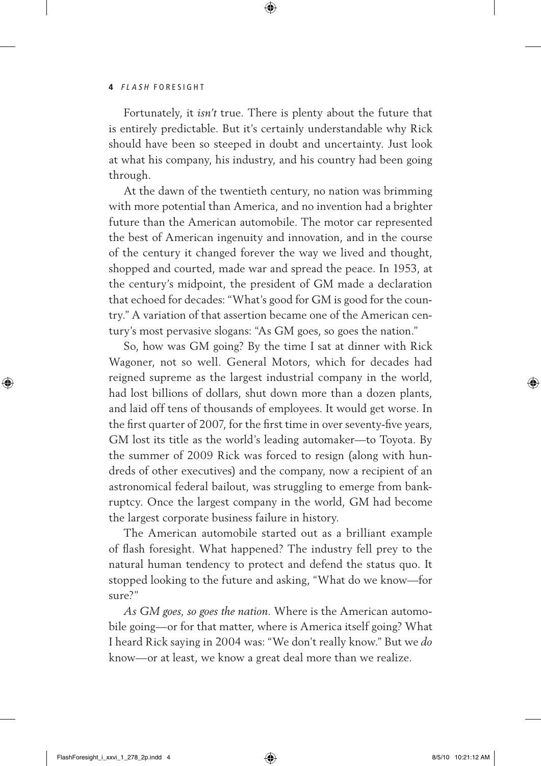Fortunately, it *isn't* true. There is plenty about the future that is entirely predictable. But it's certainly understandable why Rick should have been so steeped in doubt and uncertainty. Just look at what his company, his industry, and his country had been going through.

At the dawn of the twentieth century, no nation was brimming with more potential than America, and no invention had a brighter future than the American automobile. The motor car represented the best of American ingenuity and innovation, and in the course of the century it changed forever the way we lived and thought, shopped and courted, made war and spread the peace. In 1953, at the century's midpoint, the president of GM made a declaration that echoed for decades: "What's good for GM is good for the country." A variation of that assertion became one of the American century's most pervasive slogans: "As GM goes, so goes the nation."

So, how was GM going? By the time I sat at dinner with Rick Wagoner, not so well. General Motors, which for decades had reigned supreme as the largest industrial company in the world, had lost billions of dollars, shut down more than a dozen plants, and laid off tens of thousands of employees. It would get worse. In the first quarter of 2007, for the first time in over seventy-five years, GM lost its title as the world's leading automaker—to Toyota. By the summer of 2009 Rick was forced to resign (along with hundreds of other executives) and the company, now a recipient of an astronomical federal bailout, was struggling to emerge from bankruptcy. Once the largest company in the world, GM had become the largest corporate business failure in history.

The American automobile started out as a brilliant example of flash foresight. What happened? The industry fell prey to the natural human tendency to protect and defend the status quo. It stopped looking to the future and asking, "What do we know—for sure?"

*As GM goes, so goes the nation*. Where is the American automobile going—or for that matter, where is America itself going? What I heard Rick saying in 2004 was: "We don't really know." But we *do* know—or at least, we know a great deal more than we realize.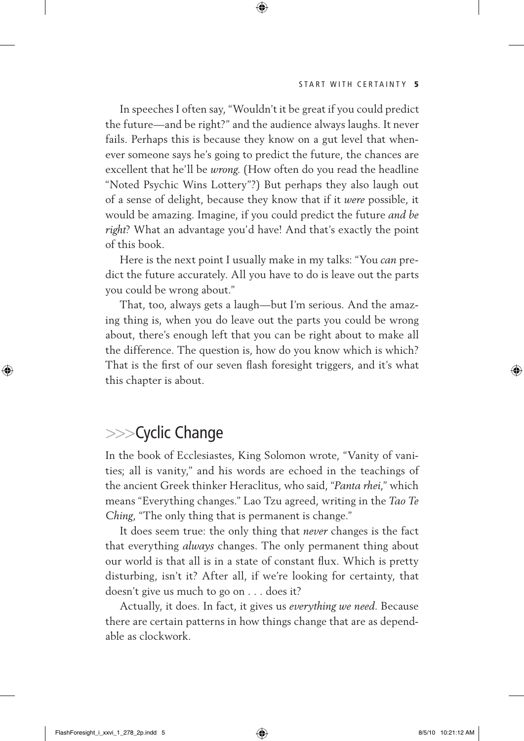In speeches I often say, "Wouldn't it be great if you could predict the future—and be right?" and the audience always laughs. It never fails. Perhaps this is because they know on a gut level that whenever someone says he's going to predict the future, the chances are excellent that he'll be *wrong.* (How often do you read the headline "Noted Psychic Wins Lottery"?) But perhaps they also laugh out of a sense of delight, because they know that if it *were* possible, it would be amazing. Imagine, if you could predict the future *and be right*? What an advantage you'd have! And that's exactly the point of this book.

Here is the next point I usually make in my talks: "You *can* predict the future accurately. All you have to do is leave out the parts you could be wrong about."

That, too, always gets a laugh—but I'm serious. And the amazing thing is, when you do leave out the parts you could be wrong about, there's enough left that you can be right about to make all the difference. The question is, how do you know which is which? That is the first of our seven flash foresight triggers, and it's what this chapter is about.

## >>>Cyclic Change

In the book of Ecclesiastes, King Solomon wrote, "Vanity of vanities; all is vanity," and his words are echoed in the teachings of the ancient Greek thinker Heraclitus, who said, "*Panta rhei*," which means "Everything changes." Lao Tzu agreed, writing in the *Tao Te Ching*, "The only thing that is permanent is change."

It does seem true: the only thing that *never* changes is the fact that everything *always* changes. The only permanent thing about our world is that all is in a state of constant flux. Which is pretty disturbing, isn't it? After all, if we're looking for certainty, that doesn't give us much to go on . . . does it?

Actually, it does. In fact, it gives us *everything we need*. Because there are certain patterns in how things change that are as dependable as clockwork.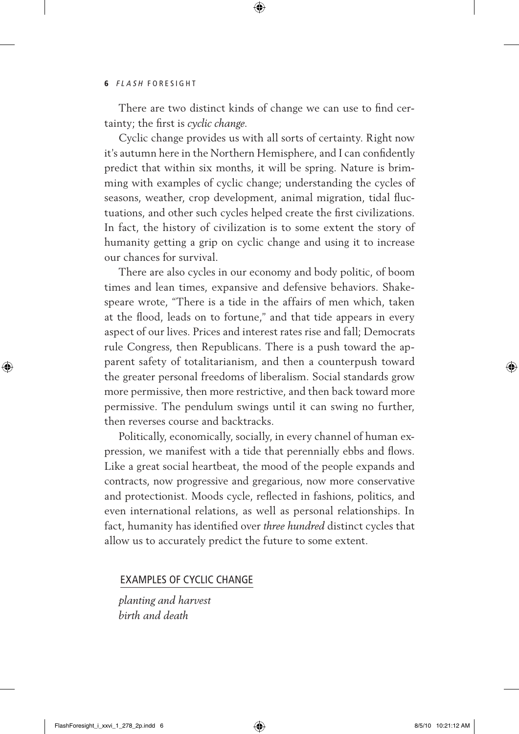There are two distinct kinds of change we can use to find certainty; the first is *cyclic change.*

Cyclic change provides us with all sorts of certainty. Right now it's autumn here in the Northern Hemisphere, and I can confidently predict that within six months, it will be spring. Nature is brimming with examples of cyclic change; understanding the cycles of seasons, weather, crop development, animal migration, tidal fluctuations, and other such cycles helped create the first civilizations. In fact, the history of civilization is to some extent the story of humanity getting a grip on cyclic change and using it to increase our chances for survival.

There are also cycles in our economy and body politic, of boom times and lean times, expansive and defensive behaviors. Shakespeare wrote, "There is a tide in the affairs of men which, taken at the flood, leads on to fortune," and that tide appears in every aspect of our lives. Prices and interest rates rise and fall; Democrats rule Congress, then Republicans. There is a push toward the apparent safety of totalitarianism, and then a counterpush toward the greater personal freedoms of liberalism. Social standards grow more permissive, then more restrictive, and then back toward more permissive. The pendulum swings until it can swing no further, then reverses course and backtracks.

Politically, economically, socially, in every channel of human expression, we manifest with a tide that perennially ebbs and flows. Like a great social heartbeat, the mood of the people expands and contracts, now progressive and gregarious, now more conservative and protectionist. Moods cycle, reflected in fashions, politics, and even international relations, as well as personal relationships. In fact, humanity has identified over *three hundred* distinct cycles that allow us to accurately predict the future to some extent.

### EXAMPLES OF CYCLIC CHANGE

*planting and harvest*
*birth and death*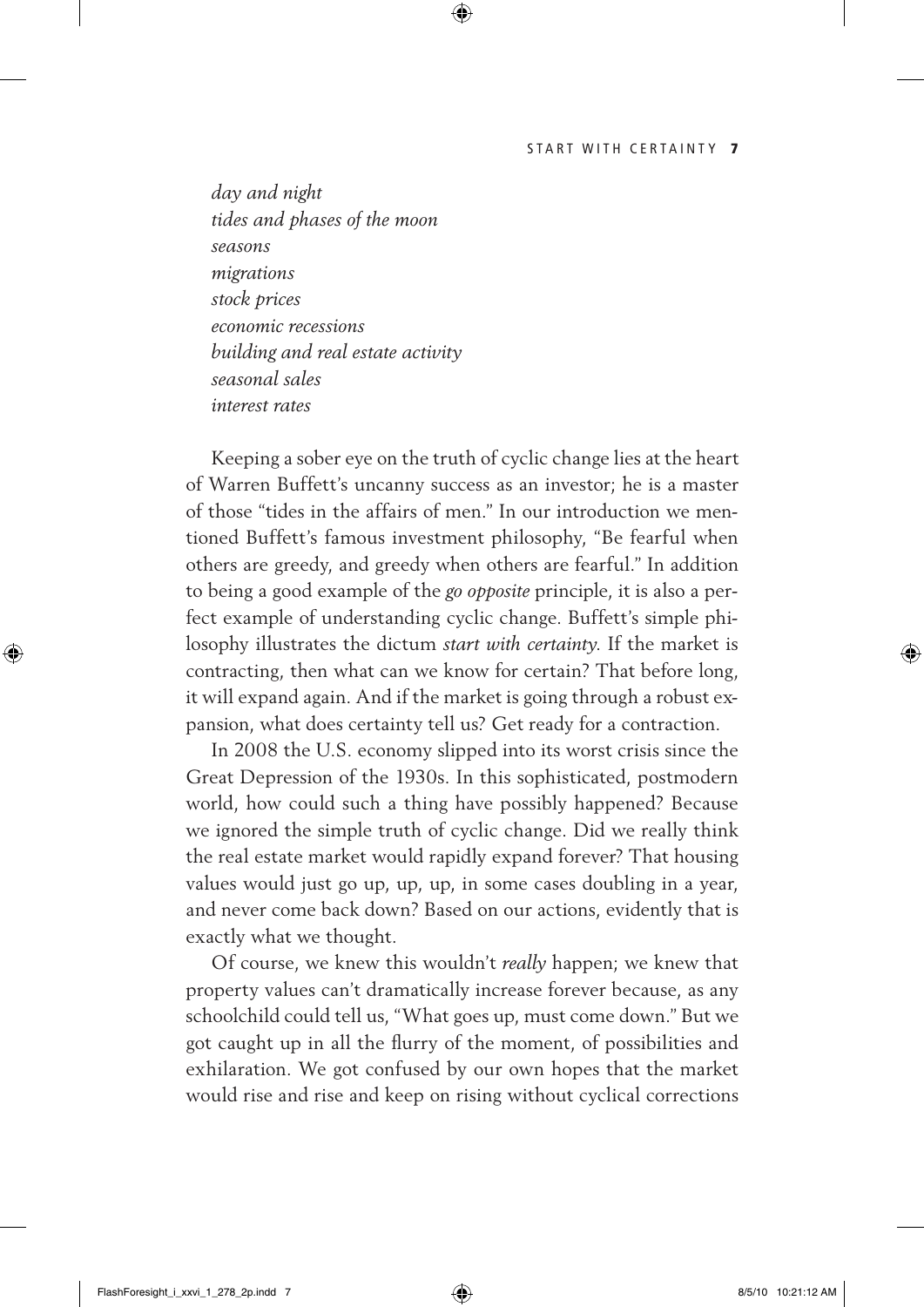*day and night*
*tides and phases of the moon*
*seasons*
*migrations*
*stock prices*
*economic recessions*
*building and real estate activity*
*seasonal sales*
*interest rates*

Keeping a sober eye on the truth of cyclic change lies at the heart of Warren Buffett's uncanny success as an investor; he is a master of those "tides in the affairs of men." In our introduction we mentioned Buffett's famous investment philosophy, "Be fearful when others are greedy, and greedy when others are fearful." In addition to being a good example of the *go opposite* principle, it is also a perfect example of understanding cyclic change. Buffett's simple philosophy illustrates the dictum *start with certainty*. If the market is contracting, then what can we know for certain? That before long, it will expand again. And if the market is going through a robust expansion, what does certainty tell us? Get ready for a contraction.

In 2008 the U.S. economy slipped into its worst crisis since the Great Depression of the 1930s. In this sophisticated, postmodern world, how could such a thing have possibly happened? Because we ignored the simple truth of cyclic change. Did we really think the real estate market would rapidly expand forever? That housing values would just go up, up, up, in some cases doubling in a year, and never come back down? Based on our actions, evidently that is exactly what we thought.

Of course, we knew this wouldn't *really* happen; we knew that property values can't dramatically increase forever because, as any schoolchild could tell us, "What goes up, must come down." But we got caught up in all the flurry of the moment, of possibilities and exhilaration. We got confused by our own hopes that the market would rise and rise and keep on rising without cyclical corrections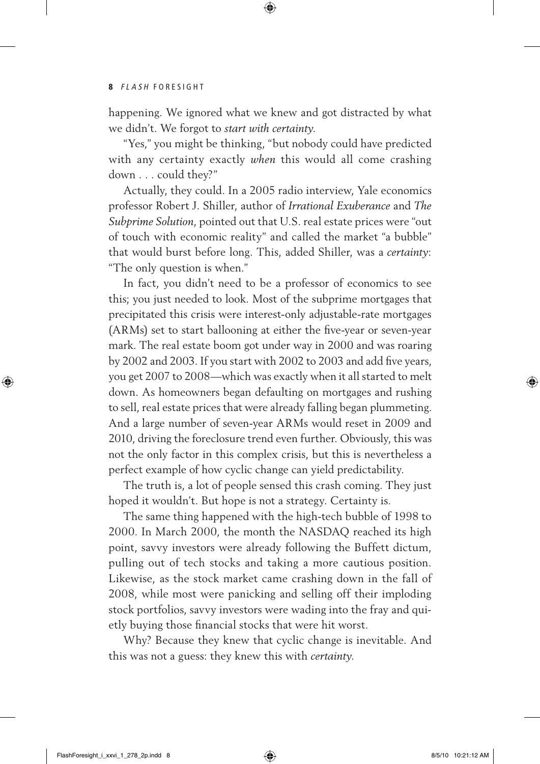happening. We ignored what we knew and got distracted by what we didn't. We forgot to *start with certainty*.

"Yes," you might be thinking, "but nobody could have predicted with any certainty exactly *when* this would all come crashing down . . . could they?"

Actually, they could. In a 2005 radio interview, Yale economics professor Robert J. Shiller, author of *Irrational Exuberance* and *The Subprime Solution*, pointed out that U.S. real estate prices were "out of touch with economic reality" and called the market "a bubble" that would burst before long. This, added Shiller, was a *certainty*: "The only question is when."

In fact, you didn't need to be a professor of economics to see this; you just needed to look. Most of the subprime mortgages that precipitated this crisis were interest-only adjustable-rate mortgages (ARMs) set to start ballooning at either the five-year or seven-year mark. The real estate boom got under way in 2000 and was roaring by 2002 and 2003. If you start with 2002 to 2003 and add five years, you get 2007 to 2008—which was exactly when it all started to melt down. As homeowners began defaulting on mortgages and rushing to sell, real estate prices that were already falling began plummeting. And a large number of seven-year ARMs would reset in 2009 and 2010, driving the foreclosure trend even further. Obviously, this was not the only factor in this complex crisis, but this is nevertheless a perfect example of how cyclic change can yield predictability.

The truth is, a lot of people sensed this crash coming. They just hoped it wouldn't. But hope is not a strategy. Certainty is.

The same thing happened with the high-tech bubble of 1998 to 2000. In March 2000, the month the NASDAQ reached its high point, savvy investors were already following the Buffett dictum, pulling out of tech stocks and taking a more cautious position. Likewise, as the stock market came crashing down in the fall of 2008, while most were panicking and selling off their imploding stock portfolios, savvy investors were wading into the fray and quietly buying those financial stocks that were hit worst.

Why? Because they knew that cyclic change is inevitable. And this was not a guess: they knew this with *certainty*.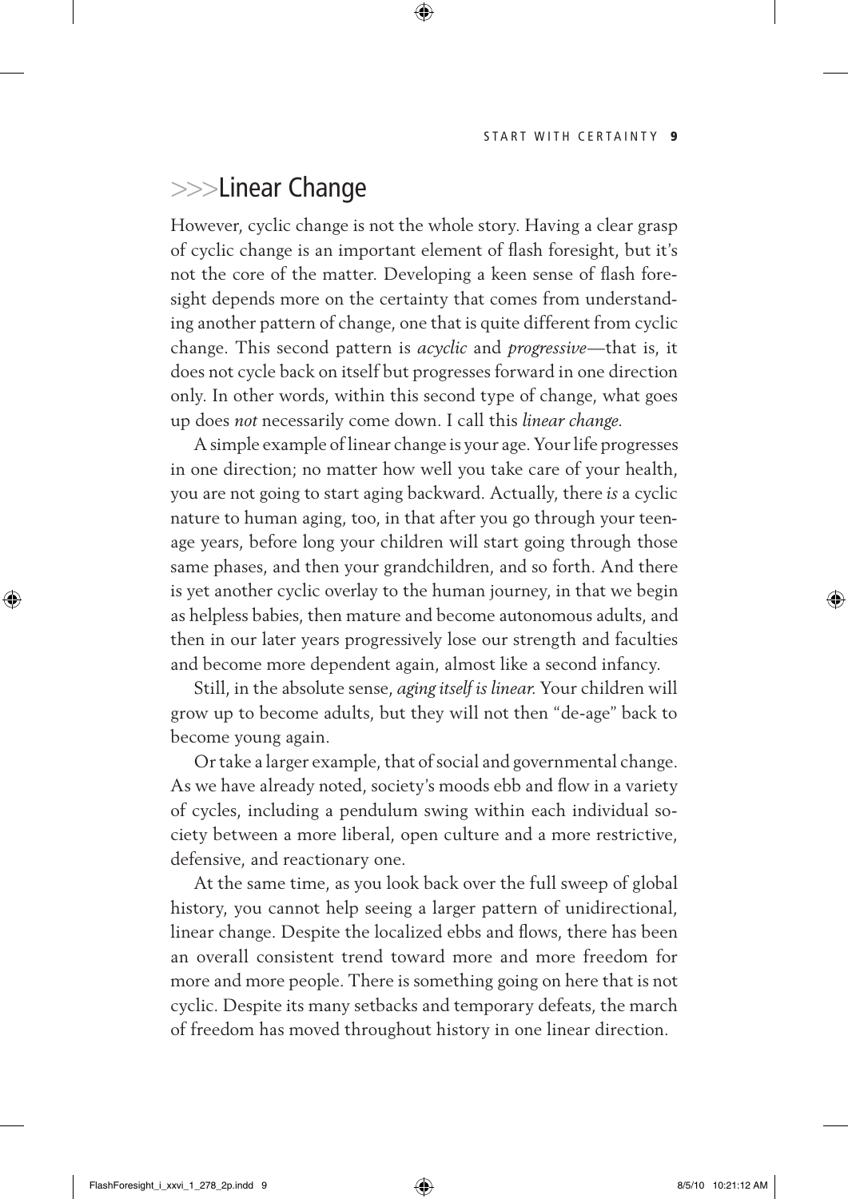## >>>Linear Change

However, cyclic change is not the whole story. Having a clear grasp of cyclic change is an important element of flash foresight, but it's not the core of the matter. Developing a keen sense of flash foresight depends more on the certainty that comes from understanding another pattern of change, one that is quite different from cyclic change. This second pattern is *acyclic* and *progressive*—that is, it does not cycle back on itself but progresses forward in one direction only. In other words, within this second type of change, what goes up does *not* necessarily come down. I call this *linear change.*

A simple example of linear change is your age. Your life progresses in one direction; no matter how well you take care of your health, you are not going to start aging backward. Actually, there *is* a cyclic nature to human aging, too, in that after you go through your teenage years, before long your children will start going through those same phases, and then your grandchildren, and so forth. And there is yet another cyclic overlay to the human journey, in that we begin as helpless babies, then mature and become autonomous adults, and then in our later years progressively lose our strength and faculties and become more dependent again, almost like a second infancy.

Still, in the absolute sense, *aging itself is linear.* Your children will grow up to become adults, but they will not then "de-age" back to become young again.

Or take a larger example, that of social and governmental change. As we have already noted, society's moods ebb and flow in a variety of cycles, including a pendulum swing within each individual society between a more liberal, open culture and a more restrictive, defensive, and reactionary one.

At the same time, as you look back over the full sweep of global history, you cannot help seeing a larger pattern of unidirectional, linear change. Despite the localized ebbs and flows, there has been an overall consistent trend toward more and more freedom for more and more people. There is something going on here that is not cyclic. Despite its many setbacks and temporary defeats, the march of freedom has moved throughout history in one linear direction.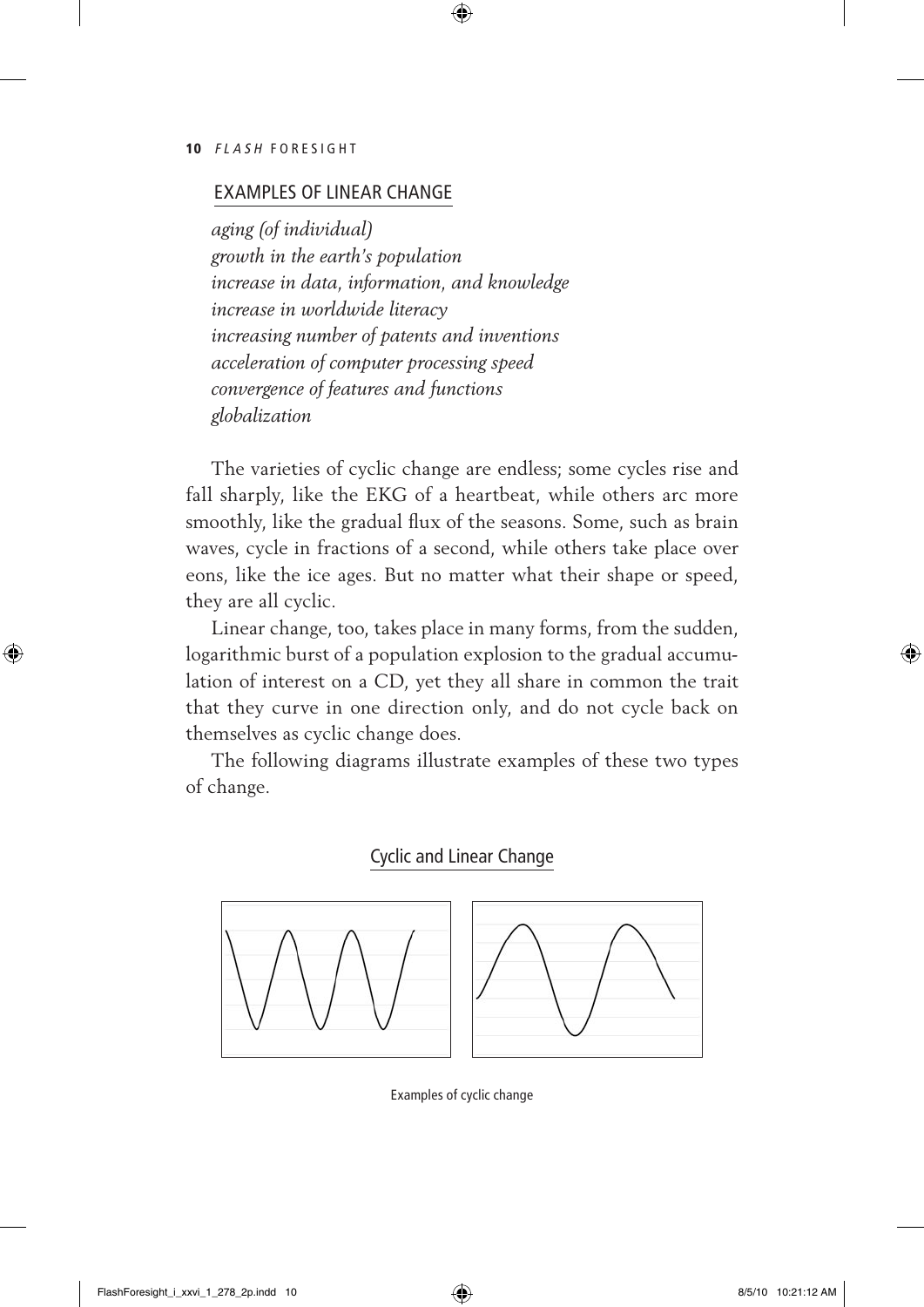## EXAMPLES OF LINEAR CHANGE

*aging (of individual)*
*growth in the earth's population*
*increase in data, information, and knowledge*
*increase in worldwide literacy*
*increasing number of patents and inventions*
*acceleration of computer processing speed*
*convergence of features and functions*
*globalization*

The varieties of cyclic change are endless; some cycles rise and fall sharply, like the EKG of a heartbeat, while others arc more smoothly, like the gradual flux of the seasons. Some, such as brain waves, cycle in fractions of a second, while others take place over eons, like the ice ages. But no matter what their shape or speed, they are all cyclic.

Linear change, too, takes place in many forms, from the sudden, logarithmic burst of a population explosion to the gradual accumulation of interest on a CD, yet they all share in common the trait that they curve in one direction only, and do not cycle back on themselves as cyclic change does.

The following diagrams illustrate examples of these two types of change.

### Cyclic and Linear Change

Examples of cyclic change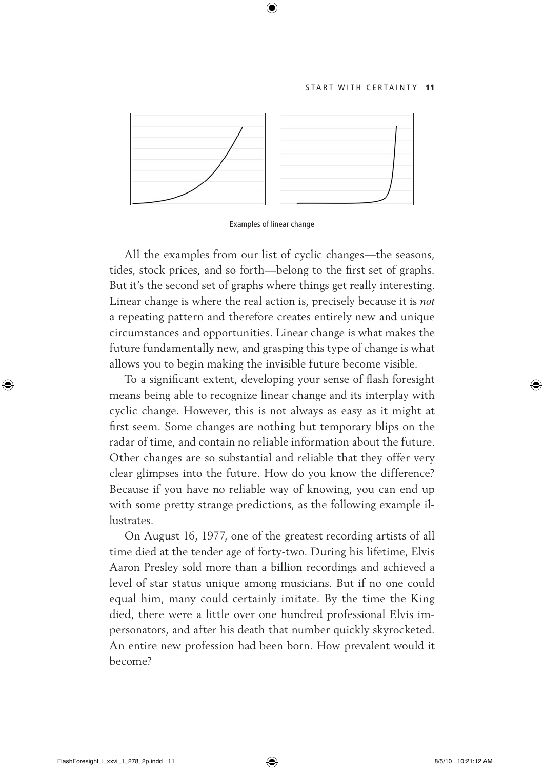Examples of linear change

All the examples from our list of cyclic changes—the seasons, tides, stock prices, and so forth—belong to the first set of graphs. But it's the second set of graphs where things get really interesting. Linear change is where the real action is, precisely because it is *not* a repeating pattern and therefore creates entirely new and unique circumstances and opportunities. Linear change is what makes the future fundamentally new, and grasping this type of change is what allows you to begin making the invisible future become visible.

To a significant extent, developing your sense of flash foresight means being able to recognize linear change and its interplay with cyclic change. However, this is not always as easy as it might at first seem. Some changes are nothing but temporary blips on the radar of time, and contain no reliable information about the future. Other changes are so substantial and reliable that they offer very clear glimpses into the future. How do you know the difference? Because if you have no reliable way of knowing, you can end up with some pretty strange predictions, as the following example illustrates.

On August 16, 1977, one of the greatest recording artists of all time died at the tender age of forty-two. During his lifetime, Elvis Aaron Presley sold more than a billion recordings and achieved a level of star status unique among musicians. But if no one could equal him, many could certainly imitate. By the time the King died, there were a little over one hundred professional Elvis impersonators, and after his death that number quickly skyrocketed. An entire new profession had been born. How prevalent would it become?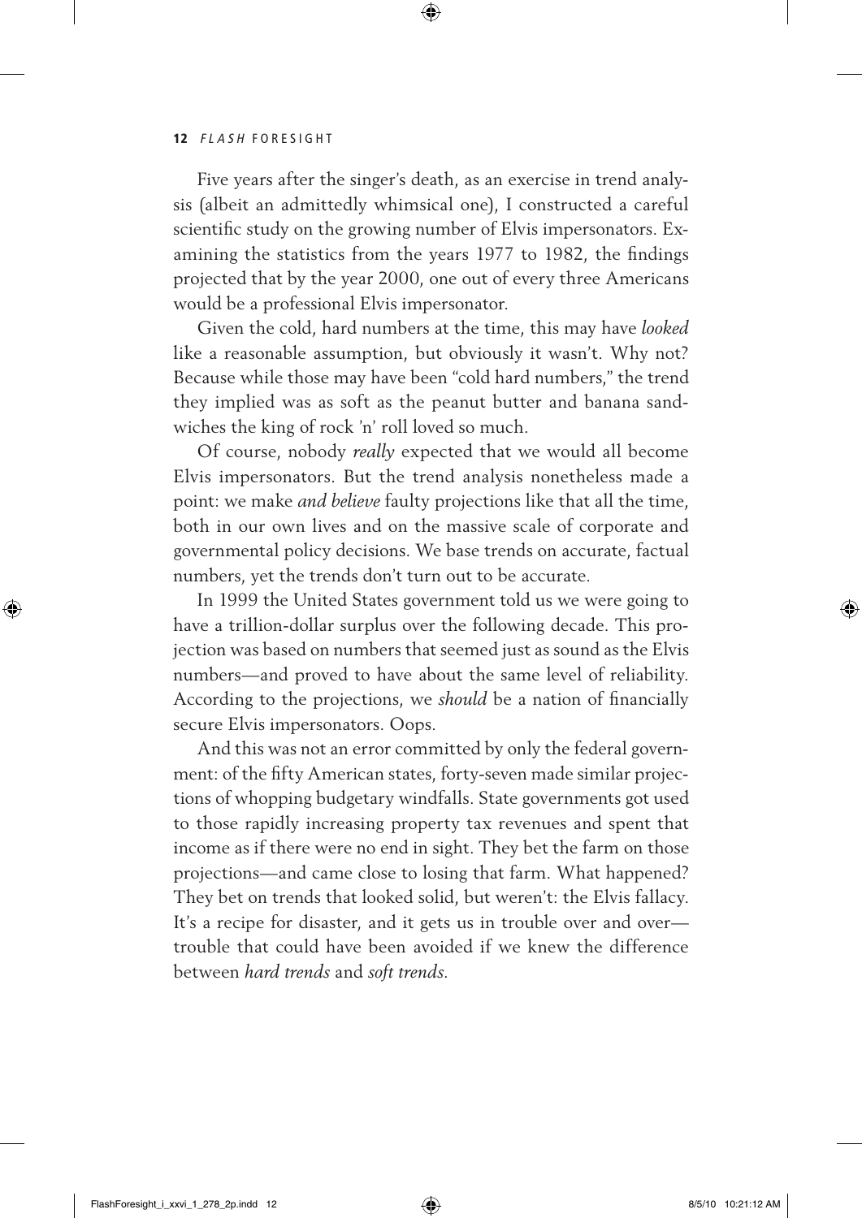Five years after the singer's death, as an exercise in trend analysis (albeit an admittedly whimsical one), I constructed a careful scientific study on the growing number of Elvis impersonators. Examining the statistics from the years 1977 to 1982, the findings projected that by the year 2000, one out of every three Americans would be a professional Elvis impersonator.

Given the cold, hard numbers at the time, this may have *looked* like a reasonable assumption, but obviously it wasn't. Why not? Because while those may have been "cold hard numbers," the trend they implied was as soft as the peanut butter and banana sandwiches the king of rock 'n' roll loved so much.

Of course, nobody *really* expected that we would all become Elvis impersonators. But the trend analysis nonetheless made a point: we make *and believe* faulty projections like that all the time, both in our own lives and on the massive scale of corporate and governmental policy decisions. We base trends on accurate, factual numbers, yet the trends don't turn out to be accurate.

In 1999 the United States government told us we were going to have a trillion-dollar surplus over the following decade. This projection was based on numbers that seemed just as sound as the Elvis numbers—and proved to have about the same level of reliability. According to the projections, we *should* be a nation of financially secure Elvis impersonators. Oops.

And this was not an error committed by only the federal government: of the fifty American states, forty-seven made similar projections of whopping budgetary windfalls. State governments got used to those rapidly increasing property tax revenues and spent that income as if there were no end in sight. They bet the farm on those projections—and came close to losing that farm. What happened? They bet on trends that looked solid, but weren't: the Elvis fallacy. It's a recipe for disaster, and it gets us in trouble over and over—trouble that could have been avoided if we knew the difference between *hard trends* and *soft trends*.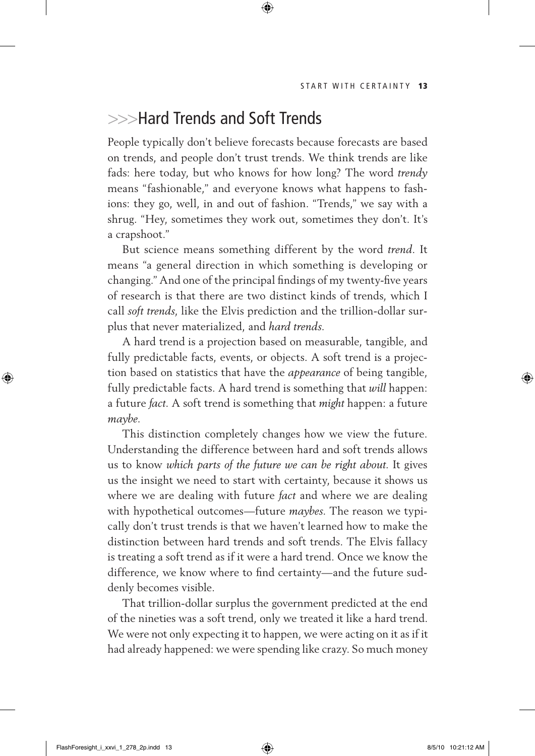## >>>Hard Trends and Soft Trends

People typically don't believe forecasts because forecasts are based on trends, and people don't trust trends. We think trends are like fads: here today, but who knows for how long? The word *trendy* means "fashionable," and everyone knows what happens to fashions: they go, well, in and out of fashion. "Trends," we say with a shrug. "Hey, sometimes they work out, sometimes they don't. It's a crapshoot."

But science means something different by the word *trend*. It means "a general direction in which something is developing or changing." And one of the principal findings of my twenty-five years of research is that there are two distinct kinds of trends, which I call *soft trends*, like the Elvis prediction and the trillion-dollar surplus that never materialized, and *hard trends.*

A hard trend is a projection based on measurable, tangible, and fully predictable facts, events, or objects. A soft trend is a projection based on statistics that have the *appearance* of being tangible, fully predictable facts. A hard trend is something that *will* happen: a future *fact.* A soft trend is something that *might* happen: a future *maybe*.

This distinction completely changes how we view the future. Understanding the difference between hard and soft trends allows us to know *which parts of the future we can be right about.* It gives us the insight we need to start with certainty, because it shows us where we are dealing with future *fact* and where we are dealing with hypothetical outcomes—future *maybes.* The reason we typically don't trust trends is that we haven't learned how to make the distinction between hard trends and soft trends. The Elvis fallacy is treating a soft trend as if it were a hard trend. Once we know the difference, we know where to find certainty—and the future suddenly becomes visible.

That trillion-dollar surplus the government predicted at the end of the nineties was a soft trend, only we treated it like a hard trend. We were not only expecting it to happen, we were acting on it as if it had already happened: we were spending like crazy. So much money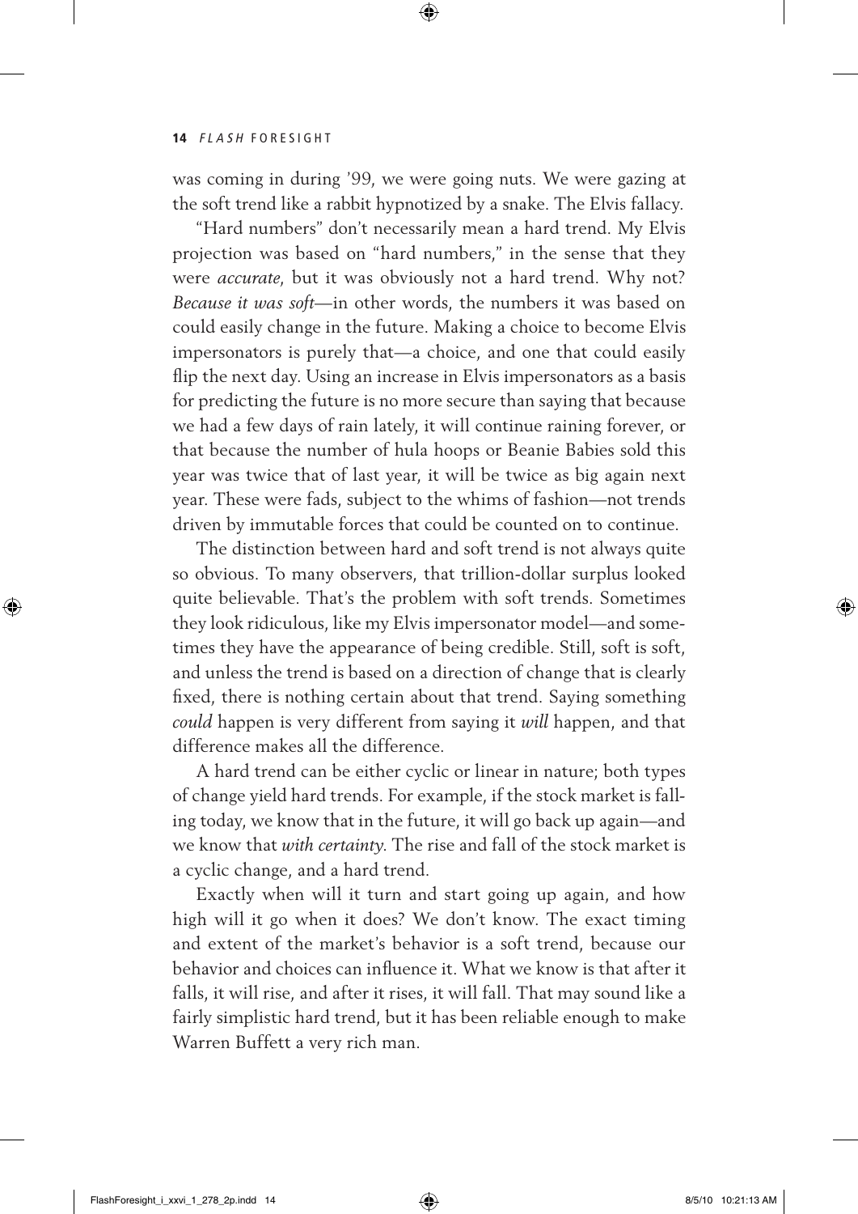was coming in during '99, we were going nuts. We were gazing at the soft trend like a rabbit hypnotized by a snake. The Elvis fallacy.

"Hard numbers" don't necessarily mean a hard trend. My Elvis projection was based on "hard numbers," in the sense that they were *accurate*, but it was obviously not a hard trend. Why not? *Because it was soft*—in other words, the numbers it was based on could easily change in the future. Making a choice to become Elvis impersonators is purely that—a choice, and one that could easily flip the next day. Using an increase in Elvis impersonators as a basis for predicting the future is no more secure than saying that because we had a few days of rain lately, it will continue raining forever, or that because the number of hula hoops or Beanie Babies sold this year was twice that of last year, it will be twice as big again next year. These were fads, subject to the whims of fashion—not trends driven by immutable forces that could be counted on to continue.

The distinction between hard and soft trend is not always quite so obvious. To many observers, that trillion-dollar surplus looked quite believable. That's the problem with soft trends. Sometimes they look ridiculous, like my Elvis impersonator model—and sometimes they have the appearance of being credible. Still, soft is soft, and unless the trend is based on a direction of change that is clearly fixed, there is nothing certain about that trend. Saying something *could* happen is very different from saying it *will* happen, and that difference makes all the difference.

A hard trend can be either cyclic or linear in nature; both types of change yield hard trends. For example, if the stock market is falling today, we know that in the future, it will go back up again—and we know that *with certainty*. The rise and fall of the stock market is a cyclic change, and a hard trend.

Exactly when will it turn and start going up again, and how high will it go when it does? We don't know. The exact timing and extent of the market's behavior is a soft trend, because our behavior and choices can influence it. What we know is that after it falls, it will rise, and after it rises, it will fall. That may sound like a fairly simplistic hard trend, but it has been reliable enough to make Warren Buffett a very rich man.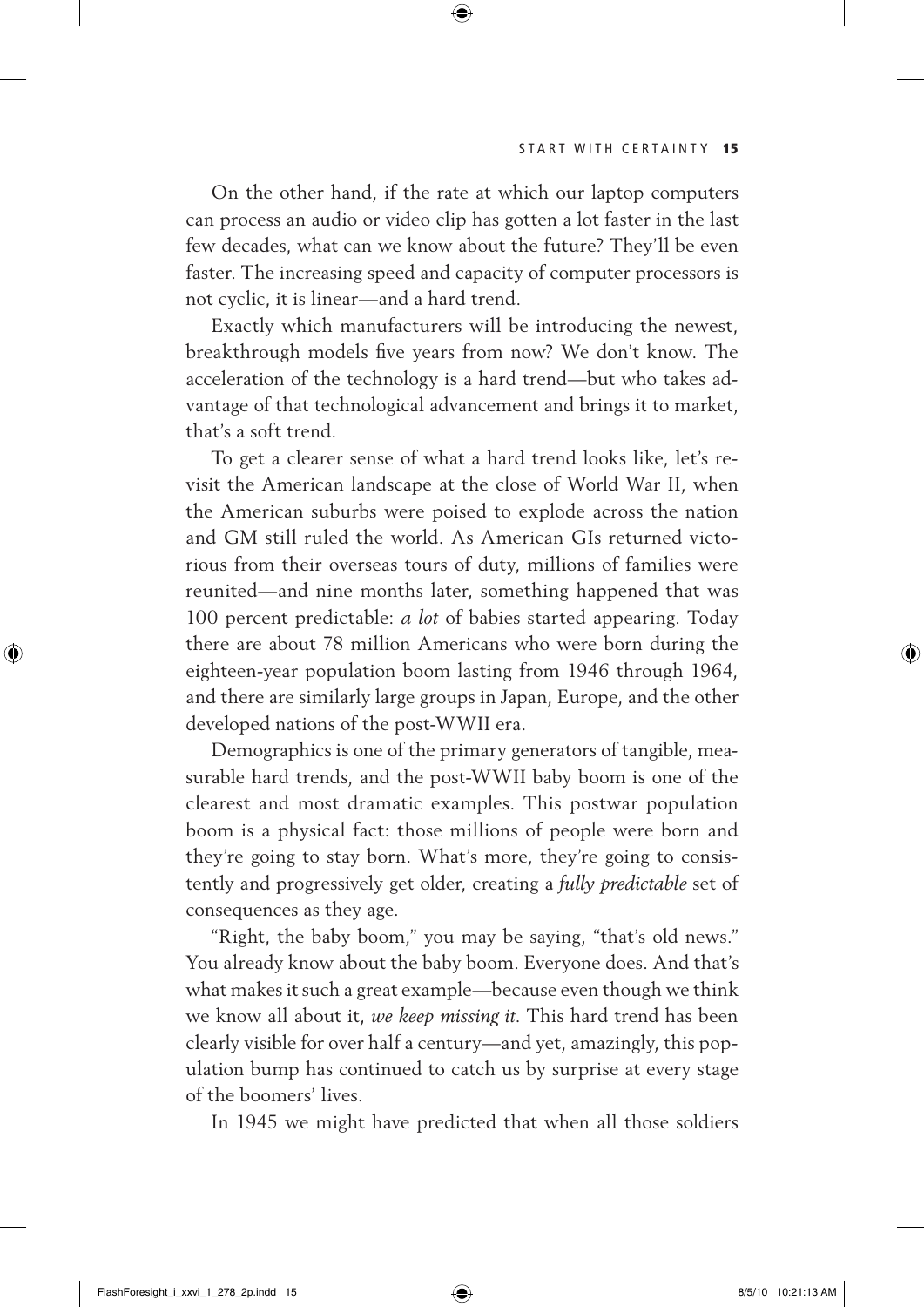On the other hand, if the rate at which our laptop computers can process an audio or video clip has gotten a lot faster in the last few decades, what can we know about the future? They'll be even faster. The increasing speed and capacity of computer processors is not cyclic, it is linear—and a hard trend.

Exactly which manufacturers will be introducing the newest, breakthrough models five years from now? We don't know. The acceleration of the technology is a hard trend—but who takes advantage of that technological advancement and brings it to market, that's a soft trend.

To get a clearer sense of what a hard trend looks like, let's revisit the American landscape at the close of World War II, when the American suburbs were poised to explode across the nation and GM still ruled the world. As American GIs returned victorious from their overseas tours of duty, millions of families were reunited—and nine months later, something happened that was 100 percent predictable: *a lot* of babies started appearing. Today there are about 78 million Americans who were born during the eighteen-year population boom lasting from 1946 through 1964, and there are similarly large groups in Japan, Europe, and the other developed nations of the post-WWII era.

Demographics is one of the primary generators of tangible, measurable hard trends, and the post-WWII baby boom is one of the clearest and most dramatic examples. This postwar population boom is a physical fact: those millions of people were born and they're going to stay born. What's more, they're going to consistently and progressively get older, creating a *fully predictable* set of consequences as they age.

"Right, the baby boom," you may be saying, "that's old news." You already know about the baby boom. Everyone does. And that's what makes it such a great example—because even though we think we know all about it, *we keep missing it.* This hard trend has been clearly visible for over half a century—and yet, amazingly, this population bump has continued to catch us by surprise at every stage of the boomers' lives.

In 1945 we might have predicted that when all those soldiers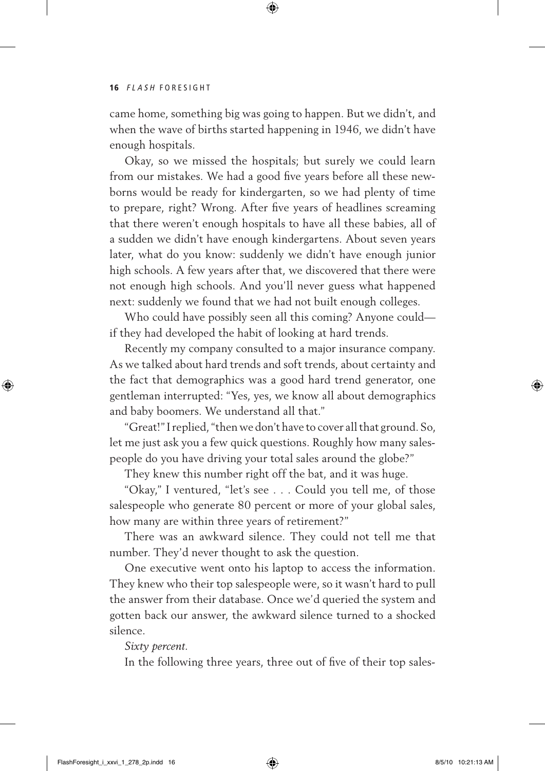came home, something big was going to happen. But we didn't, and when the wave of births started happening in 1946, we didn't have enough hospitals.

Okay, so we missed the hospitals; but surely we could learn from our mistakes. We had a good five years before all these newborns would be ready for kindergarten, so we had plenty of time to prepare, right? Wrong. After five years of headlines screaming that there weren't enough hospitals to have all these babies, all of a sudden we didn't have enough kindergartens. About seven years later, what do you know: suddenly we didn't have enough junior high schools. A few years after that, we discovered that there were not enough high schools. And you'll never guess what happened next: suddenly we found that we had not built enough colleges.

Who could have possibly seen all this coming? Anyone could—if they had developed the habit of looking at hard trends.

Recently my company consulted to a major insurance company. As we talked about hard trends and soft trends, about certainty and the fact that demographics was a good hard trend generator, one gentleman interrupted: "Yes, yes, we know all about demographics and baby boomers. We understand all that."

"Great!" I replied, "then we don't have to cover all that ground. So, let me just ask you a few quick questions. Roughly how many salespeople do you have driving your total sales around the globe?"

They knew this number right off the bat, and it was huge.

"Okay," I ventured, "let's see . . . Could you tell me, of those salespeople who generate 80 percent or more of your global sales, how many are within three years of retirement?"

There was an awkward silence. They could not tell me that number. They'd never thought to ask the question.

One executive went onto his laptop to access the information. They knew who their top salespeople were, so it wasn't hard to pull the answer from their database. Once we'd queried the system and gotten back our answer, the awkward silence turned to a shocked silence.

*Sixty percent.*

In the following three years, three out of five of their top sales-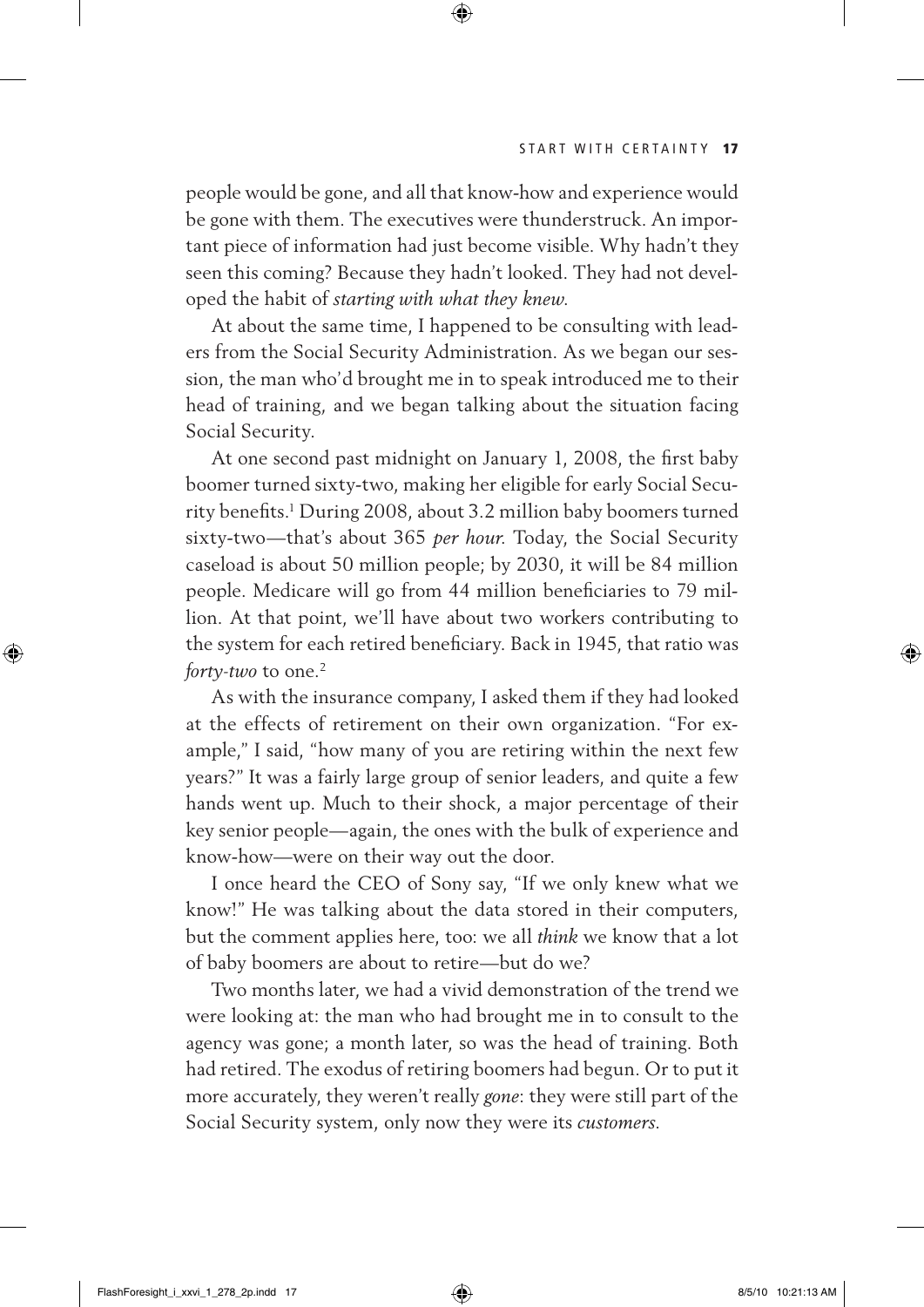people would be gone, and all that know-how and experience would be gone with them. The executives were thunderstruck. An important piece of information had just become visible. Why hadn't they seen this coming? Because they hadn't looked. They had not developed the habit of *starting with what they knew*.

At about the same time, I happened to be consulting with leaders from the Social Security Administration. As we began our session, the man who'd brought me in to speak introduced me to their head of training, and we began talking about the situation facing Social Security.

At one second past midnight on January 1, 2008, the first baby boomer turned sixty-two, making her eligible for early Social Security benefits.[1] During 2008, about 3.2 million baby boomers turned sixty-two—that's about 365 *per hour*. Today, the Social Security caseload is about 50 million people; by 2030, it will be 84 million people. Medicare will go from 44 million beneficiaries to 79 million. At that point, we'll have about two workers contributing to the system for each retired beneficiary. Back in 1945, that ratio was *forty-two* to one.[2]

As with the insurance company, I asked them if they had looked at the effects of retirement on their own organization. "For example," I said, "how many of you are retiring within the next few years?" It was a fairly large group of senior leaders, and quite a few hands went up. Much to their shock, a major percentage of their key senior people—again, the ones with the bulk of experience and know-how—were on their way out the door.

I once heard the CEO of Sony say, "If we only knew what we know!" He was talking about the data stored in their computers, but the comment applies here, too: we all *think* we know that a lot of baby boomers are about to retire—but do we?

Two months later, we had a vivid demonstration of the trend we were looking at: the man who had brought me in to consult to the agency was gone; a month later, so was the head of training. Both had retired. The exodus of retiring boomers had begun. Or to put it more accurately, they weren't really *gone*: they were still part of the Social Security system, only now they were its *customers*.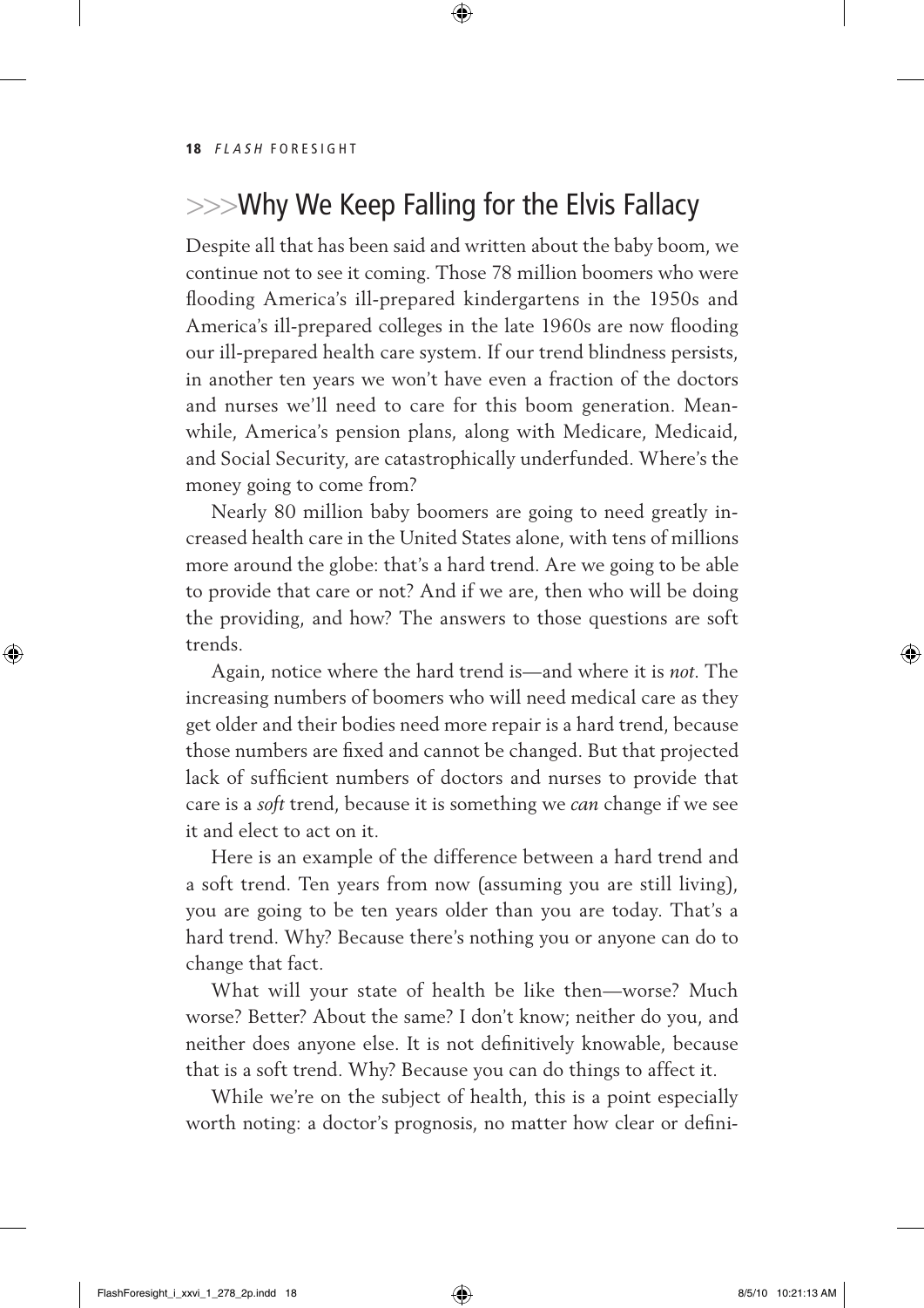## >>>Why We Keep Falling for the Elvis Fallacy

Despite all that has been said and written about the baby boom, we continue not to see it coming. Those 78 million boomers who were flooding America's ill-prepared kindergartens in the 1950s and America's ill-prepared colleges in the late 1960s are now flooding our ill-prepared health care system. If our trend blindness persists, in another ten years we won't have even a fraction of the doctors and nurses we'll need to care for this boom generation. Meanwhile, America's pension plans, along with Medicare, Medicaid, and Social Security, are catastrophically underfunded. Where's the money going to come from?

Nearly 80 million baby boomers are going to need greatly increased health care in the United States alone, with tens of millions more around the globe: that's a hard trend. Are we going to be able to provide that care or not? And if we are, then who will be doing the providing, and how? The answers to those questions are soft trends.

Again, notice where the hard trend is—and where it is *not*. The increasing numbers of boomers who will need medical care as they get older and their bodies need more repair is a hard trend, because those numbers are fixed and cannot be changed. But that projected lack of sufficient numbers of doctors and nurses to provide that care is a *soft* trend, because it is something we *can* change if we see it and elect to act on it.

Here is an example of the difference between a hard trend and a soft trend. Ten years from now (assuming you are still living), you are going to be ten years older than you are today. That's a hard trend. Why? Because there's nothing you or anyone can do to change that fact.

What will your state of health be like then—worse? Much worse? Better? About the same? I don't know; neither do you, and neither does anyone else. It is not definitively knowable, because that is a soft trend. Why? Because you can do things to affect it.

While we're on the subject of health, this is a point especially worth noting: a doctor's prognosis, no matter how clear or defini-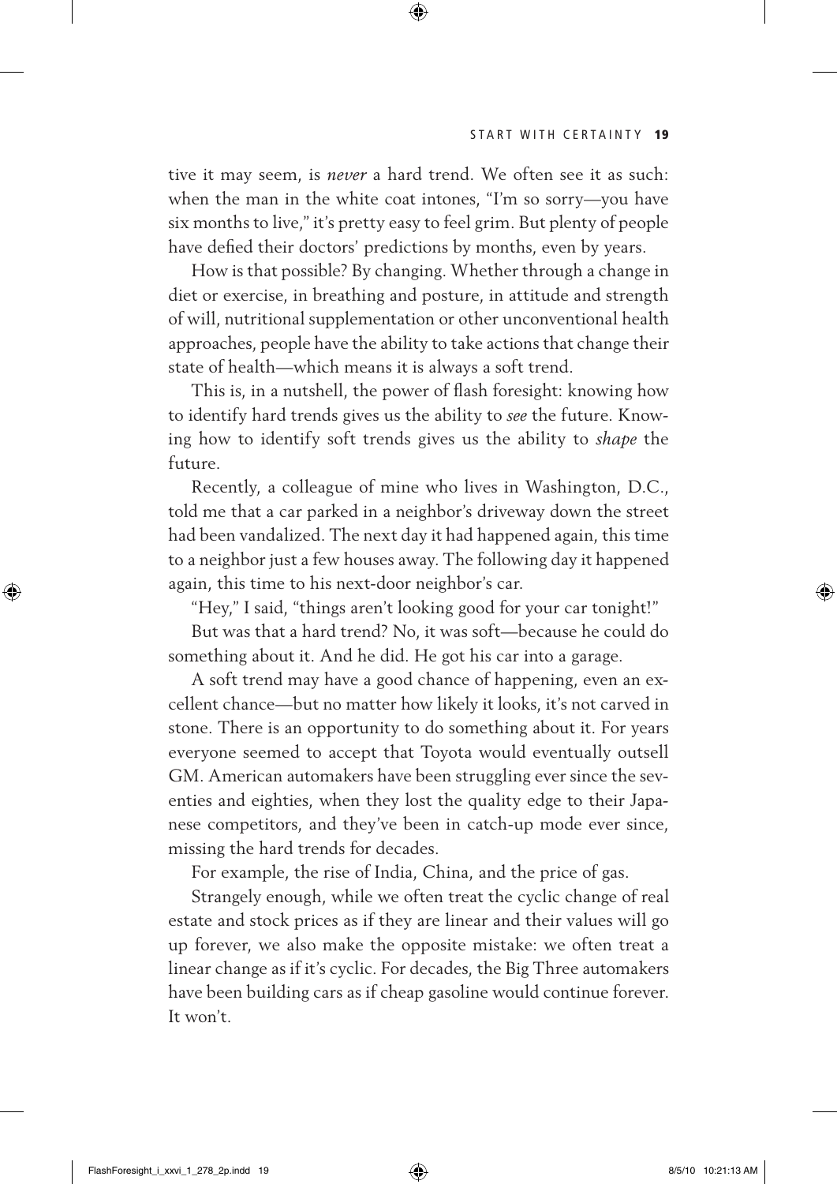tive it may seem, is *never* a hard trend. We often see it as such: when the man in the white coat intones, "I'm so sorry—you have six months to live," it's pretty easy to feel grim. But plenty of people have defied their doctors' predictions by months, even by years.

How is that possible? By changing. Whether through a change in diet or exercise, in breathing and posture, in attitude and strength of will, nutritional supplementation or other unconventional health approaches, people have the ability to take actions that change their state of health—which means it is always a soft trend.

This is, in a nutshell, the power of flash foresight: knowing how to identify hard trends gives us the ability to *see* the future. Knowing how to identify soft trends gives us the ability to *shape* the future.

Recently, a colleague of mine who lives in Washington, D.C., told me that a car parked in a neighbor's driveway down the street had been vandalized. The next day it had happened again, this time to a neighbor just a few houses away. The following day it happened again, this time to his next-door neighbor's car.

"Hey," I said, "things aren't looking good for your car tonight!"

But was that a hard trend? No, it was soft—because he could do something about it. And he did. He got his car into a garage.

A soft trend may have a good chance of happening, even an excellent chance—but no matter how likely it looks, it's not carved in stone. There is an opportunity to do something about it. For years everyone seemed to accept that Toyota would eventually outsell GM. American automakers have been struggling ever since the seventies and eighties, when they lost the quality edge to their Japanese competitors, and they've been in catch-up mode ever since, missing the hard trends for decades.

For example, the rise of India, China, and the price of gas.

Strangely enough, while we often treat the cyclic change of real estate and stock prices as if they are linear and their values will go up forever, we also make the opposite mistake: we often treat a linear change as if it's cyclic. For decades, the Big Three automakers have been building cars as if cheap gasoline would continue forever. It won't.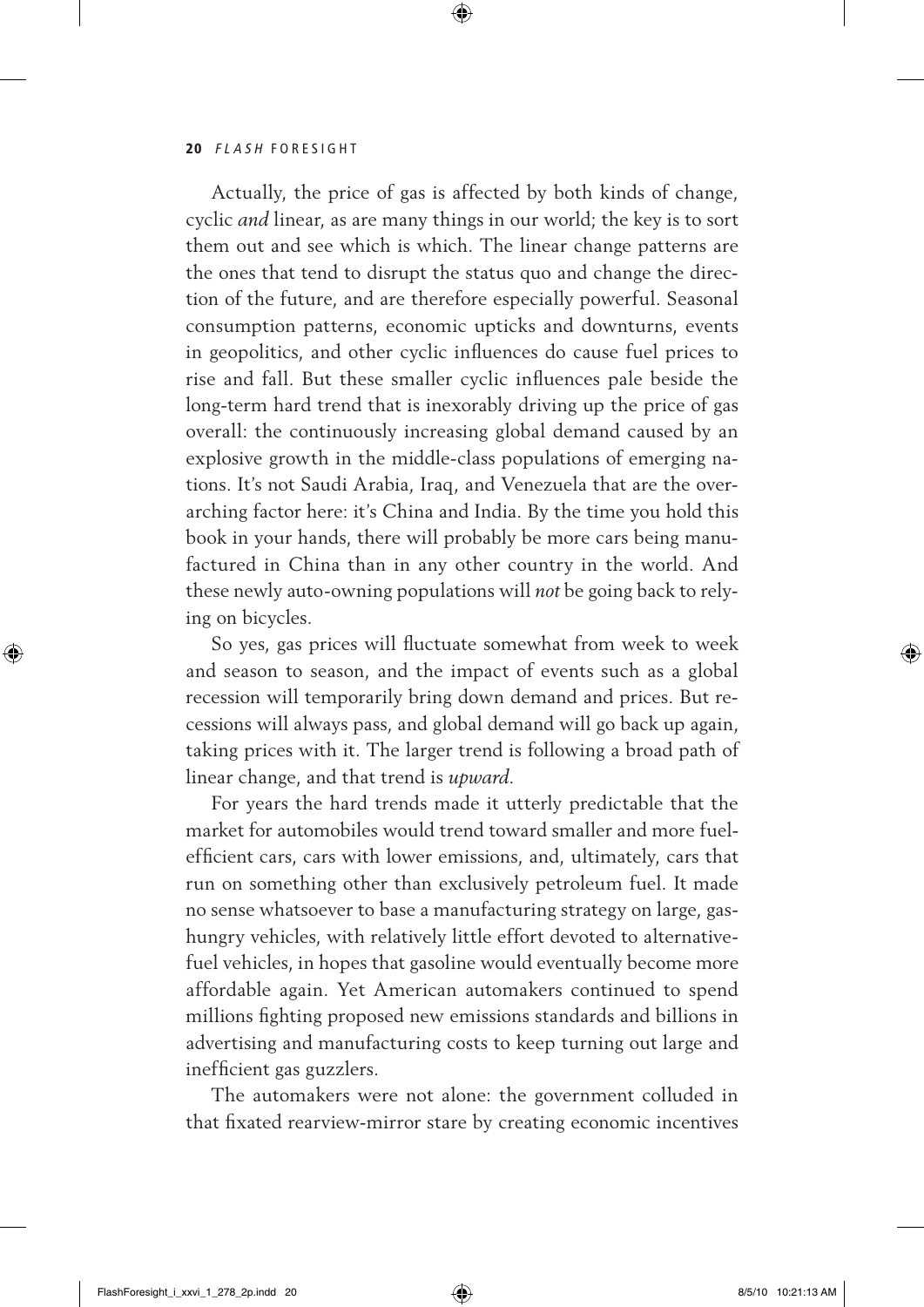Actually, the price of gas is affected by both kinds of change, cyclic *and* linear, as are many things in our world; the key is to sort them out and see which is which. The linear change patterns are the ones that tend to disrupt the status quo and change the direction of the future, and are therefore especially powerful. Seasonal consumption patterns, economic upticks and downturns, events in geopolitics, and other cyclic influences do cause fuel prices to rise and fall. But these smaller cyclic influences pale beside the long-term hard trend that is inexorably driving up the price of gas overall: the continuously increasing global demand caused by an explosive growth in the middle-class populations of emerging nations. It's not Saudi Arabia, Iraq, and Venezuela that are the overarching factor here: it's China and India. By the time you hold this book in your hands, there will probably be more cars being manufactured in China than in any other country in the world. And these newly auto-owning populations will *not* be going back to relying on bicycles.

So yes, gas prices will fluctuate somewhat from week to week and season to season, and the impact of events such as a global recession will temporarily bring down demand and prices. But recessions will always pass, and global demand will go back up again, taking prices with it. The larger trend is following a broad path of linear change, and that trend is *upward.*

For years the hard trends made it utterly predictable that the market for automobiles would trend toward smaller and more fuel-efficient cars, cars with lower emissions, and, ultimately, cars that run on something other than exclusively petroleum fuel. It made no sense whatsoever to base a manufacturing strategy on large, gas-hungry vehicles, with relatively little effort devoted to alternative-fuel vehicles, in hopes that gasoline would eventually become more affordable again. Yet American automakers continued to spend millions fighting proposed new emissions standards and billions in advertising and manufacturing costs to keep turning out large and inefficient gas guzzlers.

The automakers were not alone: the government colluded in that fixated rearview-mirror stare by creating economic incentives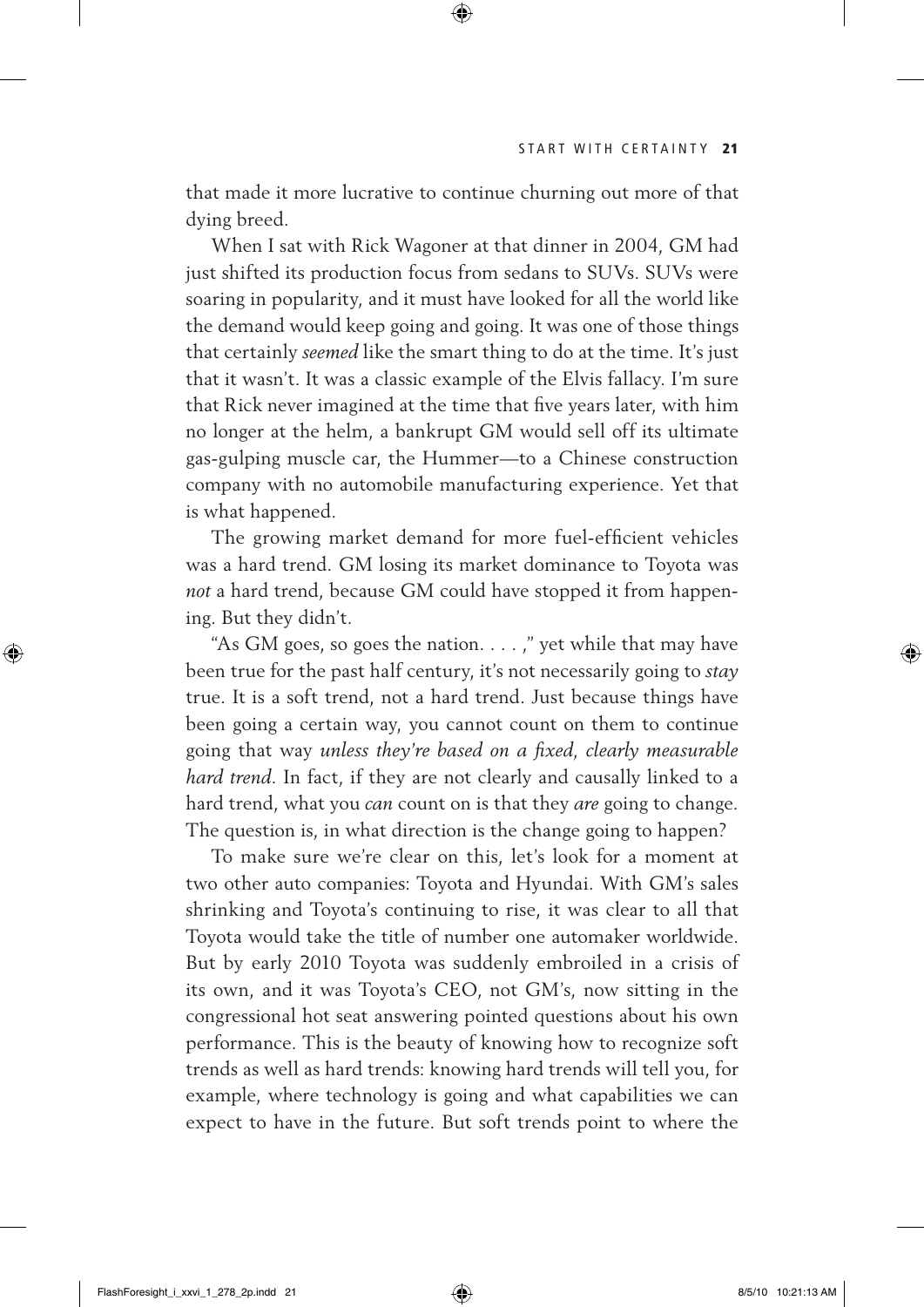that made it more lucrative to continue churning out more of that dying breed.

When I sat with Rick Wagoner at that dinner in 2004, GM had just shifted its production focus from sedans to SUVs. SUVs were soaring in popularity, and it must have looked for all the world like the demand would keep going and going. It was one of those things that certainly *seemed* like the smart thing to do at the time. It's just that it wasn't. It was a classic example of the Elvis fallacy. I'm sure that Rick never imagined at the time that five years later, with him no longer at the helm, a bankrupt GM would sell off its ultimate gas-gulping muscle car, the Hummer—to a Chinese construction company with no automobile manufacturing experience. Yet that is what happened.

The growing market demand for more fuel-efficient vehicles was a hard trend. GM losing its market dominance to Toyota was *not* a hard trend, because GM could have stopped it from happening. But they didn't.

"As GM goes, so goes the nation. . . . ," yet while that may have been true for the past half century, it's not necessarily going to *stay* true. It is a soft trend, not a hard trend. Just because things have been going a certain way, you cannot count on them to continue going that way *unless they're based on a fixed, clearly measurable hard trend*. In fact, if they are not clearly and causally linked to a hard trend, what you *can* count on is that they *are* going to change. The question is, in what direction is the change going to happen?

To make sure we're clear on this, let's look for a moment at two other auto companies: Toyota and Hyundai. With GM's sales shrinking and Toyota's continuing to rise, it was clear to all that Toyota would take the title of number one automaker worldwide. But by early 2010 Toyota was suddenly embroiled in a crisis of its own, and it was Toyota's CEO, not GM's, now sitting in the congressional hot seat answering pointed questions about his own performance. This is the beauty of knowing how to recognize soft trends as well as hard trends: knowing hard trends will tell you, for example, where technology is going and what capabilities we can expect to have in the future. But soft trends point to where the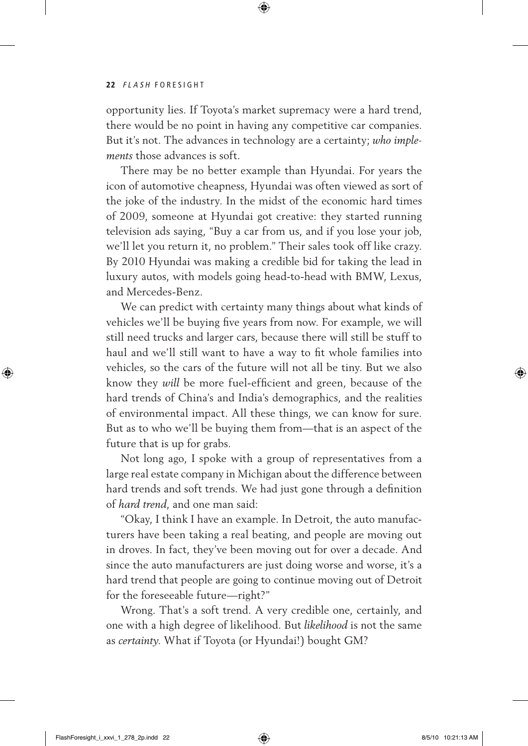opportunity lies. If Toyota's market supremacy were a hard trend, there would be no point in having any competitive car companies. But it's not. The advances in technology are a certainty; *who implements* those advances is soft.

There may be no better example than Hyundai. For years the icon of automotive cheapness, Hyundai was often viewed as sort of the joke of the industry. In the midst of the economic hard times of 2009, someone at Hyundai got creative: they started running television ads saying, "Buy a car from us, and if you lose your job, we'll let you return it, no problem." Their sales took off like crazy. By 2010 Hyundai was making a credible bid for taking the lead in luxury autos, with models going head-to-head with BMW, Lexus, and Mercedes-Benz.

We can predict with certainty many things about what kinds of vehicles we'll be buying five years from now. For example, we will still need trucks and larger cars, because there will still be stuff to haul and we'll still want to have a way to fit whole families into vehicles, so the cars of the future will not all be tiny. But we also know they *will* be more fuel-efficient and green, because of the hard trends of China's and India's demographics, and the realities of environmental impact. All these things, we can know for sure. But as to who we'll be buying them from—that is an aspect of the future that is up for grabs.

Not long ago, I spoke with a group of representatives from a large real estate company in Michigan about the difference between hard trends and soft trends. We had just gone through a definition of *hard trend*, and one man said:

"Okay, I think I have an example. In Detroit, the auto manufacturers have been taking a real beating, and people are moving out in droves. In fact, they've been moving out for over a decade. And since the auto manufacturers are just doing worse and worse, it's a hard trend that people are going to continue moving out of Detroit for the foreseeable future—right?"

Wrong. That's a soft trend. A very credible one, certainly, and one with a high degree of likelihood. But *likelihood* is not the same as *certainty*. What if Toyota (or Hyundai!) bought GM?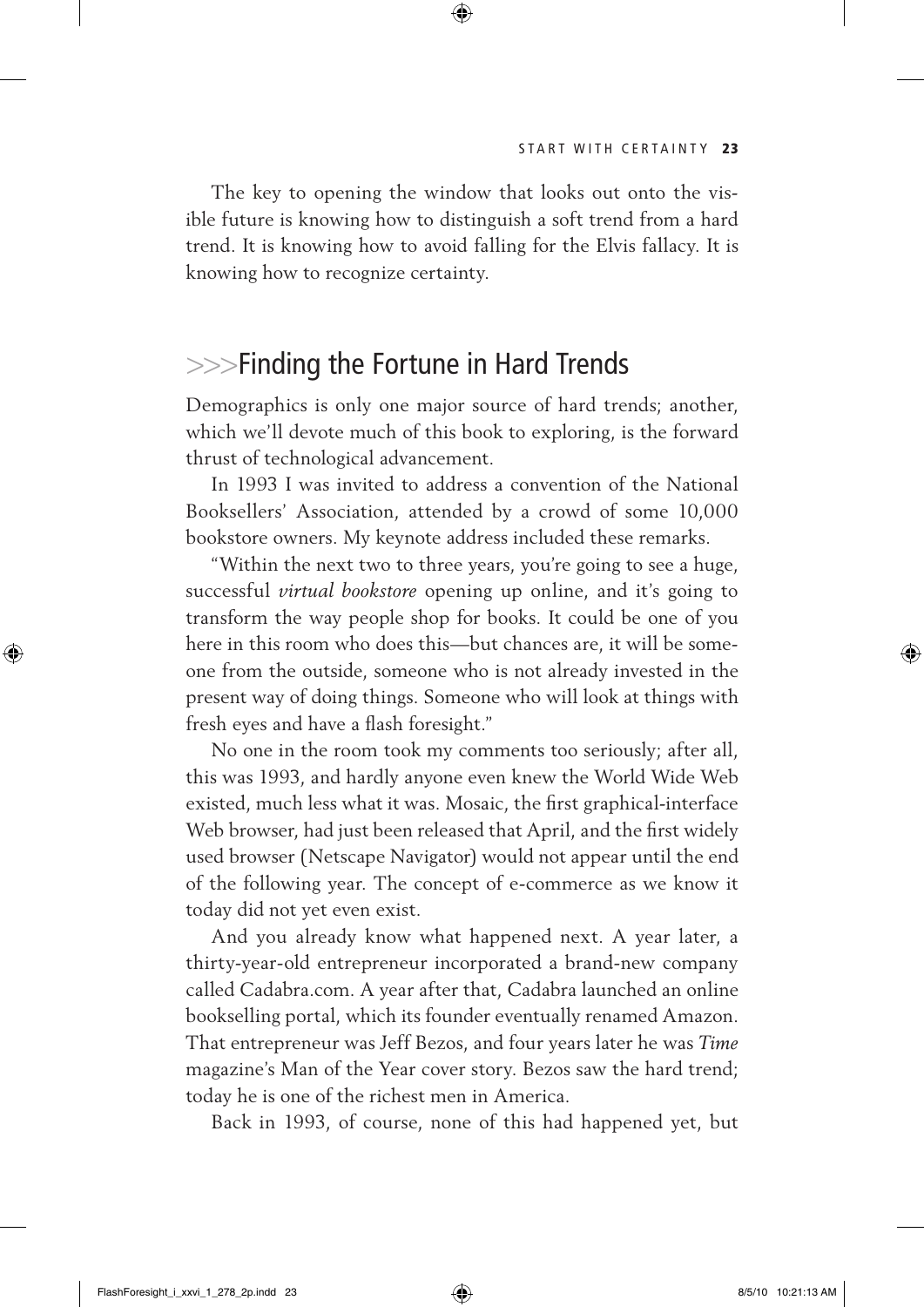The key to opening the window that looks out onto the visible future is knowing how to distinguish a soft trend from a hard trend. It is knowing how to avoid falling for the Elvis fallacy. It is knowing how to recognize certainty.

## >>>Finding the Fortune in Hard Trends

Demographics is only one major source of hard trends; another, which we'll devote much of this book to exploring, is the forward thrust of technological advancement.

In 1993 I was invited to address a convention of the National Booksellers' Association, attended by a crowd of some 10,000 bookstore owners. My keynote address included these remarks.

"Within the next two to three years, you're going to see a huge, successful *virtual bookstore* opening up online, and it's going to transform the way people shop for books. It could be one of you here in this room who does this—but chances are, it will be someone from the outside, someone who is not already invested in the present way of doing things. Someone who will look at things with fresh eyes and have a flash foresight."

No one in the room took my comments too seriously; after all, this was 1993, and hardly anyone even knew the World Wide Web existed, much less what it was. Mosaic, the first graphical-interface Web browser, had just been released that April, and the first widely used browser (Netscape Navigator) would not appear until the end of the following year. The concept of e-commerce as we know it today did not yet even exist.

And you already know what happened next. A year later, a thirty-year-old entrepreneur incorporated a brand-new company called Cadabra.com. A year after that, Cadabra launched an online bookselling portal, which its founder eventually renamed Amazon. That entrepreneur was Jeff Bezos, and four years later he was *Time* magazine's Man of the Year cover story. Bezos saw the hard trend; today he is one of the richest men in America.

Back in 1993, of course, none of this had happened yet, but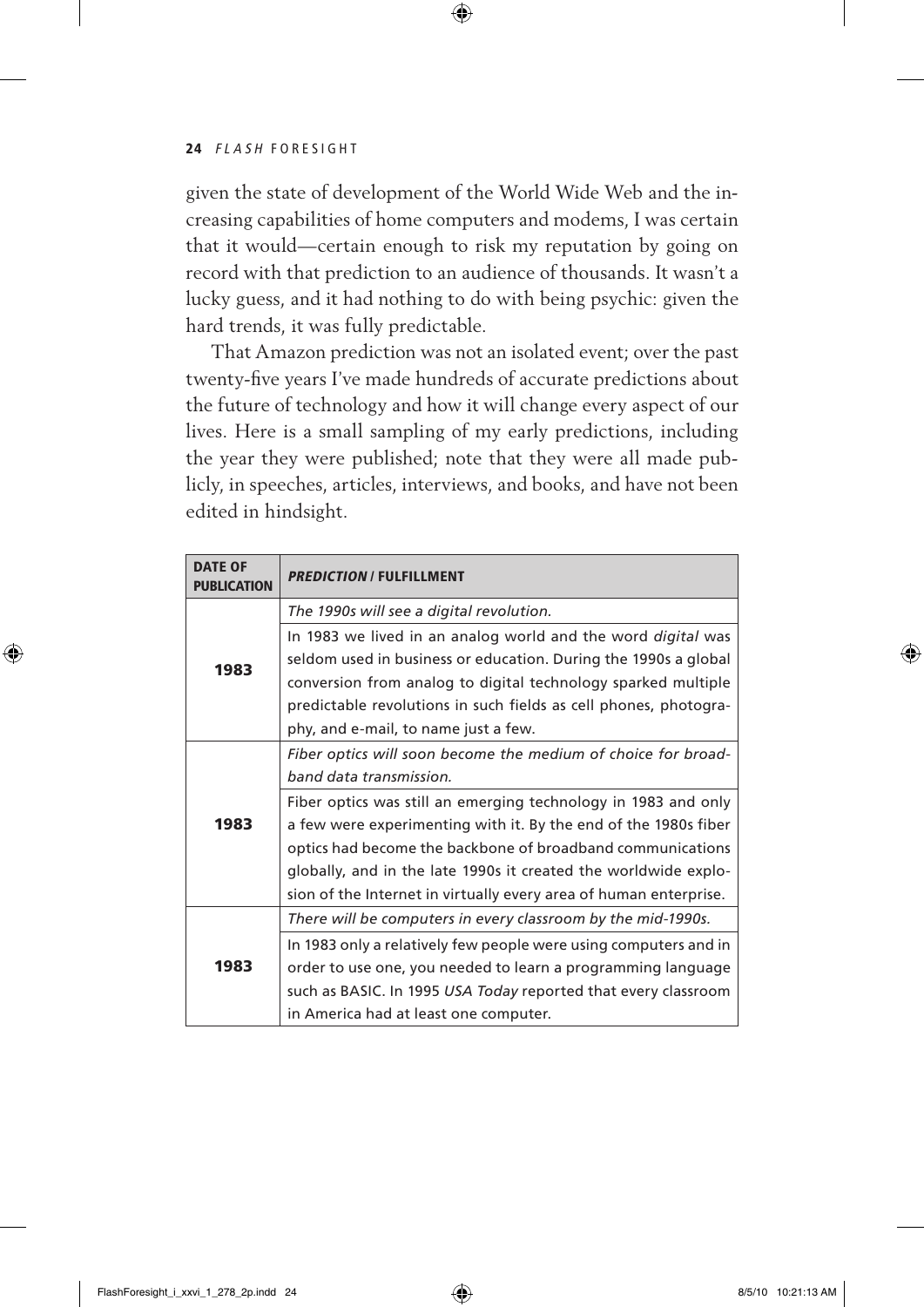given the state of development of the World Wide Web and the increasing capabilities of home computers and modems, I was certain that it would—certain enough to risk my reputation by going on record with that prediction to an audience of thousands. It wasn't a lucky guess, and it had nothing to do with being psychic: given the hard trends, it was fully predictable.

That Amazon prediction was not an isolated event; over the past twenty-five years I've made hundreds of accurate predictions about the future of technology and how it will change every aspect of our lives. Here is a small sampling of my early predictions, including the year they were published; note that they were all made publicly, in speeches, articles, interviews, and books, and have not been edited in hindsight.

| DATE OF PUBLICATION | *PREDICTION* / FULFILLMENT |
|---|---|
| 1983 | *The 1990s will see a digital revolution.* |
| | In 1983 we lived in an analog world and the word *digital* was seldom used in business or education. During the 1990s a global conversion from analog to digital technology sparked multiple predictable revolutions in such fields as cell phones, photography, and e-mail, to name just a few. |
| 1983 | *Fiber optics will soon become the medium of choice for broadband data transmission.* |
| | Fiber optics was still an emerging technology in 1983 and only a few were experimenting with it. By the end of the 1980s fiber optics had become the backbone of broadband communications globally, and in the late 1990s it created the worldwide explosion of the Internet in virtually every area of human enterprise. |
| 1983 | *There will be computers in every classroom by the mid-1990s.* |
| | In 1983 only a relatively few people were using computers and in order to use one, you needed to learn a programming language such as BASIC. In 1995 *USA Today* reported that every classroom in America had at least one computer. |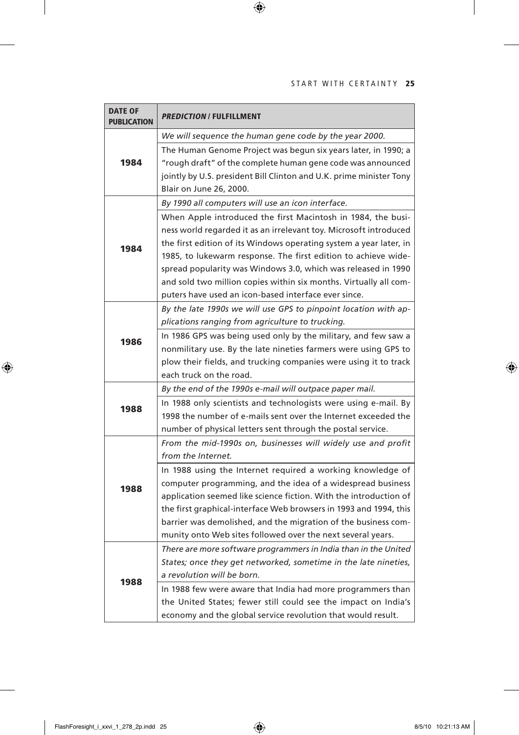| DATE OF PUBLICATION | ***PREDICTION* / FULFILLMENT** |
|---|---|
| **1984** | *We will sequence the human gene code by the year 2000.* |
| | The Human Genome Project was begun six years later, in 1990; a "rough draft" of the complete human gene code was announced jointly by U.S. president Bill Clinton and U.K. prime minister Tony Blair on June 26, 2000. |
| **1984** | *By 1990 all computers will use an icon interface.* |
| | When Apple introduced the first Macintosh in 1984, the business world regarded it as an irrelevant toy. Microsoft introduced the first edition of its Windows operating system a year later, in 1985, to lukewarm response. The first edition to achieve widespread popularity was Windows 3.0, which was released in 1990 and sold two million copies within six months. Virtually all computers have used an icon-based interface ever since. |
| **1986** | *By the late 1990s we will use GPS to pinpoint location with applications ranging from agriculture to trucking.* |
| | In 1986 GPS was being used only by the military, and few saw a nonmilitary use. By the late nineties farmers were using GPS to plow their fields, and trucking companies were using it to track each truck on the road. |
| **1988** | *By the end of the 1990s e-mail will outpace paper mail.* |
| | In 1988 only scientists and technologists were using e-mail. By 1998 the number of e-mails sent over the Internet exceeded the number of physical letters sent through the postal service. |
| **1988** | *From the mid-1990s on, businesses will widely use and profit from the Internet.* |
| | In 1988 using the Internet required a working knowledge of computer programming, and the idea of a widespread business application seemed like science fiction. With the introduction of the first graphical-interface Web browsers in 1993 and 1994, this barrier was demolished, and the migration of the business community onto Web sites followed over the next several years. |
| **1988** | *There are more software programmers in India than in the United States; once they get networked, sometime in the late nineties, a revolution will be born.* |
| | In 1988 few were aware that India had more programmers than the United States; fewer still could see the impact on India's economy and the global service revolution that would result. |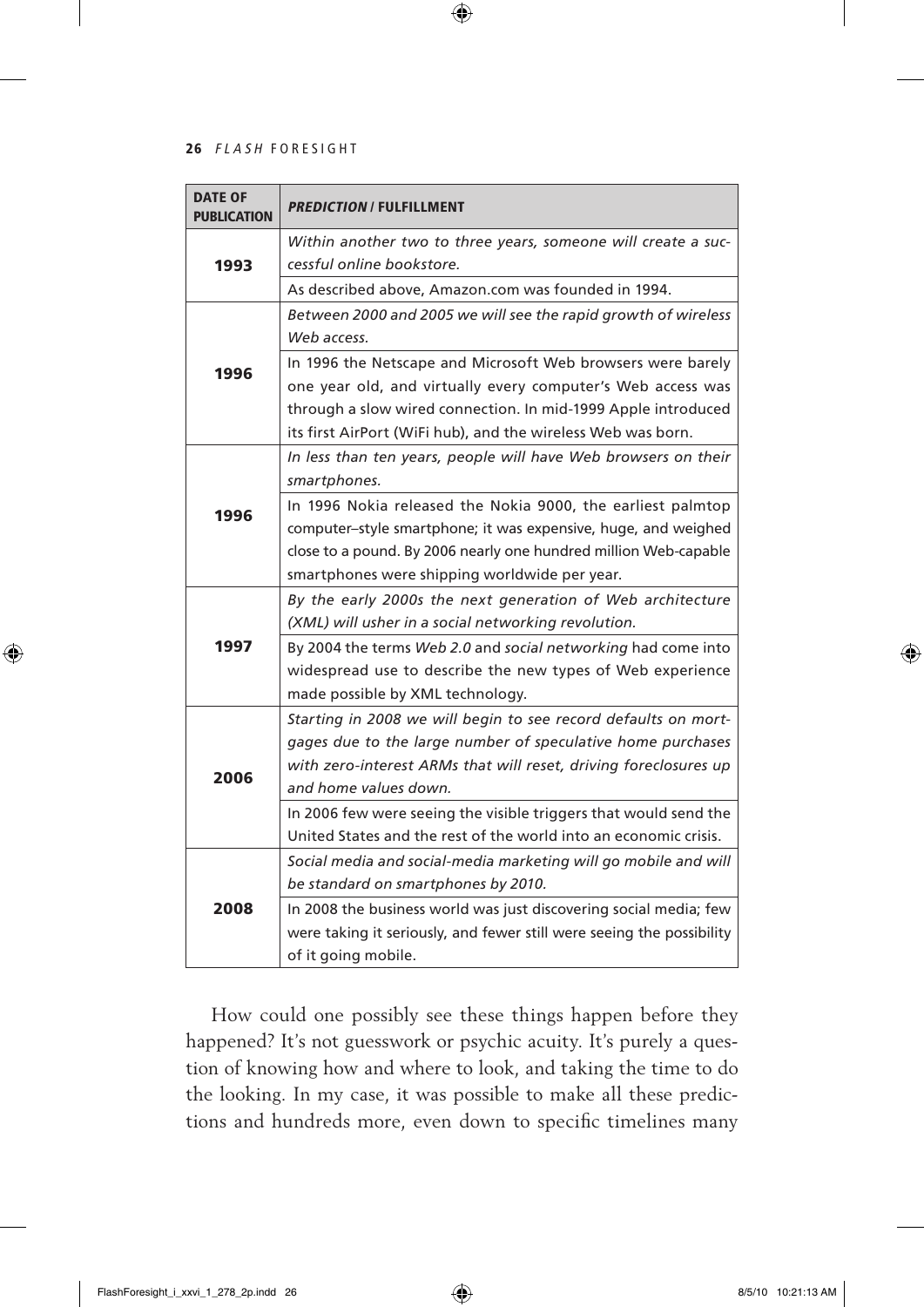| DATE OF PUBLICATION | *PREDICTION* / FULFILLMENT |
|---|---|
| 1993 | *Within another two to three years, someone will create a successful online bookstore.* |
| | As described above, Amazon.com was founded in 1994. |
| 1996 | *Between 2000 and 2005 we will see the rapid growth of wireless Web access.* |
| | In 1996 the Netscape and Microsoft Web browsers were barely one year old, and virtually every computer's Web access was through a slow wired connection. In mid-1999 Apple introduced its first AirPort (WiFi hub), and the wireless Web was born. |
| 1996 | *In less than ten years, people will have Web browsers on their smartphones.* |
| | In 1996 Nokia released the Nokia 9000, the earliest palmtop computer–style smartphone; it was expensive, huge, and weighed close to a pound. By 2006 nearly one hundred million Web-capable smartphones were shipping worldwide per year. |
| 1997 | *By the early 2000s the next generation of Web architecture (XML) will usher in a social networking revolution.* |
| | By 2004 the terms *Web 2.0* and *social networking* had come into widespread use to describe the new types of Web experience made possible by XML technology. |
| 2006 | *Starting in 2008 we will begin to see record defaults on mortgages due to the large number of speculative home purchases with zero-interest ARMs that will reset, driving foreclosures up and home values down.* |
| | In 2006 few were seeing the visible triggers that would send the United States and the rest of the world into an economic crisis. |
| 2008 | *Social media and social-media marketing will go mobile and will be standard on smartphones by 2010.* |
| | In 2008 the business world was just discovering social media; few were taking it seriously, and fewer still were seeing the possibility of it going mobile. |

How could one possibly see these things happen before they happened? It's not guesswork or psychic acuity. It's purely a question of knowing how and where to look, and taking the time to do the looking. In my case, it was possible to make all these predictions and hundreds more, even down to specific timelines many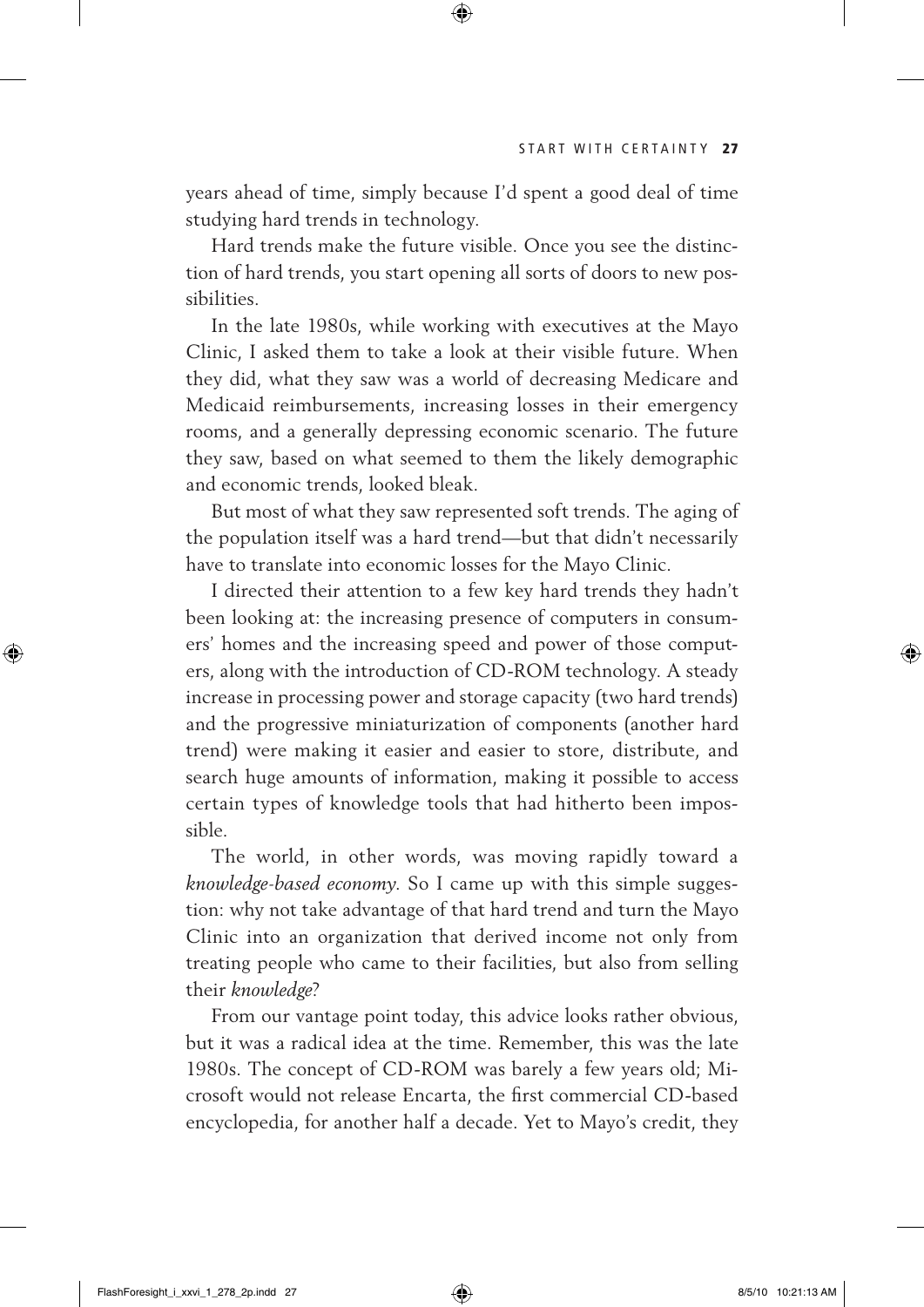years ahead of time, simply because I'd spent a good deal of time studying hard trends in technology.

Hard trends make the future visible. Once you see the distinction of hard trends, you start opening all sorts of doors to new possibilities.

In the late 1980s, while working with executives at the Mayo Clinic, I asked them to take a look at their visible future. When they did, what they saw was a world of decreasing Medicare and Medicaid reimbursements, increasing losses in their emergency rooms, and a generally depressing economic scenario. The future they saw, based on what seemed to them the likely demographic and economic trends, looked bleak.

But most of what they saw represented soft trends. The aging of the population itself was a hard trend—but that didn't necessarily have to translate into economic losses for the Mayo Clinic.

I directed their attention to a few key hard trends they hadn't been looking at: the increasing presence of computers in consumers' homes and the increasing speed and power of those computers, along with the introduction of CD-ROM technology. A steady increase in processing power and storage capacity (two hard trends) and the progressive miniaturization of components (another hard trend) were making it easier and easier to store, distribute, and search huge amounts of information, making it possible to access certain types of knowledge tools that had hitherto been impossible.

The world, in other words, was moving rapidly toward a *knowledge-based economy*. So I came up with this simple suggestion: why not take advantage of that hard trend and turn the Mayo Clinic into an organization that derived income not only from treating people who came to their facilities, but also from selling their *knowledge*?

From our vantage point today, this advice looks rather obvious, but it was a radical idea at the time. Remember, this was the late 1980s. The concept of CD-ROM was barely a few years old; Microsoft would not release Encarta, the first commercial CD-based encyclopedia, for another half a decade. Yet to Mayo's credit, they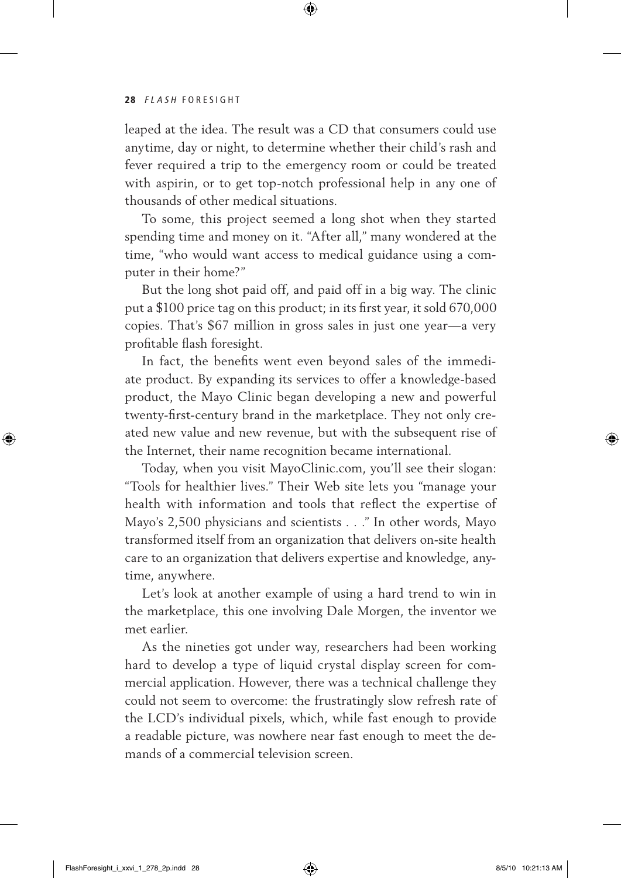leaped at the idea. The result was a CD that consumers could use anytime, day or night, to determine whether their child's rash and fever required a trip to the emergency room or could be treated with aspirin, or to get top-notch professional help in any one of thousands of other medical situations.

To some, this project seemed a long shot when they started spending time and money on it. "After all," many wondered at the time, "who would want access to medical guidance using a computer in their home?"

But the long shot paid off, and paid off in a big way. The clinic put a $100 price tag on this product; in its first year, it sold 670,000 copies. That's $67 million in gross sales in just one year—a very profitable flash foresight.

In fact, the benefits went even beyond sales of the immediate product. By expanding its services to offer a knowledge-based product, the Mayo Clinic began developing a new and powerful twenty-first-century brand in the marketplace. They not only created new value and new revenue, but with the subsequent rise of the Internet, their name recognition became international.

Today, when you visit MayoClinic.com, you'll see their slogan: "Tools for healthier lives." Their Web site lets you "manage your health with information and tools that reflect the expertise of Mayo's 2,500 physicians and scientists . . ." In other words, Mayo transformed itself from an organization that delivers on-site health care to an organization that delivers expertise and knowledge, anytime, anywhere.

Let's look at another example of using a hard trend to win in the marketplace, this one involving Dale Morgen, the inventor we met earlier.

As the nineties got under way, researchers had been working hard to develop a type of liquid crystal display screen for commercial application. However, there was a technical challenge they could not seem to overcome: the frustratingly slow refresh rate of the LCD's individual pixels, which, while fast enough to provide a readable picture, was nowhere near fast enough to meet the demands of a commercial television screen.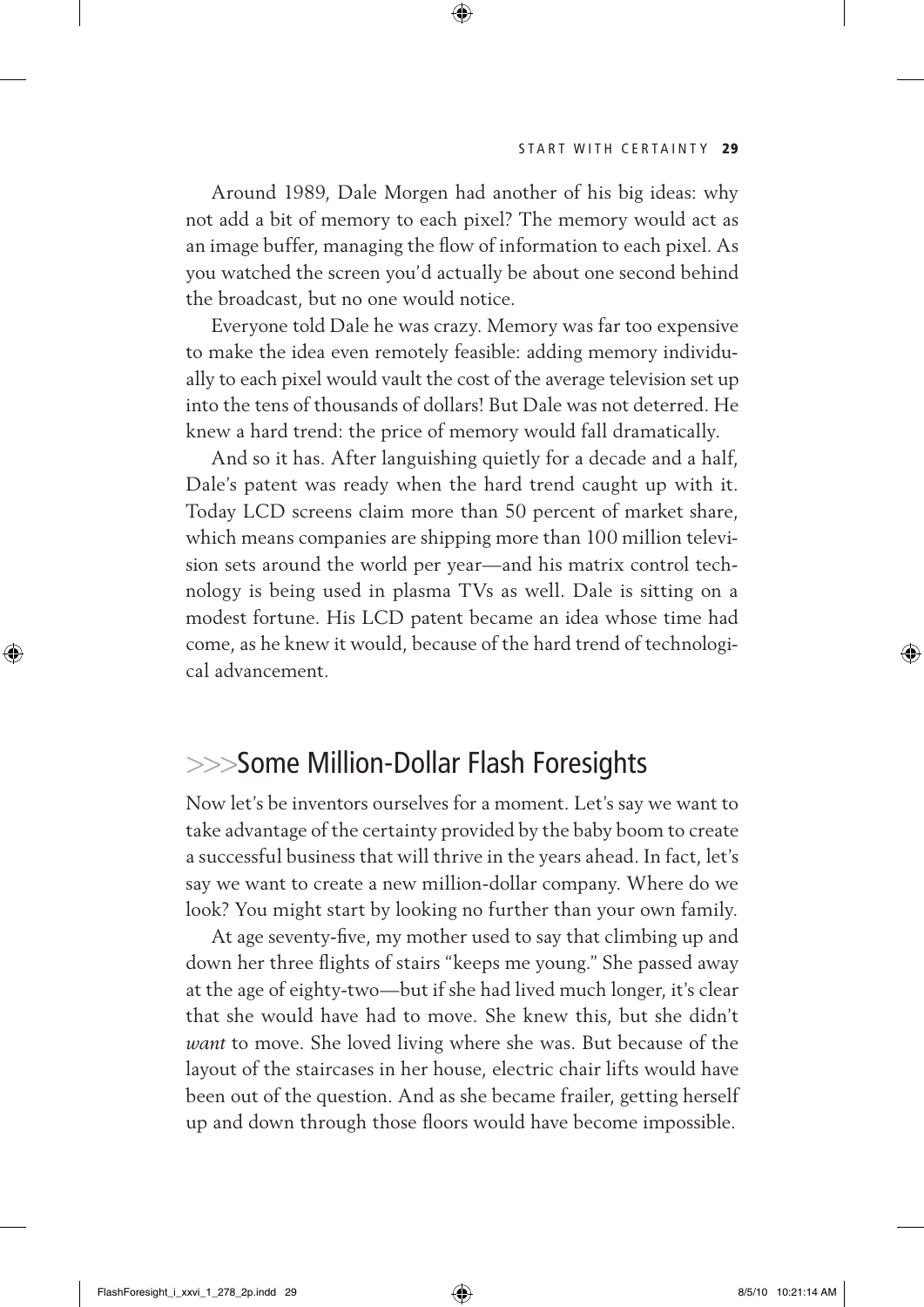Around 1989, Dale Morgen had another of his big ideas: why not add a bit of memory to each pixel? The memory would act as an image buffer, managing the flow of information to each pixel. As you watched the screen you'd actually be about one second behind the broadcast, but no one would notice.

Everyone told Dale he was crazy. Memory was far too expensive to make the idea even remotely feasible: adding memory individually to each pixel would vault the cost of the average television set up into the tens of thousands of dollars! But Dale was not deterred. He knew a hard trend: the price of memory would fall dramatically.

And so it has. After languishing quietly for a decade and a half, Dale's patent was ready when the hard trend caught up with it. Today LCD screens claim more than 50 percent of market share, which means companies are shipping more than 100 million television sets around the world per year—and his matrix control technology is being used in plasma TVs as well. Dale is sitting on a modest fortune. His LCD patent became an idea whose time had come, as he knew it would, because of the hard trend of technological advancement.

## >>>Some Million-Dollar Flash Foresights

Now let's be inventors ourselves for a moment. Let's say we want to take advantage of the certainty provided by the baby boom to create a successful business that will thrive in the years ahead. In fact, let's say we want to create a new million-dollar company. Where do we look? You might start by looking no further than your own family.

At age seventy-five, my mother used to say that climbing up and down her three flights of stairs "keeps me young." She passed away at the age of eighty-two—but if she had lived much longer, it's clear that she would have had to move. She knew this, but she didn't *want* to move. She loved living where she was. But because of the layout of the staircases in her house, electric chair lifts would have been out of the question. And as she became frailer, getting herself up and down through those floors would have become impossible.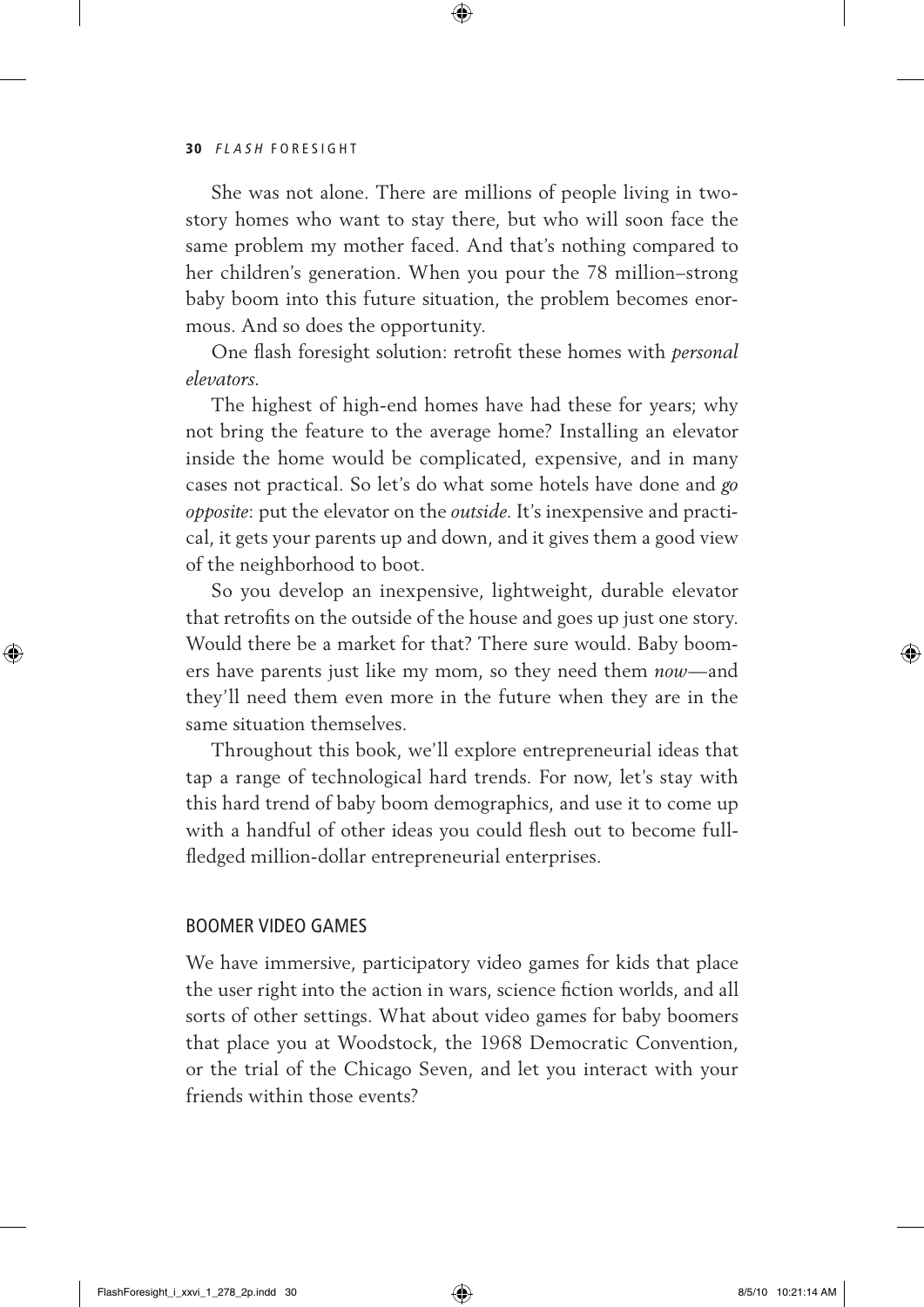She was not alone. There are millions of people living in two-story homes who want to stay there, but who will soon face the same problem my mother faced. And that's nothing compared to her children's generation. When you pour the 78 million–strong baby boom into this future situation, the problem becomes enormous. And so does the opportunity.

One flash foresight solution: retrofit these homes with *personal elevators.*

The highest of high-end homes have had these for years; why not bring the feature to the average home? Installing an elevator inside the home would be complicated, expensive, and in many cases not practical. So let's do what some hotels have done and *go opposite*: put the elevator on the *outside*. It's inexpensive and practical, it gets your parents up and down, and it gives them a good view of the neighborhood to boot.

So you develop an inexpensive, lightweight, durable elevator that retrofits on the outside of the house and goes up just one story. Would there be a market for that? There sure would. Baby boomers have parents just like my mom, so they need them *now*—and they'll need them even more in the future when they are in the same situation themselves.

Throughout this book, we'll explore entrepreneurial ideas that tap a range of technological hard trends. For now, let's stay with this hard trend of baby boom demographics, and use it to come up with a handful of other ideas you could flesh out to become full-fledged million-dollar entrepreneurial enterprises.

## BOOMER VIDEO GAMES

We have immersive, participatory video games for kids that place the user right into the action in wars, science fiction worlds, and all sorts of other settings. What about video games for baby boomers that place you at Woodstock, the 1968 Democratic Convention, or the trial of the Chicago Seven, and let you interact with your friends within those events?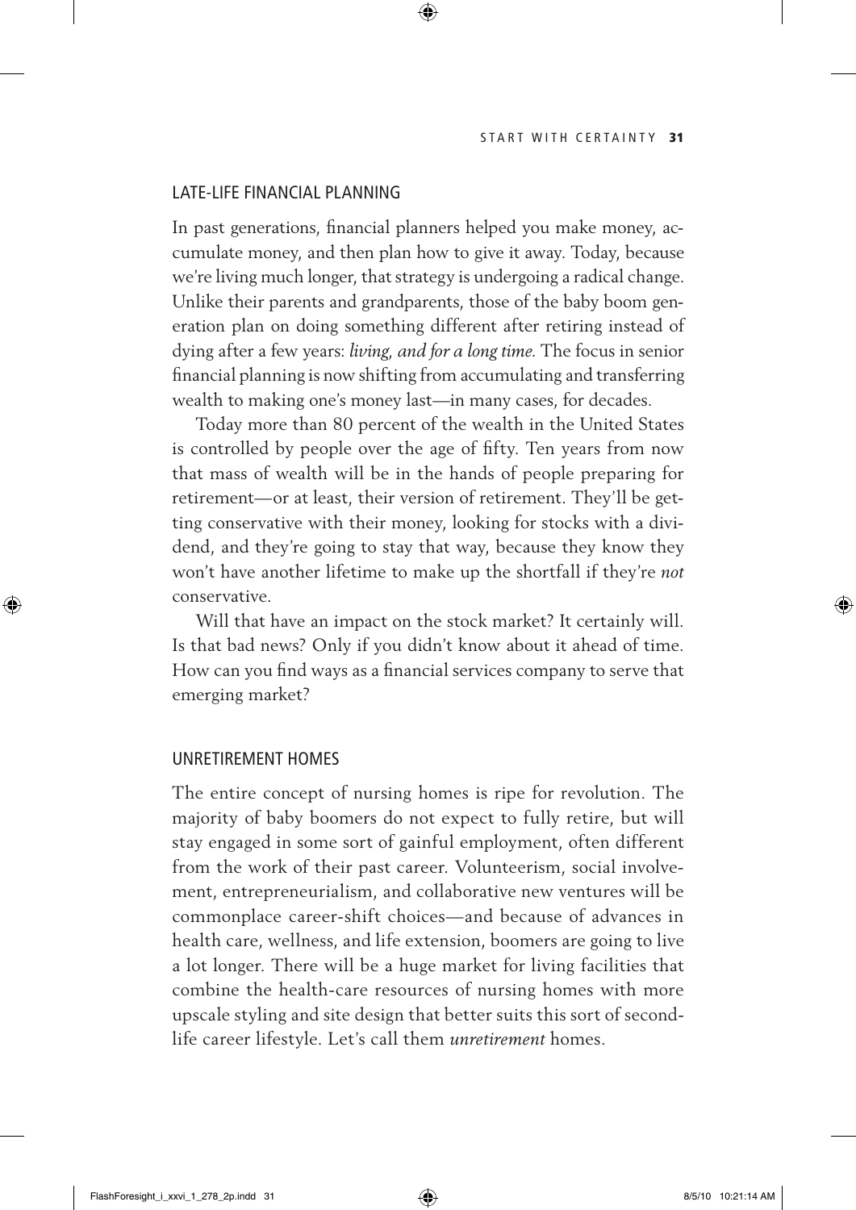## LATE-LIFE FINANCIAL PLANNING

In past generations, financial planners helped you make money, accumulate money, and then plan how to give it away. Today, because we're living much longer, that strategy is undergoing a radical change. Unlike their parents and grandparents, those of the baby boom generation plan on doing something different after retiring instead of dying after a few years: *living, and for a long time.* The focus in senior financial planning is now shifting from accumulating and transferring wealth to making one's money last—in many cases, for decades.

Today more than 80 percent of the wealth in the United States is controlled by people over the age of fifty. Ten years from now that mass of wealth will be in the hands of people preparing for retirement—or at least, their version of retirement. They'll be getting conservative with their money, looking for stocks with a dividend, and they're going to stay that way, because they know they won't have another lifetime to make up the shortfall if they're *not* conservative.

Will that have an impact on the stock market? It certainly will. Is that bad news? Only if you didn't know about it ahead of time. How can you find ways as a financial services company to serve that emerging market?

## UNRETIREMENT HOMES

The entire concept of nursing homes is ripe for revolution. The majority of baby boomers do not expect to fully retire, but will stay engaged in some sort of gainful employment, often different from the work of their past career. Volunteerism, social involvement, entrepreneurialism, and collaborative new ventures will be commonplace career-shift choices—and because of advances in health care, wellness, and life extension, boomers are going to live a lot longer. There will be a huge market for living facilities that combine the health-care resources of nursing homes with more upscale styling and site design that better suits this sort of second-life career lifestyle. Let's call them *unretirement* homes.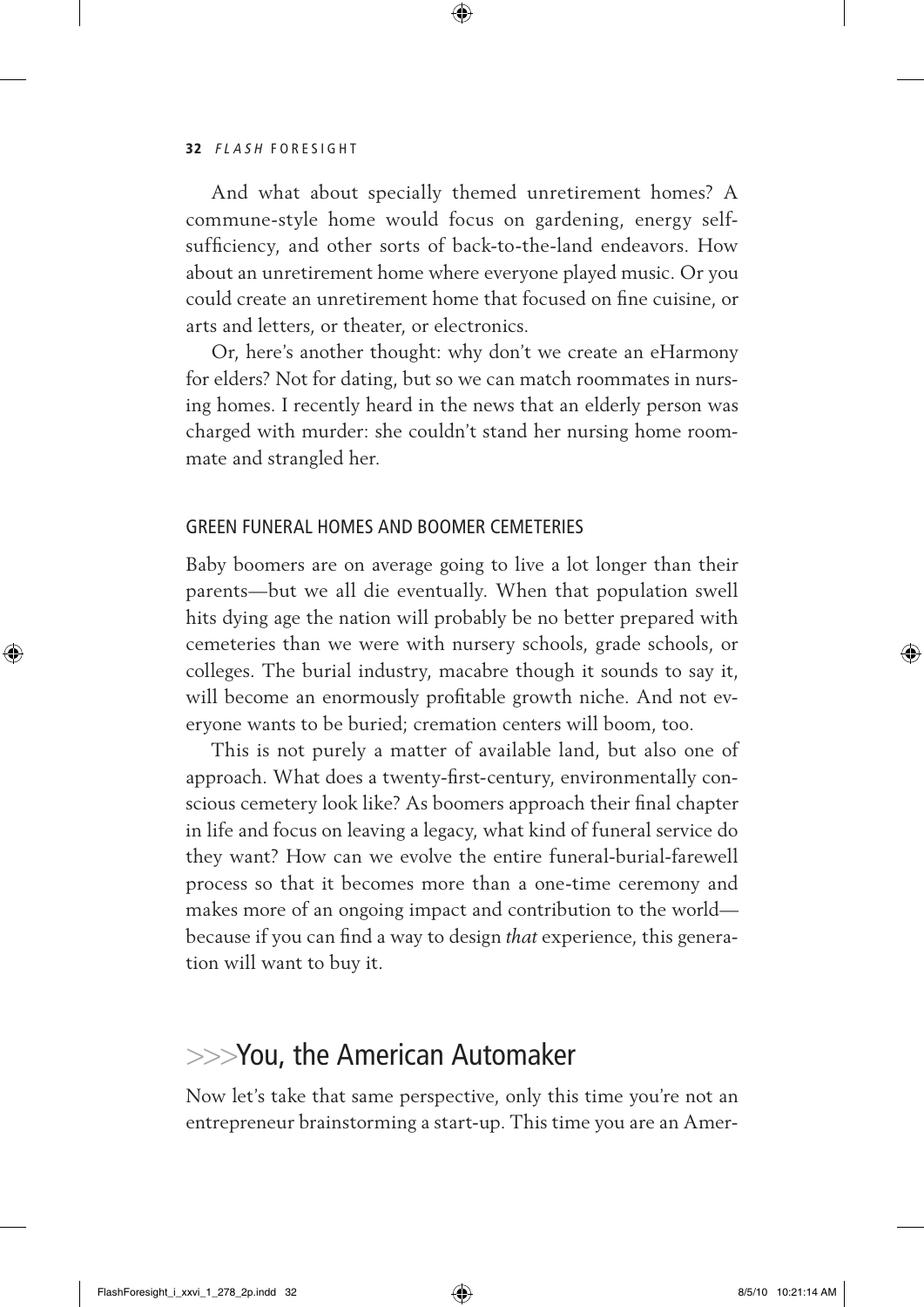And what about specially themed unretirement homes? A commune-style home would focus on gardening, energy self-sufficiency, and other sorts of back-to-the-land endeavors. How about an unretirement home where everyone played music. Or you could create an unretirement home that focused on fine cuisine, or arts and letters, or theater, or electronics.

Or, here's another thought: why don't we create an eHarmony for elders? Not for dating, but so we can match roommates in nursing homes. I recently heard in the news that an elderly person was charged with murder: she couldn't stand her nursing home roommate and strangled her.

### GREEN FUNERAL HOMES AND BOOMER CEMETERIES

Baby boomers are on average going to live a lot longer than their parents—but we all die eventually. When that population swell hits dying age the nation will probably be no better prepared with cemeteries than we were with nursery schools, grade schools, or colleges. The burial industry, macabre though it sounds to say it, will become an enormously profitable growth niche. And not everyone wants to be buried; cremation centers will boom, too.

This is not purely a matter of available land, but also one of approach. What does a twenty-first-century, environmentally conscious cemetery look like? As boomers approach their final chapter in life and focus on leaving a legacy, what kind of funeral service do they want? How can we evolve the entire funeral-burial-farewell process so that it becomes more than a one-time ceremony and makes more of an ongoing impact and contribution to the world—because if you can find a way to design *that* experience, this generation will want to buy it.

## >>>You, the American Automaker

Now let's take that same perspective, only this time you're not an entrepreneur brainstorming a start-up. This time you are an Amer-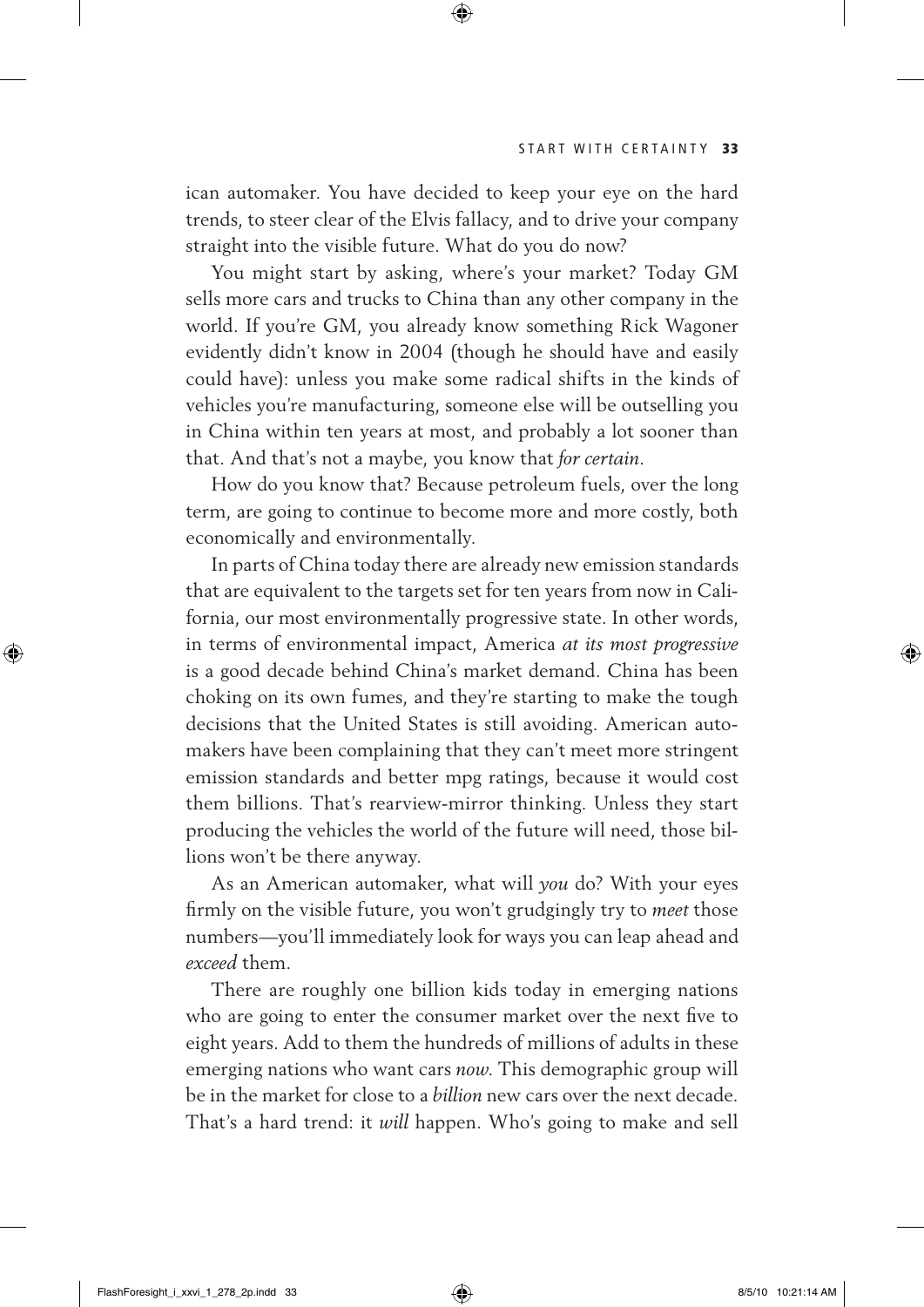ican automaker. You have decided to keep your eye on the hard trends, to steer clear of the Elvis fallacy, and to drive your company straight into the visible future. What do you do now?

You might start by asking, where's your market? Today GM sells more cars and trucks to China than any other company in the world. If you're GM, you already know something Rick Wagoner evidently didn't know in 2004 (though he should have and easily could have): unless you make some radical shifts in the kinds of vehicles you're manufacturing, someone else will be outselling you in China within ten years at most, and probably a lot sooner than that. And that's not a maybe, you know that *for certain.*

How do you know that? Because petroleum fuels, over the long term, are going to continue to become more and more costly, both economically and environmentally.

In parts of China today there are already new emission standards that are equivalent to the targets set for ten years from now in California, our most environmentally progressive state. In other words, in terms of environmental impact, America *at its most progressive* is a good decade behind China's market demand. China has been choking on its own fumes, and they're starting to make the tough decisions that the United States is still avoiding. American automakers have been complaining that they can't meet more stringent emission standards and better mpg ratings, because it would cost them billions. That's rearview-mirror thinking. Unless they start producing the vehicles the world of the future will need, those billions won't be there anyway.

As an American automaker, what will *you* do? With your eyes firmly on the visible future, you won't grudgingly try to *meet* those numbers—you'll immediately look for ways you can leap ahead and *exceed* them.

There are roughly one billion kids today in emerging nations who are going to enter the consumer market over the next five to eight years. Add to them the hundreds of millions of adults in these emerging nations who want cars *now.* This demographic group will be in the market for close to a *billion* new cars over the next decade. That's a hard trend: it *will* happen. Who's going to make and sell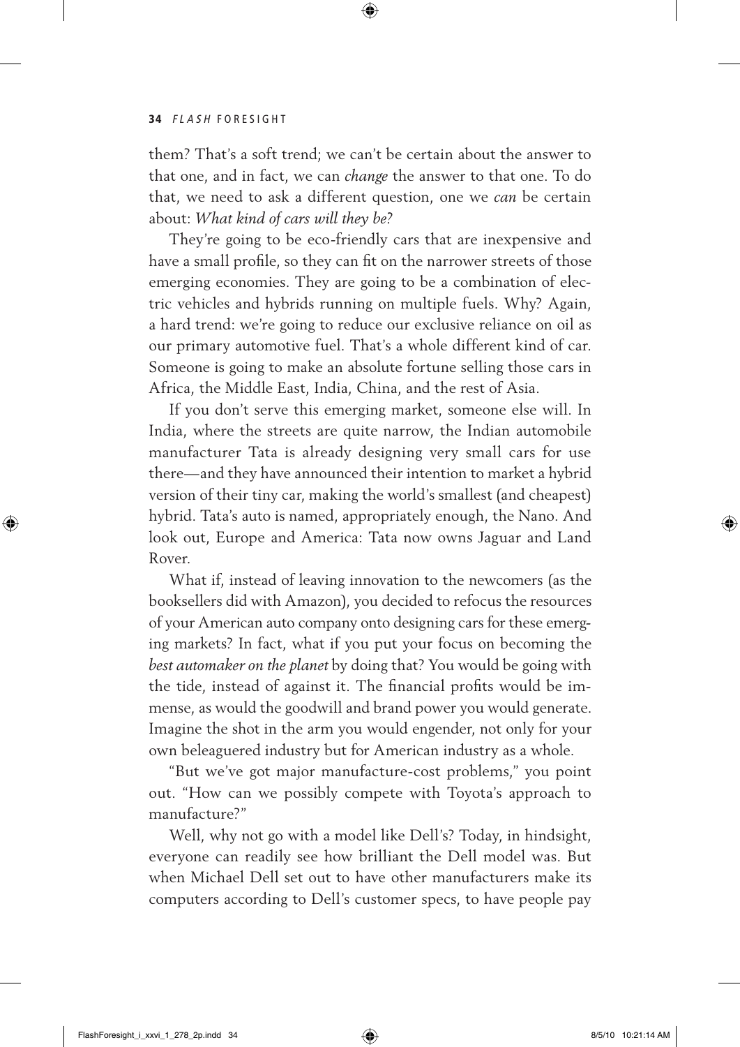them? That's a soft trend; we can't be certain about the answer to that one, and in fact, we can *change* the answer to that one. To do that, we need to ask a different question, one we *can* be certain about: *What kind of cars will they be?*

They're going to be eco-friendly cars that are inexpensive and have a small profile, so they can fit on the narrower streets of those emerging economies. They are going to be a combination of electric vehicles and hybrids running on multiple fuels. Why? Again, a hard trend: we're going to reduce our exclusive reliance on oil as our primary automotive fuel. That's a whole different kind of car. Someone is going to make an absolute fortune selling those cars in Africa, the Middle East, India, China, and the rest of Asia.

If you don't serve this emerging market, someone else will. In India, where the streets are quite narrow, the Indian automobile manufacturer Tata is already designing very small cars for use there—and they have announced their intention to market a hybrid version of their tiny car, making the world's smallest (and cheapest) hybrid. Tata's auto is named, appropriately enough, the Nano. And look out, Europe and America: Tata now owns Jaguar and Land Rover.

What if, instead of leaving innovation to the newcomers (as the booksellers did with Amazon), you decided to refocus the resources of your American auto company onto designing cars for these emerging markets? In fact, what if you put your focus on becoming the *best automaker on the planet* by doing that? You would be going with the tide, instead of against it. The financial profits would be immense, as would the goodwill and brand power you would generate. Imagine the shot in the arm you would engender, not only for your own beleaguered industry but for American industry as a whole.

"But we've got major manufacture-cost problems," you point out. "How can we possibly compete with Toyota's approach to manufacture?"

Well, why not go with a model like Dell's? Today, in hindsight, everyone can readily see how brilliant the Dell model was. But when Michael Dell set out to have other manufacturers make its computers according to Dell's customer specs, to have people pay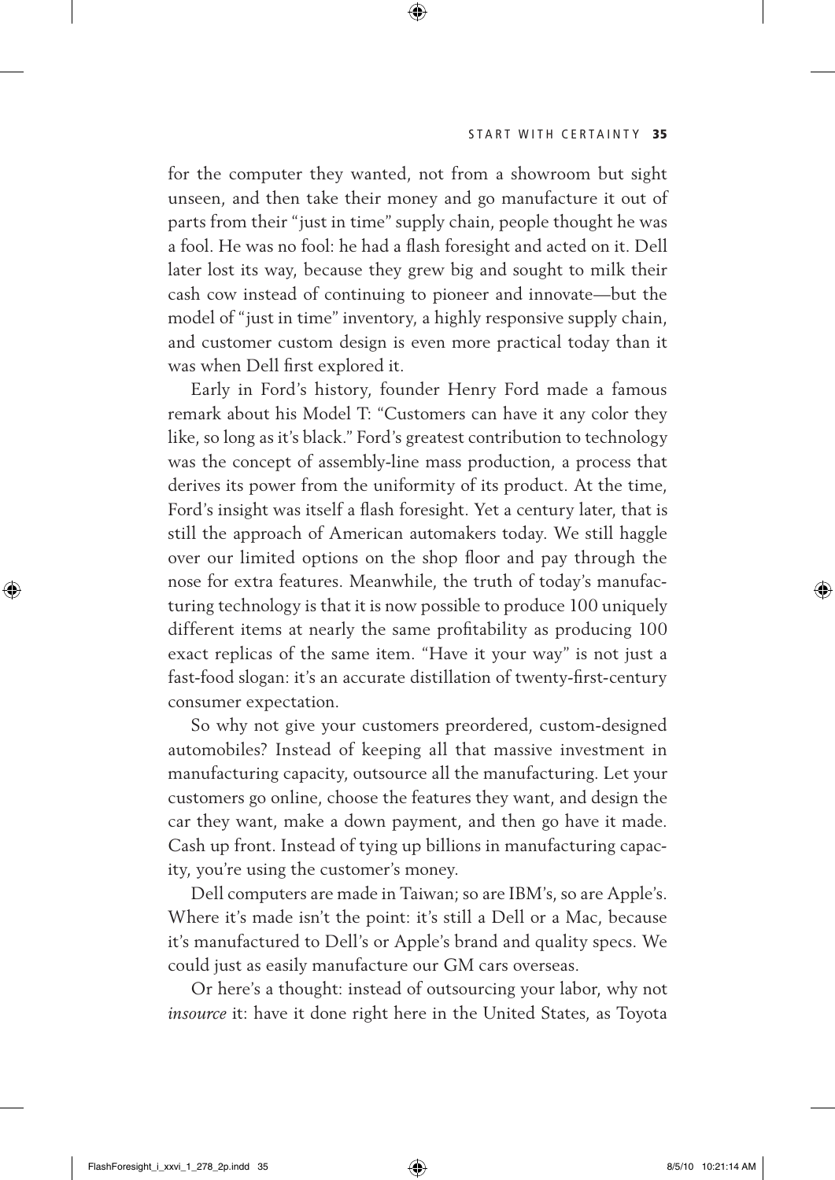for the computer they wanted, not from a showroom but sight unseen, and then take their money and go manufacture it out of parts from their "just in time" supply chain, people thought he was a fool. He was no fool: he had a flash foresight and acted on it. Dell later lost its way, because they grew big and sought to milk their cash cow instead of continuing to pioneer and innovate—but the model of "just in time" inventory, a highly responsive supply chain, and customer custom design is even more practical today than it was when Dell first explored it.

Early in Ford's history, founder Henry Ford made a famous remark about his Model T: "Customers can have it any color they like, so long as it's black." Ford's greatest contribution to technology was the concept of assembly-line mass production, a process that derives its power from the uniformity of its product. At the time, Ford's insight was itself a flash foresight. Yet a century later, that is still the approach of American automakers today. We still haggle over our limited options on the shop floor and pay through the nose for extra features. Meanwhile, the truth of today's manufacturing technology is that it is now possible to produce 100 uniquely different items at nearly the same profitability as producing 100 exact replicas of the same item. "Have it your way" is not just a fast-food slogan: it's an accurate distillation of twenty-first-century consumer expectation.

So why not give your customers preordered, custom-designed automobiles? Instead of keeping all that massive investment in manufacturing capacity, outsource all the manufacturing. Let your customers go online, choose the features they want, and design the car they want, make a down payment, and then go have it made. Cash up front. Instead of tying up billions in manufacturing capacity, you're using the customer's money.

Dell computers are made in Taiwan; so are IBM's, so are Apple's. Where it's made isn't the point: it's still a Dell or a Mac, because it's manufactured to Dell's or Apple's brand and quality specs. We could just as easily manufacture our GM cars overseas.

Or here's a thought: instead of outsourcing your labor, why not *insource* it: have it done right here in the United States, as Toyota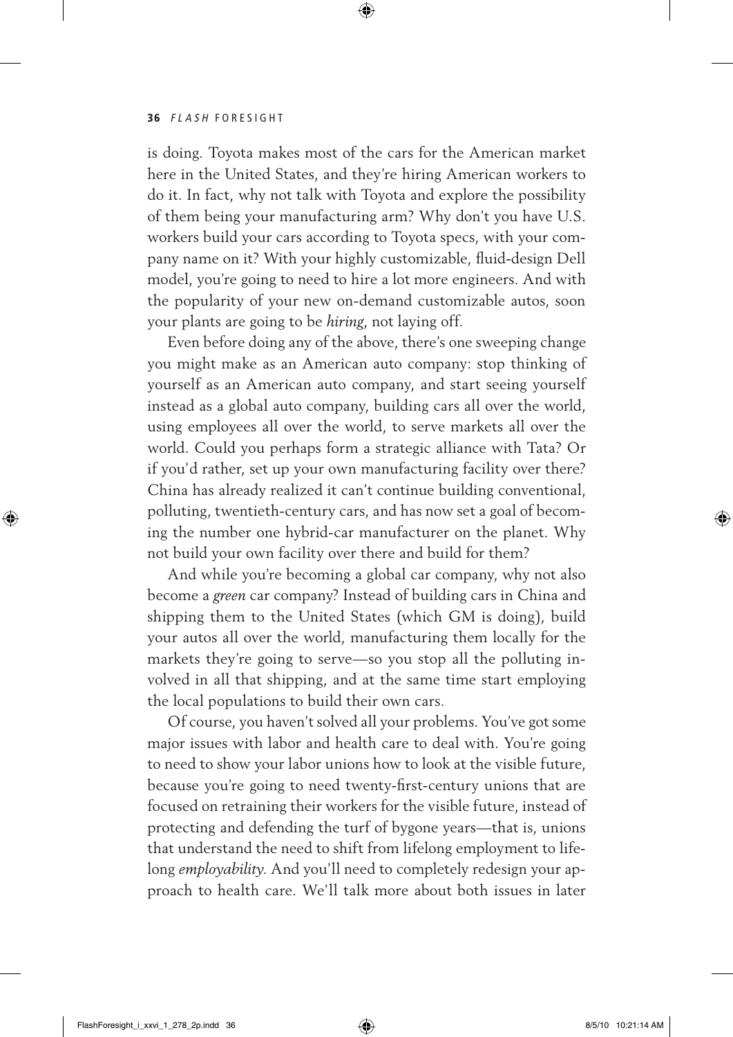is doing. Toyota makes most of the cars for the American market here in the United States, and they're hiring American workers to do it. In fact, why not talk with Toyota and explore the possibility of them being your manufacturing arm? Why don't you have U.S. workers build your cars according to Toyota specs, with your company name on it? With your highly customizable, fluid-design Dell model, you're going to need to hire a lot more engineers. And with the popularity of your new on-demand customizable autos, soon your plants are going to be *hiring*, not laying off.

Even before doing any of the above, there's one sweeping change you might make as an American auto company: stop thinking of yourself as an American auto company, and start seeing yourself instead as a global auto company, building cars all over the world, using employees all over the world, to serve markets all over the world. Could you perhaps form a strategic alliance with Tata? Or if you'd rather, set up your own manufacturing facility over there? China has already realized it can't continue building conventional, polluting, twentieth-century cars, and has now set a goal of becoming the number one hybrid-car manufacturer on the planet. Why not build your own facility over there and build for them?

And while you're becoming a global car company, why not also become a *green* car company? Instead of building cars in China and shipping them to the United States (which GM is doing), build your autos all over the world, manufacturing them locally for the markets they're going to serve—so you stop all the polluting involved in all that shipping, and at the same time start employing the local populations to build their own cars.

Of course, you haven't solved all your problems. You've got some major issues with labor and health care to deal with. You're going to need to show your labor unions how to look at the visible future, because you're going to need twenty-first-century unions that are focused on retraining their workers for the visible future, instead of protecting and defending the turf of bygone years—that is, unions that understand the need to shift from lifelong employment to lifelong *employability*. And you'll need to completely redesign your approach to health care. We'll talk more about both issues in later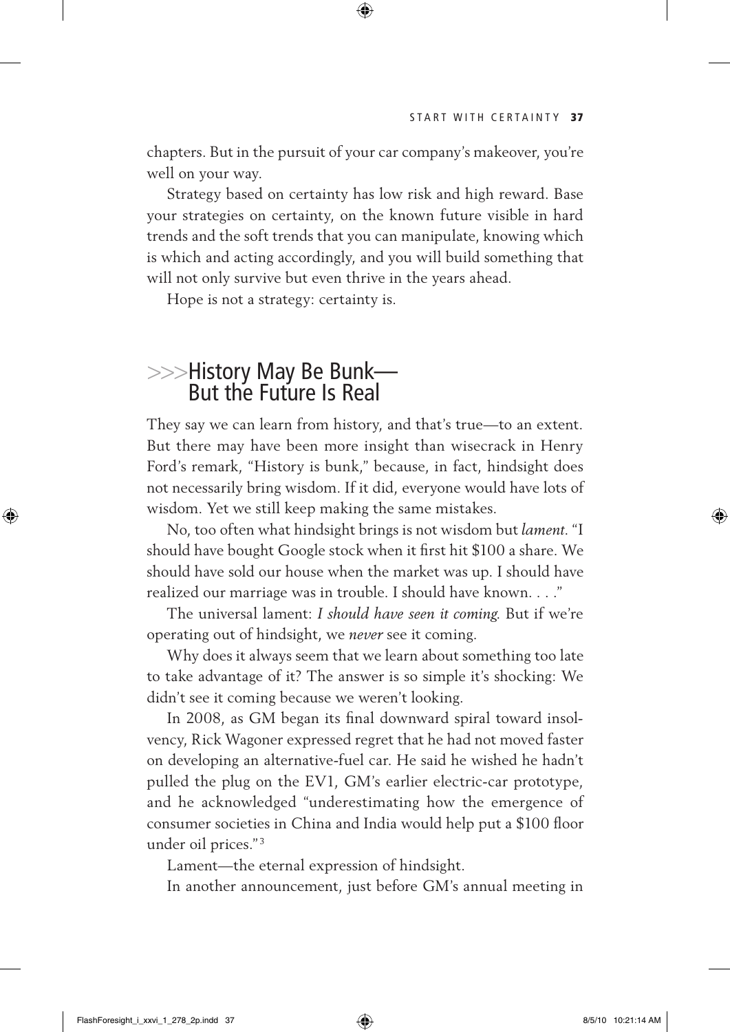chapters. But in the pursuit of your car company's makeover, you're well on your way.

Strategy based on certainty has low risk and high reward. Base your strategies on certainty, on the known future visible in hard trends and the soft trends that you can manipulate, knowing which is which and acting accordingly, and you will build something that will not only survive but even thrive in the years ahead.

Hope is not a strategy: certainty is.

## >>>History May Be Bunk— But the Future Is Real

They say we can learn from history, and that's true—to an extent. But there may have been more insight than wisecrack in Henry Ford's remark, "History is bunk," because, in fact, hindsight does not necessarily bring wisdom. If it did, everyone would have lots of wisdom. Yet we still keep making the same mistakes.

No, too often what hindsight brings is not wisdom but *lament*. "I should have bought Google stock when it first hit $100 a share. We should have sold our house when the market was up. I should have realized our marriage was in trouble. I should have known. . . ."

The universal lament: *I should have seen it coming.* But if we're operating out of hindsight, we *never* see it coming.

Why does it always seem that we learn about something too late to take advantage of it? The answer is so simple it's shocking: We didn't see it coming because we weren't looking.

In 2008, as GM began its final downward spiral toward insolvency, Rick Wagoner expressed regret that he had not moved faster on developing an alternative-fuel car. He said he wished he hadn't pulled the plug on the EV1, GM's earlier electric-car prototype, and he acknowledged "underestimating how the emergence of consumer societies in China and India would help put a $100 floor under oil prices."[3]

Lament—the eternal expression of hindsight.

In another announcement, just before GM's annual meeting in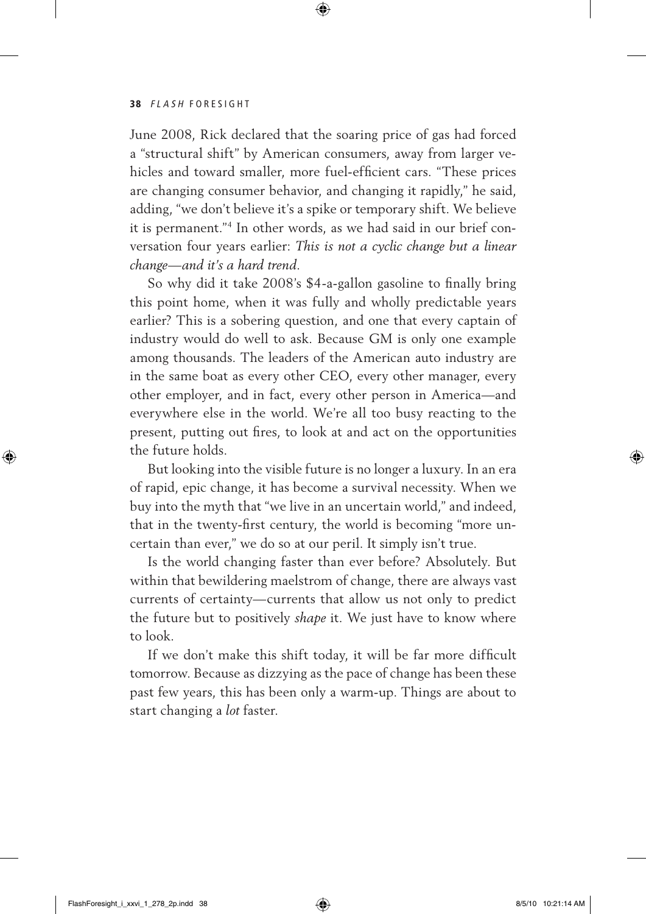June 2008, Rick declared that the soaring price of gas had forced a "structural shift" by American consumers, away from larger vehicles and toward smaller, more fuel-efficient cars. "These prices are changing consumer behavior, and changing it rapidly," he said, adding, "we don't believe it's a spike or temporary shift. We believe it is permanent."[4] In other words, as we had said in our brief conversation four years earlier: *This is not a cyclic change but a linear change—and it's a hard trend.*

So why did it take 2008's $4-a-gallon gasoline to finally bring this point home, when it was fully and wholly predictable years earlier? This is a sobering question, and one that every captain of industry would do well to ask. Because GM is only one example among thousands. The leaders of the American auto industry are in the same boat as every other CEO, every other manager, every other employer, and in fact, every other person in America—and everywhere else in the world. We're all too busy reacting to the present, putting out fires, to look at and act on the opportunities the future holds.

But looking into the visible future is no longer a luxury. In an era of rapid, epic change, it has become a survival necessity. When we buy into the myth that "we live in an uncertain world," and indeed, that in the twenty-first century, the world is becoming "more uncertain than ever," we do so at our peril. It simply isn't true.

Is the world changing faster than ever before? Absolutely. But within that bewildering maelstrom of change, there are always vast currents of certainty—currents that allow us not only to predict the future but to positively *shape* it. We just have to know where to look.

If we don't make this shift today, it will be far more difficult tomorrow. Because as dizzying as the pace of change has been these past few years, this has been only a warm-up. Things are about to start changing a *lot* faster.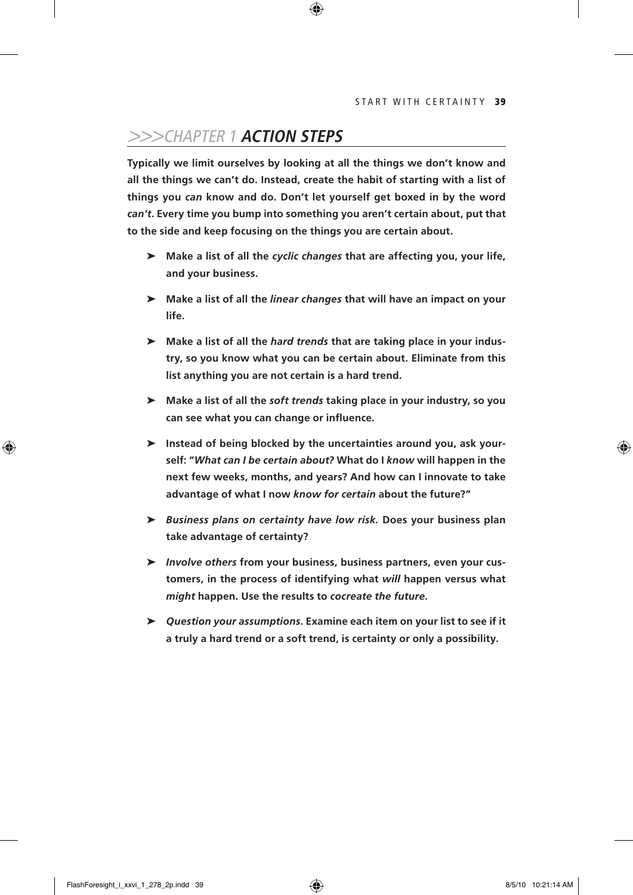## >>>CHAPTER 1 ***ACTION STEPS***

**Typically we limit ourselves by looking at all the things we don't know and all the things we can't do. Instead, create the habit of starting with a list of things you *can* know and do. Don't let yourself get boxed in by the word *can't*. Every time you bump into something you aren't certain about, put that to the side and keep focusing on the things you are certain about.**

- **Make a list of all the *cyclic changes* that are affecting you, your life, and your business.**
- **Make a list of all the *linear changes* that will have an impact on your life.**
- **Make a list of all the *hard trends* that are taking place in your industry, so you know what you can be certain about. Eliminate from this list anything you are not certain is a hard trend.**
- **Make a list of all the *soft trends* taking place in your industry, so you can see what you can change or influence.**
- **Instead of being blocked by the uncertainties around you, ask yourself: "*What can I be certain about?* What do I *know* will happen in the next few weeks, months, and years? And how can I innovate to take advantage of what I now *know for certain* about the future?"**
- ***Business plans on certainty have low risk.* Does your business plan take advantage of certainty?**
- ***Involve others* from your business, business partners, even your customers, in the process of identifying what *will* happen versus what *might* happen. Use the results to *cocreate the future*.**
- ***Question your assumptions*. Examine each item on your list to see if it a truly a hard trend or a soft trend, is certainty or only a possibility.**